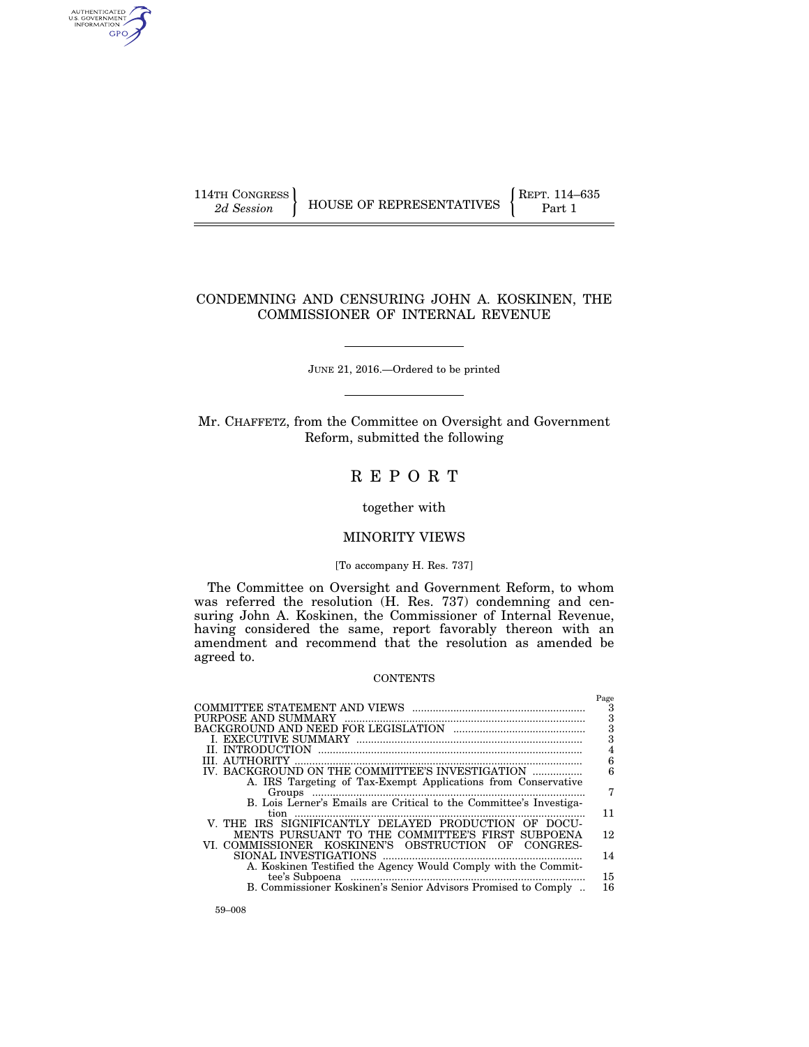114TH CONGRESS
*2d Session*

HOUSE OF REPRESENTATIVES

REPT. 114–635
Part 1

# CONDEMNING AND CENSURING JOHN A. KOSKINEN, THE COMMISSIONER OF INTERNAL REVENUE

JUNE 21, 2016.—Ordered to be printed

Mr. CHAFFETZ, from the Committee on Oversight and Government Reform, submitted the following

# R E P O R T

together with

## MINORITY VIEWS

[To accompany H. Res. 737]

The Committee on Oversight and Government Reform, to whom was referred the resolution (H. Res. 737) condemning and censuring John A. Koskinen, the Commissioner of Internal Revenue, having considered the same, report favorably thereon with an amendment and recommend that the resolution as amended be agreed to.

CONTENTS

| | Page |
|---|---|
| COMMITTEE STATEMENT AND VIEWS | 3 |
| PURPOSE AND SUMMARY | 3 |
| BACKGROUND AND NEED FOR LEGISLATION | 3 |
| I. EXECUTIVE SUMMARY | 3 |
| II. INTRODUCTION | 4 |
| III. AUTHORITY | 6 |
| IV. BACKGROUND ON THE COMMITTEE'S INVESTIGATION | 6 |
| A. IRS Targeting of Tax-Exempt Applications from Conservative Groups | 7 |
| B. Lois Lerner's Emails are Critical to the Committee's Investigation | 11 |
| V. THE IRS SIGNIFICANTLY DELAYED PRODUCTION OF DOCUMENTS PURSUANT TO THE COMMITTEE'S FIRST SUBPOENA | 12 |
| VI. COMMISSIONER KOSKINEN'S OBSTRUCTION OF CONGRESSIONAL INVESTIGATIONS | 14 |
| A. Koskinen Testified the Agency Would Comply with the Committee's Subpoena | 15 |
| B. Commissioner Koskinen's Senior Advisors Promised to Comply | 16 |

59–008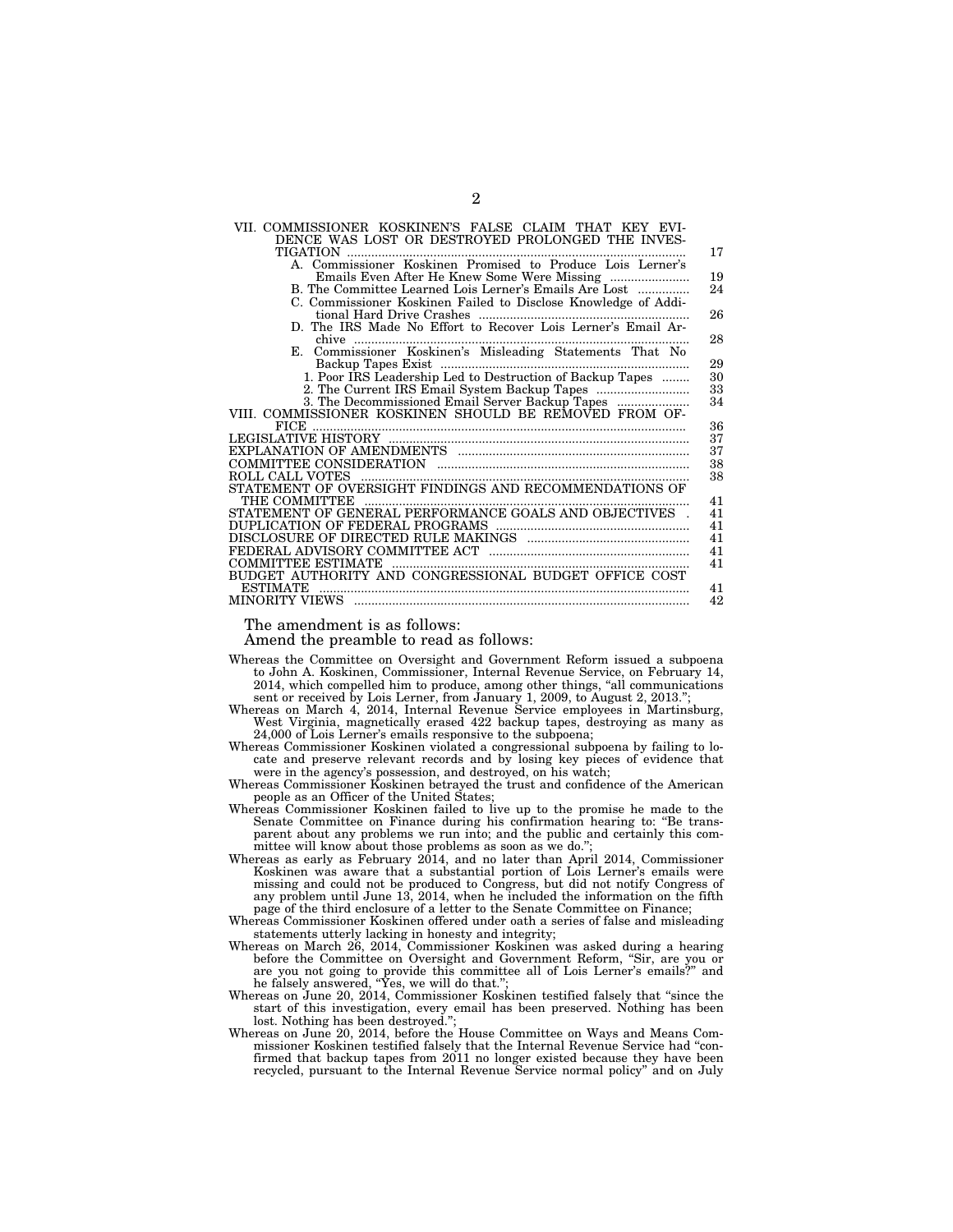| | |
|---|---|
| VII. COMMISSIONER KOSKINEN'S FALSE CLAIM THAT KEY EVIDENCE WAS LOST OR DESTROYED PROLONGED THE INVESTIGATION | 17 |
| A. Commissioner Koskinen Promised to Produce Lois Lerner's Emails Even After He Knew Some Were Missing | 19 |
| B. The Committee Learned Lois Lerner's Emails Are Lost | 24 |
| C. Commissioner Koskinen Failed to Disclose Knowledge of Additional Hard Drive Crashes | 26 |
| D. The IRS Made No Effort to Recover Lois Lerner's Email Archive | 28 |
| E. Commissioner Koskinen's Misleading Statements That No Backup Tapes Exist | 29 |
| 1. Poor IRS Leadership Led to Destruction of Backup Tapes | 30 |
| 2. The Current IRS Email System Backup Tapes | 33 |
| 3. The Decommissioned Email Server Backup Tapes | 34 |
| VIII. COMMISSIONER KOSKINEN SHOULD BE REMOVED FROM OFFICE | 36 |
| LEGISLATIVE HISTORY | 37 |
| EXPLANATION OF AMENDMENTS | 37 |
| COMMITTEE CONSIDERATION | 38 |
| ROLL CALL VOTES | 38 |
| STATEMENT OF OVERSIGHT FINDINGS AND RECOMMENDATIONS OF THE COMMITTEE | 41 |
| STATEMENT OF GENERAL PERFORMANCE GOALS AND OBJECTIVES | 41 |
| DUPLICATION OF FEDERAL PROGRAMS | 41 |
| DISCLOSURE OF DIRECTED RULE MAKINGS | 41 |
| FEDERAL ADVISORY COMMITTEE ACT | 41 |
| COMMITTEE ESTIMATE | 41 |
| BUDGET AUTHORITY AND CONGRESSIONAL BUDGET OFFICE COST ESTIMATE | 41 |
| MINORITY VIEWS | 42 |

The amendment is as follows:

Amend the preamble to read as follows:

Whereas the Committee on Oversight and Government Reform issued a subpoena to John A. Koskinen, Commissioner, Internal Revenue Service, on February 14, 2014, which compelled him to produce, among other things, "all communications sent or received by Lois Lerner, from January 1, 2009, to August 2, 2013.";

Whereas on March 4, 2014, Internal Revenue Service employees in Martinsburg, West Virginia, magnetically erased 422 backup tapes, destroying as many as 24,000 of Lois Lerner's emails responsive to the subpoena;

Whereas Commissioner Koskinen violated a congressional subpoena by failing to locate and preserve relevant records and by losing key pieces of evidence that were in the agency's possession, and destroyed, on his watch;

Whereas Commissioner Koskinen betrayed the trust and confidence of the American people as an Officer of the United States;

Whereas Commissioner Koskinen failed to live up to the promise he made to the Senate Committee on Finance during his confirmation hearing to: "Be transparent about any problems we run into; and the public and certainly this committee will know about those problems as soon as we do.";

Whereas as early as February 2014, and no later than April 2014, Commissioner Koskinen was aware that a substantial portion of Lois Lerner's emails were missing and could not be produced to Congress, but did not notify Congress of any problem until June 13, 2014, when he included the information on the fifth page of the third enclosure of a letter to the Senate Committee on Finance;

Whereas Commissioner Koskinen offered under oath a series of false and misleading statements utterly lacking in honesty and integrity;

Whereas on March 26, 2014, Commissioner Koskinen was asked during a hearing before the Committee on Oversight and Government Reform, "Sir, are you or are you not going to provide this committee all of Lois Lerner's emails?" and he falsely answered, "Yes, we will do that.";

Whereas on June 20, 2014, Commissioner Koskinen testified falsely that "since the start of this investigation, every email has been preserved. Nothing has been lost. Nothing has been destroyed.";

Whereas on June 20, 2014, before the House Committee on Ways and Means Commissioner Koskinen testified falsely that the Internal Revenue Service had "confirmed that backup tapes from 2011 no longer existed because they have been recycled, pursuant to the Internal Revenue Service normal policy" and on July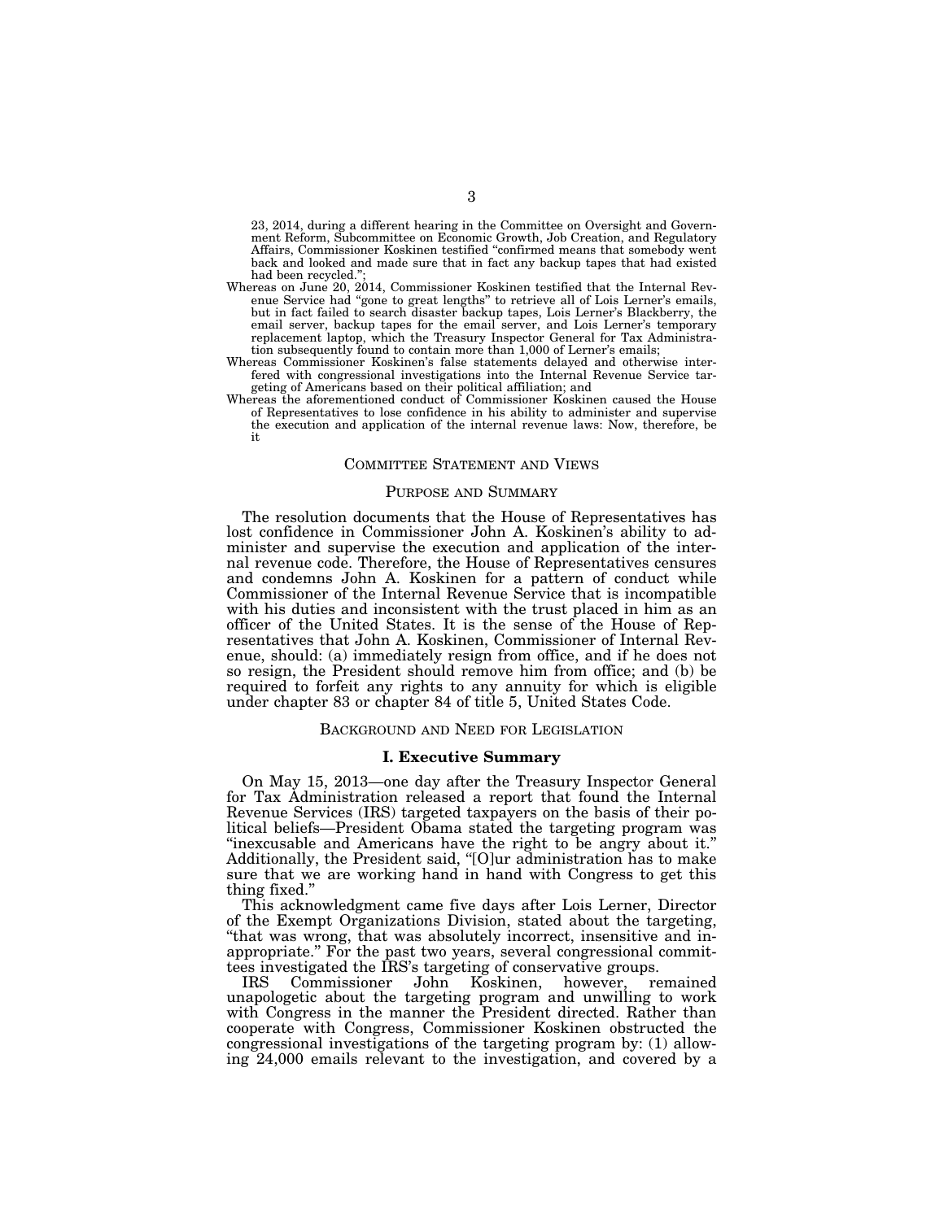23, 2014, during a different hearing in the Committee on Oversight and Government Reform, Subcommittee on Economic Growth, Job Creation, and Regulatory Affairs, Commissioner Koskinen testified "confirmed means that somebody went back and looked and made sure that in fact any backup tapes that had existed had been recycled.";

Whereas on June 20, 2014, Commissioner Koskinen testified that the Internal Revenue Service had "gone to great lengths" to retrieve all of Lois Lerner's emails, but in fact failed to search disaster backup tapes, Lois Lerner's Blackberry, the email server, backup tapes for the email server, and Lois Lerner's temporary replacement laptop, which the Treasury Inspector General for Tax Administration subsequently found to contain more than 1,000 of Lerner's emails;

Whereas Commissioner Koskinen's false statements delayed and otherwise interfered with congressional investigations into the Internal Revenue Service targeting of Americans based on their political affiliation; and

Whereas the aforementioned conduct of Commissioner Koskinen caused the House of Representatives to lose confidence in his ability to administer and supervise the execution and application of the internal revenue laws: Now, therefore, be it

## COMMITTEE STATEMENT AND VIEWS

### PURPOSE AND SUMMARY

The resolution documents that the House of Representatives has lost confidence in Commissioner John A. Koskinen's ability to administer and supervise the execution and application of the internal revenue code. Therefore, the House of Representatives censures and condemns John A. Koskinen for a pattern of conduct while Commissioner of the Internal Revenue Service that is incompatible with his duties and inconsistent with the trust placed in him as an officer of the United States. It is the sense of the House of Representatives that John A. Koskinen, Commissioner of Internal Revenue, should: (a) immediately resign from office, and if he does not so resign, the President should remove him from office; and (b) be required to forfeit any rights to any annuity for which is eligible under chapter 83 or chapter 84 of title 5, United States Code.

### BACKGROUND AND NEED FOR LEGISLATION

#### I. Executive Summary

On May 15, 2013—one day after the Treasury Inspector General for Tax Administration released a report that found the Internal Revenue Services (IRS) targeted taxpayers on the basis of their political beliefs—President Obama stated the targeting program was "inexcusable and Americans have the right to be angry about it." Additionally, the President said, "[O]ur administration has to make sure that we are working hand in hand with Congress to get this thing fixed."

This acknowledgment came five days after Lois Lerner, Director of the Exempt Organizations Division, stated about the targeting, "that was wrong, that was absolutely incorrect, insensitive and inappropriate." For the past two years, several congressional committees investigated the IRS's targeting of conservative groups.

IRS Commissioner John Koskinen, however, remained unapologetic about the targeting program and unwilling to work with Congress in the manner the President directed. Rather than cooperate with Congress, Commissioner Koskinen obstructed the congressional investigations of the targeting program by: (1) allowing 24,000 emails relevant to the investigation, and covered by a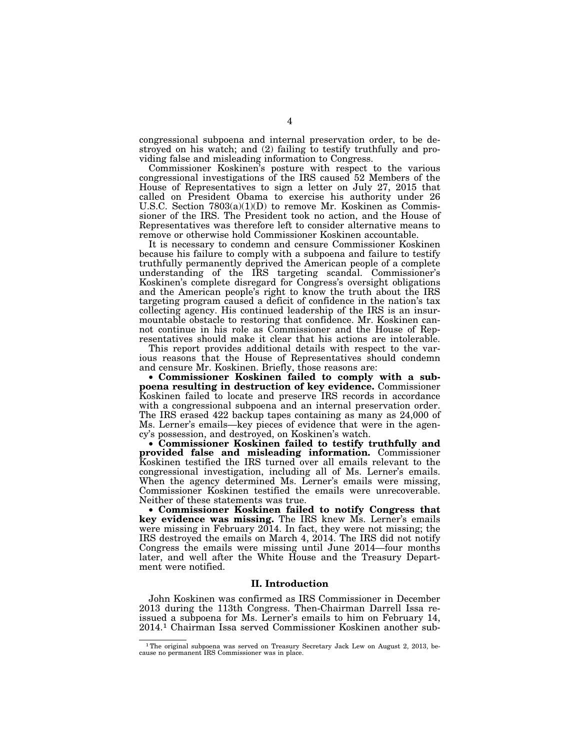congressional subpoena and internal preservation order, to be destroyed on his watch; and (2) failing to testify truthfully and providing false and misleading information to Congress.

Commissioner Koskinen's posture with respect to the various congressional investigations of the IRS caused 52 Members of the House of Representatives to sign a letter on July 27, 2015 that called on President Obama to exercise his authority under 26 U.S.C. Section 7803(a)(1)(D) to remove Mr. Koskinen as Commissioner of the IRS. The President took no action, and the House of Representatives was therefore left to consider alternative means to remove or otherwise hold Commissioner Koskinen accountable.

It is necessary to condemn and censure Commissioner Koskinen because his failure to comply with a subpoena and failure to testify truthfully permanently deprived the American people of a complete understanding of the IRS targeting scandal. Commissioner's Koskinen's complete disregard for Congress's oversight obligations and the American people's right to know the truth about the IRS targeting program caused a deficit of confidence in the nation's tax collecting agency. His continued leadership of the IRS is an insurmountable obstacle to restoring that confidence. Mr. Koskinen cannot continue in his role as Commissioner and the House of Representatives should make it clear that his actions are intolerable.

This report provides additional details with respect to the various reasons that the House of Representatives should condemn and censure Mr. Koskinen. Briefly, those reasons are:

- **Commissioner Koskinen failed to comply with a subpoena resulting in destruction of key evidence.** Commissioner Koskinen failed to locate and preserve IRS records in accordance with a congressional subpoena and an internal preservation order. The IRS erased 422 backup tapes containing as many as 24,000 of Ms. Lerner's emails—key pieces of evidence that were in the agency's possession, and destroyed, on Koskinen's watch.
- **Commissioner Koskinen failed to testify truthfully and provided false and misleading information.** Commissioner Koskinen testified the IRS turned over all emails relevant to the congressional investigation, including all of Ms. Lerner's emails. When the agency determined Ms. Lerner's emails were missing, Commissioner Koskinen testified the emails were unrecoverable. Neither of these statements was true.
- **Commissioner Koskinen failed to notify Congress that key evidence was missing.** The IRS knew Ms. Lerner's emails were missing in February 2014. In fact, they were not missing; the IRS destroyed the emails on March 4, 2014. The IRS did not notify Congress the emails were missing until June 2014—four months later, and well after the White House and the Treasury Department were notified.

## II. Introduction

John Koskinen was confirmed as IRS Commissioner in December 2013 during the 113th Congress. Then-Chairman Darrell Issa reissued a subpoena for Ms. Lerner's emails to him on February 14, 2014.[1] Chairman Issa served Commissioner Koskinen another sub-

[1] The original subpoena was served on Treasury Secretary Jack Lew on August 2, 2013, because no permanent IRS Commissioner was in place.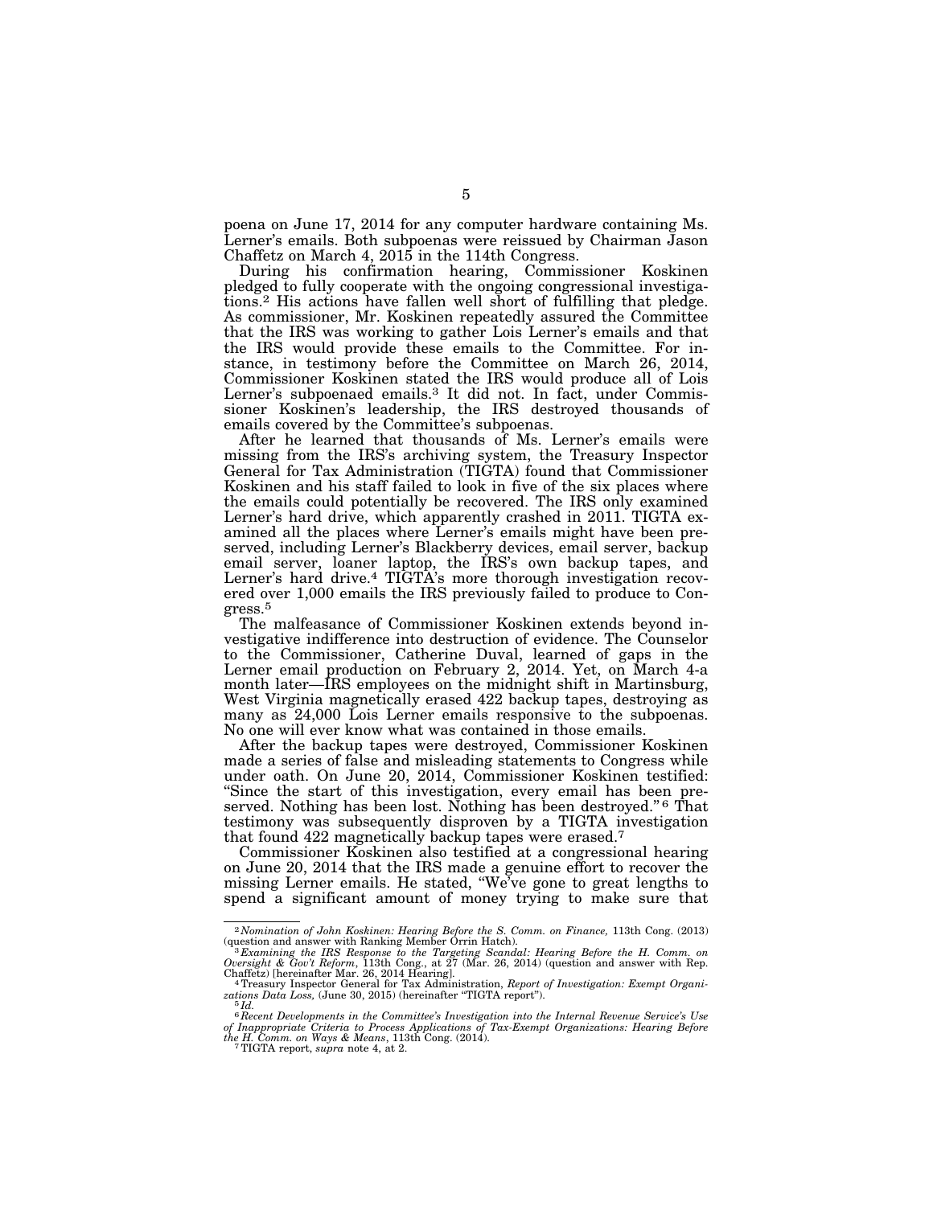poena on June 17, 2014 for any computer hardware containing Ms. Lerner's emails. Both subpoenas were reissued by Chairman Jason Chaffetz on March 4, 2015 in the 114th Congress.

During his confirmation hearing, Commissioner Koskinen pledged to fully cooperate with the ongoing congressional investigations.[2] His actions have fallen well short of fulfilling that pledge. As commissioner, Mr. Koskinen repeatedly assured the Committee that the IRS was working to gather Lois Lerner's emails and that the IRS would provide these emails to the Committee. For instance, in testimony before the Committee on March 26, 2014, Commissioner Koskinen stated the IRS would produce all of Lois Lerner's subpoenaed emails.[3] It did not. In fact, under Commissioner Koskinen's leadership, the IRS destroyed thousands of emails covered by the Committee's subpoenas.

After he learned that thousands of Ms. Lerner's emails were missing from the IRS's archiving system, the Treasury Inspector General for Tax Administration (TIGTA) found that Commissioner Koskinen and his staff failed to look in five of the six places where the emails could potentially be recovered. The IRS only examined Lerner's hard drive, which apparently crashed in 2011. TIGTA examined all the places where Lerner's emails might have been preserved, including Lerner's Blackberry devices, email server, backup email server, loaner laptop, the IRS's own backup tapes, and Lerner's hard drive.[4] TIGTA's more thorough investigation recovered over 1,000 emails the IRS previously failed to produce to Congress.[5]

The malfeasance of Commissioner Koskinen extends beyond investigative indifference into destruction of evidence. The Counselor to the Commissioner, Catherine Duval, learned of gaps in the Lerner email production on February 2, 2014. Yet, on March 4-a month later—IRS employees on the midnight shift in Martinsburg, West Virginia magnetically erased 422 backup tapes, destroying as many as 24,000 Lois Lerner emails responsive to the subpoenas. No one will ever know what was contained in those emails.

After the backup tapes were destroyed, Commissioner Koskinen made a series of false and misleading statements to Congress while under oath. On June 20, 2014, Commissioner Koskinen testified: "Since the start of this investigation, every email has been preserved. Nothing has been lost. Nothing has been destroyed."[6] That testimony was subsequently disproven by a TIGTA investigation that found 422 magnetically backup tapes were erased.[7]

Commissioner Koskinen also testified at a congressional hearing on June 20, 2014 that the IRS made a genuine effort to recover the missing Lerner emails. He stated, "We've gone to great lengths to spend a significant amount of money trying to make sure that

---

[2] *Nomination of John Koskinen: Hearing Before the S. Comm. on Finance,* 113th Cong. (2013) (question and answer with Ranking Member Orrin Hatch).

[3] *Examining the IRS Response to the Targeting Scandal: Hearing Before the H. Comm. on Oversight & Gov't Reform*, 113th Cong., at 27 (Mar. 26, 2014) (question and answer with Rep. Chaffetz) [hereinafter Mar. 26, 2014 Hearing].

[4] Treasury Inspector General for Tax Administration, *Report of Investigation: Exempt Organizations Data Loss,* (June 30, 2015) (hereinafter "TIGTA report").

[5] *Id.*

[6] *Recent Developments in the Committee's Investigation into the Internal Revenue Service's Use of Inappropriate Criteria to Process Applications of Tax-Exempt Organizations: Hearing Before the H. Comm. on Ways & Means*, 113th Cong. (2014).

[7] TIGTA report, *supra* note 4, at 2.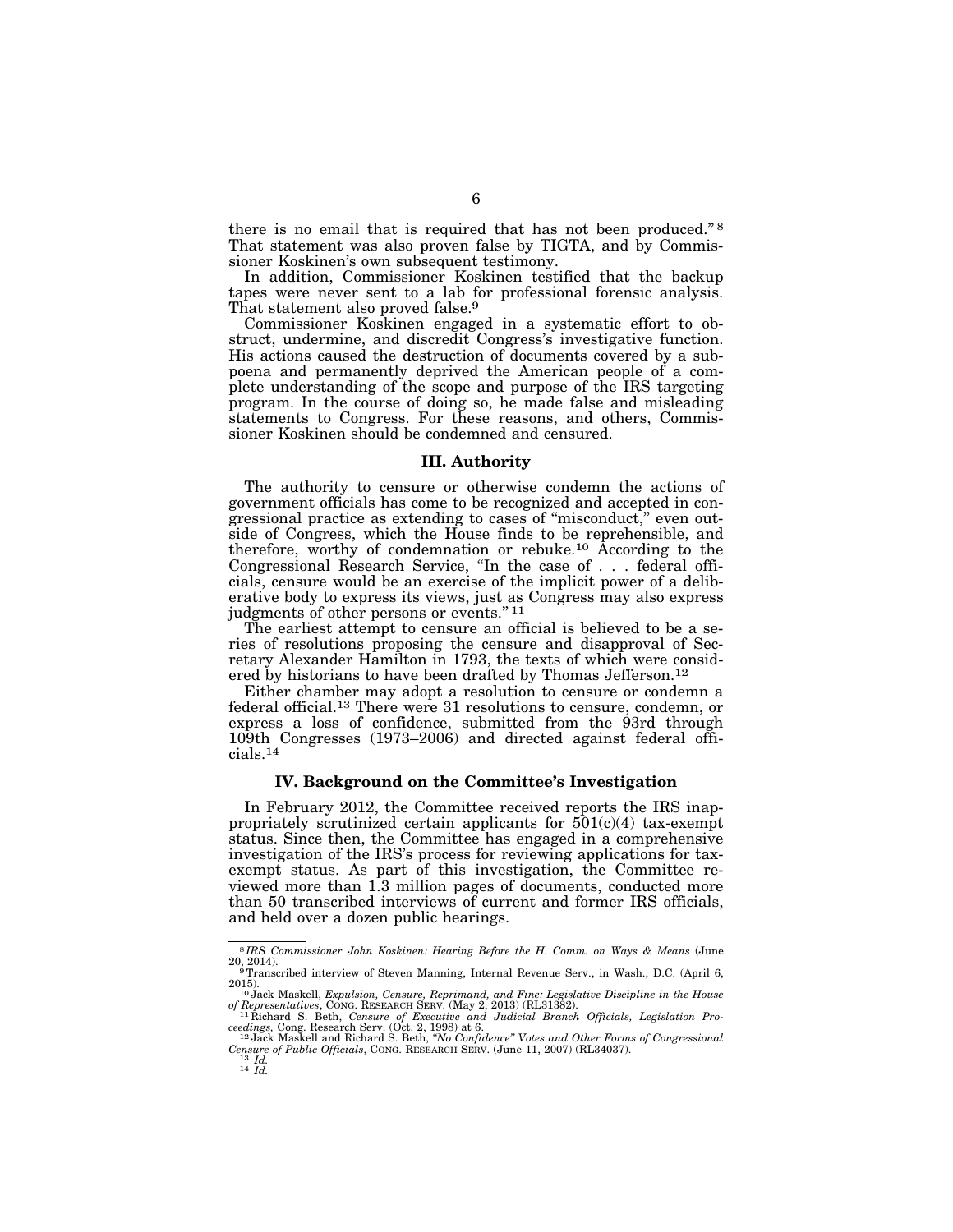there is no email that is required that has not been produced."[8] That statement was also proven false by TIGTA, and by Commissioner Koskinen's own subsequent testimony.

In addition, Commissioner Koskinen testified that the backup tapes were never sent to a lab for professional forensic analysis. That statement also proved false.[9]

Commissioner Koskinen engaged in a systematic effort to obstruct, undermine, and discredit Congress's investigative function. His actions caused the destruction of documents covered by a subpoena and permanently deprived the American people of a complete understanding of the scope and purpose of the IRS targeting program. In the course of doing so, he made false and misleading statements to Congress. For these reasons, and others, Commissioner Koskinen should be condemned and censured.

## III. Authority

The authority to censure or otherwise condemn the actions of government officials has come to be recognized and accepted in congressional practice as extending to cases of "misconduct," even outside of Congress, which the House finds to be reprehensible, and therefore, worthy of condemnation or rebuke.[10] According to the Congressional Research Service, "In the case of . . . federal officials, censure would be an exercise of the implicit power of a deliberative body to express its views, just as Congress may also express judgments of other persons or events."[11]

The earliest attempt to censure an official is believed to be a series of resolutions proposing the censure and disapproval of Secretary Alexander Hamilton in 1793, the texts of which were considered by historians to have been drafted by Thomas Jefferson.[12]

Either chamber may adopt a resolution to censure or condemn a federal official.[13] There were 31 resolutions to censure, condemn, or express a loss of confidence, submitted from the 93rd through 109th Congresses (1973–2006) and directed against federal officials.[14]

## IV. Background on the Committee's Investigation

In February 2012, the Committee received reports the IRS inappropriately scrutinized certain applicants for 501(c)(4) tax-exempt status. Since then, the Committee has engaged in a comprehensive investigation of the IRS's process for reviewing applications for tax-exempt status. As part of this investigation, the Committee reviewed more than 1.3 million pages of documents, conducted more than 50 transcribed interviews of current and former IRS officials, and held over a dozen public hearings.

---

[8] *IRS Commissioner John Koskinen: Hearing Before the H. Comm. on Ways & Means* (June 20, 2014).

[9] Transcribed interview of Steven Manning, Internal Revenue Serv., in Wash., D.C. (April 6, 2015).

[10] Jack Maskell, *Expulsion, Censure, Reprimand, and Fine: Legislative Discipline in the House of Representatives*, CONG. RESEARCH SERV. (May 2, 2013) (RL31382).

[11] Richard S. Beth, *Censure of Executive and Judicial Branch Officials, Legislation Proceedings,* Cong. Research Serv. (Oct. 2, 1998) at 6.

[12] Jack Maskell and Richard S. Beth, *"No Confidence" Votes and Other Forms of Congressional Censure of Public Officials*, CONG. RESEARCH SERV. (June 11, 2007) (RL34037).

[13] *Id.*

[14] *Id.*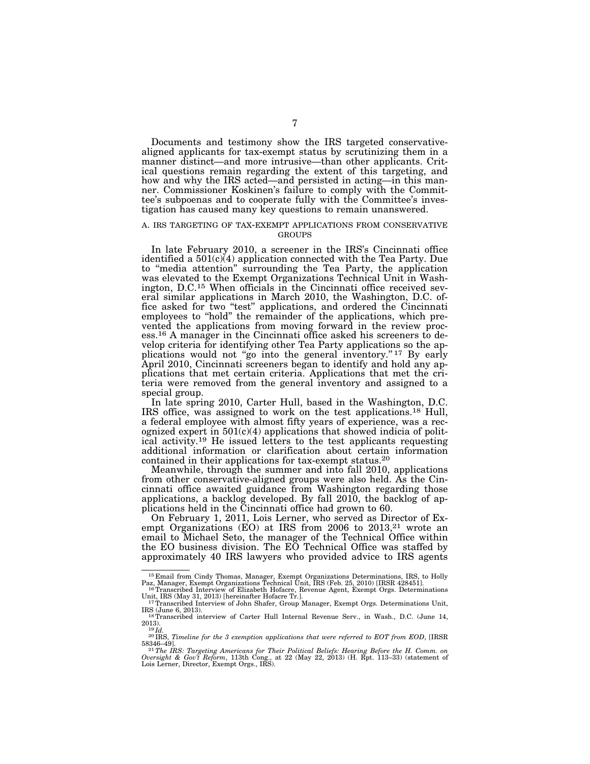Documents and testimony show the IRS targeted conservative-aligned applicants for tax-exempt status by scrutinizing them in a manner distinct—and more intrusive—than other applicants. Critical questions remain regarding the extent of this targeting, and how and why the IRS acted—and persisted in acting—in this manner. Commissioner Koskinen's failure to comply with the Committee's subpoenas and to cooperate fully with the Committee's investigation has caused many key questions to remain unanswered.

### A. IRS TARGETING OF TAX-EXEMPT APPLICATIONS FROM CONSERVATIVE GROUPS

In late February 2010, a screener in the IRS's Cincinnati office identified a 501(c)(4) application connected with the Tea Party. Due to "media attention" surrounding the Tea Party, the application was elevated to the Exempt Organizations Technical Unit in Washington, D.C.[15] When officials in the Cincinnati office received several similar applications in March 2010, the Washington, D.C. office asked for two "test" applications, and ordered the Cincinnati employees to "hold" the remainder of the applications, which prevented the applications from moving forward in the review process.[16] A manager in the Cincinnati office asked his screeners to develop criteria for identifying other Tea Party applications so the applications would not "go into the general inventory."[17] By early April 2010, Cincinnati screeners began to identify and hold any applications that met certain criteria. Applications that met the criteria were removed from the general inventory and assigned to a special group.

In late spring 2010, Carter Hull, based in the Washington, D.C. IRS office, was assigned to work on the test applications.[18] Hull, a federal employee with almost fifty years of experience, was a recognized expert in 501(c)(4) applications that showed indicia of political activity.[19] He issued letters to the test applicants requesting additional information or clarification about certain information contained in their applications for tax-exempt status.[20]

Meanwhile, through the summer and into fall 2010, applications from other conservative-aligned groups were also held. As the Cincinnati office awaited guidance from Washington regarding those applications, a backlog developed. By fall 2010, the backlog of applications held in the Cincinnati office had grown to 60.

On February 1, 2011, Lois Lerner, who served as Director of Exempt Organizations (EO) at IRS from 2006 to 2013,[21] wrote an email to Michael Seto, the manager of the Technical Office within the EO business division. The EO Technical Office was staffed by approximately 40 IRS lawyers who provided advice to IRS agents

---

[15] Email from Cindy Thomas, Manager, Exempt Organizations Determinations, IRS, to Holly Paz, Manager, Exempt Organizations Technical Unit, IRS (Feb. 25, 2010) [IRSR 428451].

[16] Transcribed Interview of Elizabeth Hofacre, Revenue Agent, Exempt Orgs. Determinations Unit, IRS (May 31, 2013) [hereinafter Hofacre Tr.].

[17] Transcribed Interview of John Shafer, Group Manager, Exempt Orgs. Determinations Unit, IRS (June 6, 2013).

[18] Transcribed interview of Carter Hull Internal Revenue Serv., in Wash., D.C. (June 14, 2013).

[19] *Id.*

[20] IRS, *Timeline for the 3 exemption applications that were referred to EOT from EOD*, [IRSR 58346–49].

[21] *The IRS: Targeting Americans for Their Political Beliefs: Hearing Before the H. Comm. on Oversight & Gov't Reform*, 113th Cong., at 22 (May 22, 2013) (H. Rpt. 113–33) (statement of Lois Lerner, Director, Exempt Orgs., IRS).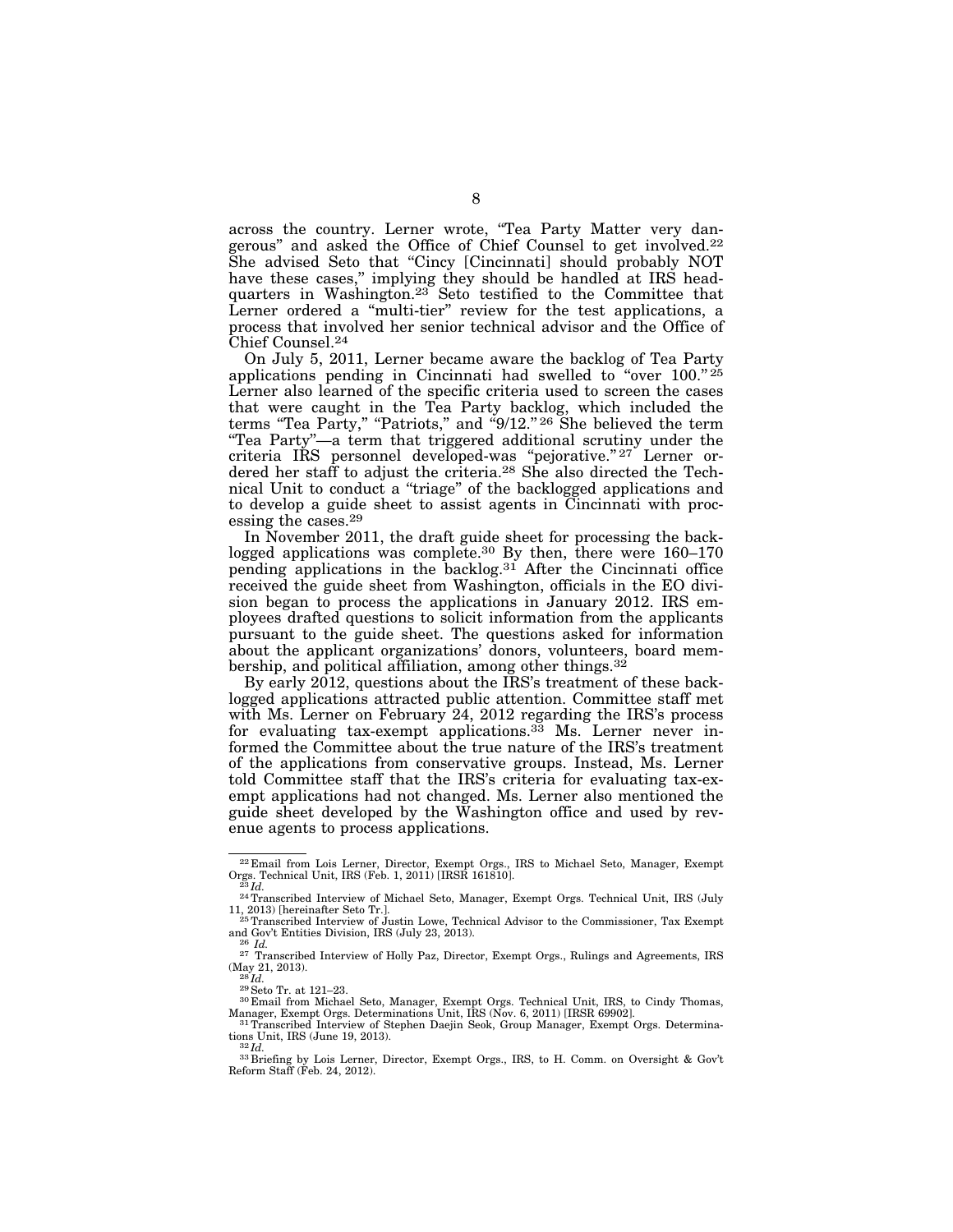across the country. Lerner wrote, "Tea Party Matter very dangerous" and asked the Office of Chief Counsel to get involved.[22] She advised Seto that "Cincy [Cincinnati] should probably NOT have these cases," implying they should be handled at IRS headquarters in Washington.[23] Seto testified to the Committee that Lerner ordered a "multi-tier" review for the test applications, a process that involved her senior technical advisor and the Office of Chief Counsel.[24]

On July 5, 2011, Lerner became aware the backlog of Tea Party applications pending in Cincinnati had swelled to "over 100."[25] Lerner also learned of the specific criteria used to screen the cases that were caught in the Tea Party backlog, which included the terms "Tea Party," "Patriots," and "9/12."[26] She believed the term "Tea Party"—a term that triggered additional scrutiny under the criteria IRS personnel developed-was "pejorative."[27] Lerner ordered her staff to adjust the criteria.[28] She also directed the Technical Unit to conduct a "triage" of the backlogged applications and to develop a guide sheet to assist agents in Cincinnati with processing the cases.[29]

In November 2011, the draft guide sheet for processing the backlogged applications was complete.[30] By then, there were 160–170 pending applications in the backlog.[31] After the Cincinnati office received the guide sheet from Washington, officials in the EO division began to process the applications in January 2012. IRS employees drafted questions to solicit information from the applicants pursuant to the guide sheet. The questions asked for information about the applicant organizations' donors, volunteers, board membership, and political affiliation, among other things.[32]

By early 2012, questions about the IRS's treatment of these backlogged applications attracted public attention. Committee staff met with Ms. Lerner on February 24, 2012 regarding the IRS's process for evaluating tax-exempt applications.[33] Ms. Lerner never informed the Committee about the true nature of the IRS's treatment of the applications from conservative groups. Instead, Ms. Lerner told Committee staff that the IRS's criteria for evaluating tax-exempt applications had not changed. Ms. Lerner also mentioned the guide sheet developed by the Washington office and used by revenue agents to process applications.

---

[22] Email from Lois Lerner, Director, Exempt Orgs., IRS to Michael Seto, Manager, Exempt Orgs. Technical Unit, IRS (Feb. 1, 2011) [IRSR 161810].

[23] *Id.*

[24] Transcribed Interview of Michael Seto, Manager, Exempt Orgs. Technical Unit, IRS (July 11, 2013) [hereinafter Seto Tr.].

[25] Transcribed Interview of Justin Lowe, Technical Advisor to the Commissioner, Tax Exempt and Gov't Entities Division, IRS (July 23, 2013).

[26] *Id.*

[27] Transcribed Interview of Holly Paz, Director, Exempt Orgs., Rulings and Agreements, IRS (May 21, 2013).

[28] *Id.*

[29] Seto Tr. at 121–23.

[30] Email from Michael Seto, Manager, Exempt Orgs. Technical Unit, IRS, to Cindy Thomas, Manager, Exempt Orgs. Determinations Unit, IRS (Nov. 6, 2011) [IRSR 69902].

[31] Transcribed Interview of Stephen Daejin Seok, Group Manager, Exempt Orgs. Determinations Unit, IRS (June 19, 2013).

[32] *Id.*

[33] Briefing by Lois Lerner, Director, Exempt Orgs., IRS, to H. Comm. on Oversight & Gov't Reform Staff (Feb. 24, 2012).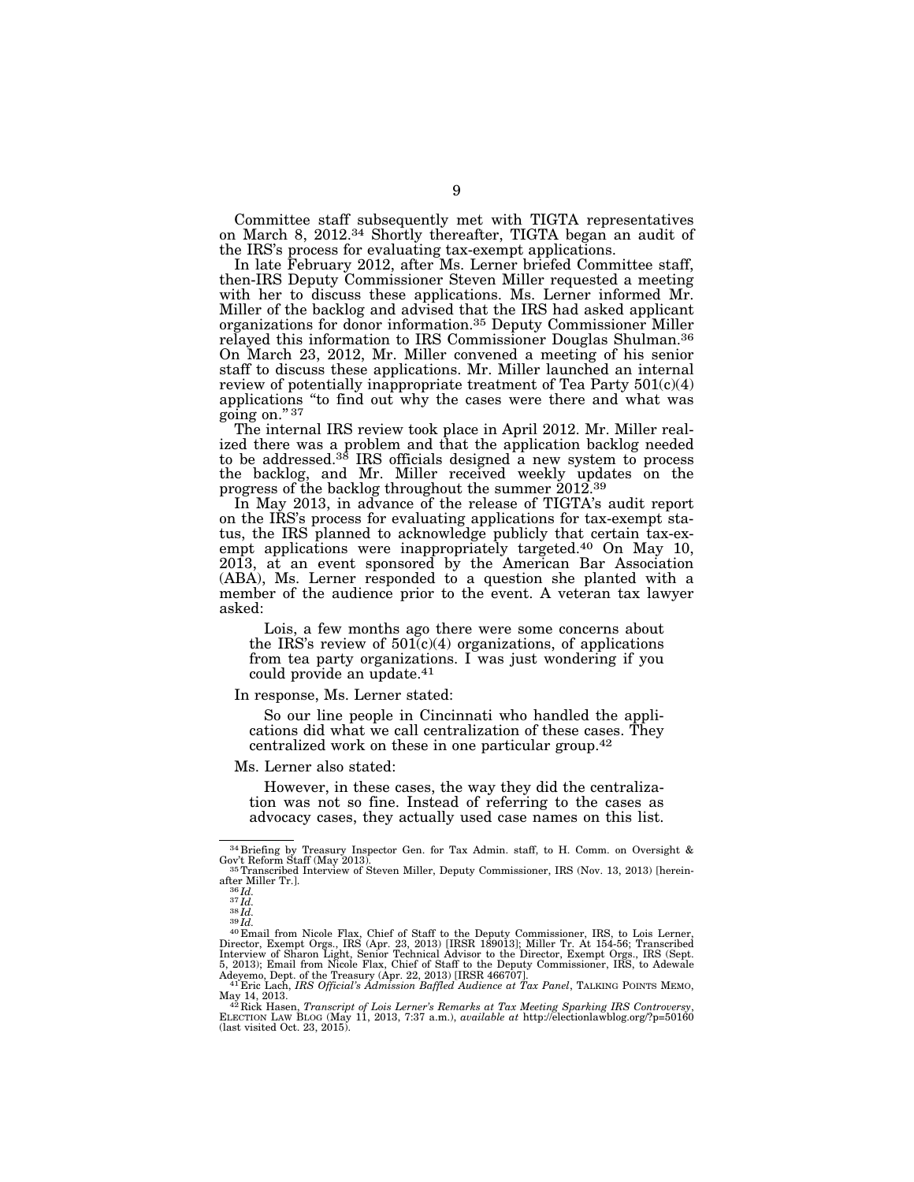Committee staff subsequently met with TIGTA representatives on March 8, 2012.[34] Shortly thereafter, TIGTA began an audit of the IRS's process for evaluating tax-exempt applications.

In late February 2012, after Ms. Lerner briefed Committee staff, then-IRS Deputy Commissioner Steven Miller requested a meeting with her to discuss these applications. Ms. Lerner informed Mr. Miller of the backlog and advised that the IRS had asked applicant organizations for donor information.[35] Deputy Commissioner Miller relayed this information to IRS Commissioner Douglas Shulman.[36] On March 23, 2012, Mr. Miller convened a meeting of his senior staff to discuss these applications. Mr. Miller launched an internal review of potentially inappropriate treatment of Tea Party 501(c)(4) applications "to find out why the cases were there and what was going on." [37]

The internal IRS review took place in April 2012. Mr. Miller realized there was a problem and that the application backlog needed to be addressed.[38] IRS officials designed a new system to process the backlog, and Mr. Miller received weekly updates on the progress of the backlog throughout the summer 2012.[39]

In May 2013, in advance of the release of TIGTA's audit report on the IRS's process for evaluating applications for tax-exempt status, the IRS planned to acknowledge publicly that certain tax-exempt applications were inappropriately targeted.[40] On May 10, 2013, at an event sponsored by the American Bar Association (ABA), Ms. Lerner responded to a question she planted with a member of the audience prior to the event. A veteran tax lawyer asked:

> Lois, a few months ago there were some concerns about the IRS's review of 501(c)(4) organizations, of applications from tea party organizations. I was just wondering if you could provide an update.[41]

In response, Ms. Lerner stated:

> So our line people in Cincinnati who handled the applications did what we call centralization of these cases. They centralized work on these in one particular group.[42]

Ms. Lerner also stated:

> However, in these cases, the way they did the centralization was not so fine. Instead of referring to the cases as advocacy cases, they actually used case names on this list.

---

[34] Briefing by Treasury Inspector Gen. for Tax Admin. staff, to H. Comm. on Oversight & Gov't Reform Staff (May 2013).

[35] Transcribed Interview of Steven Miller, Deputy Commissioner, IRS (Nov. 13, 2013) [hereinafter Miller Tr.].

[36] *Id.*

[37] *Id.*

[38] *Id.*

[39] *Id.*

[40] Email from Nicole Flax, Chief of Staff to the Deputy Commissioner, IRS, to Lois Lerner, Director, Exempt Orgs., IRS (Apr. 23, 2013) [IRSR 189013]; Miller Tr. At 154-56; Transcribed Interview of Sharon Light, Senior Technical Advisor to the Director, Exempt Orgs., IRS (Sept. 5, 2013); Email from Nicole Flax, Chief of Staff to the Deputy Commissioner, IRS, to Adewale Adeyemo, Dept. of the Treasury (Apr. 22, 2013) [IRSR 466707].

[41] Eric Lach, *IRS Official's Admission Baffled Audience at Tax Panel*, TALKING POINTS MEMO, May 14, 2013.

[42] Rick Hasen, *Transcript of Lois Lerner's Remarks at Tax Meeting Sparking IRS Controversy*, ELECTION LAW BLOG (May 11, 2013, 7:37 a.m.), *available at* http://electionlawblog.org/?p=50160 (last visited Oct. 23, 2015).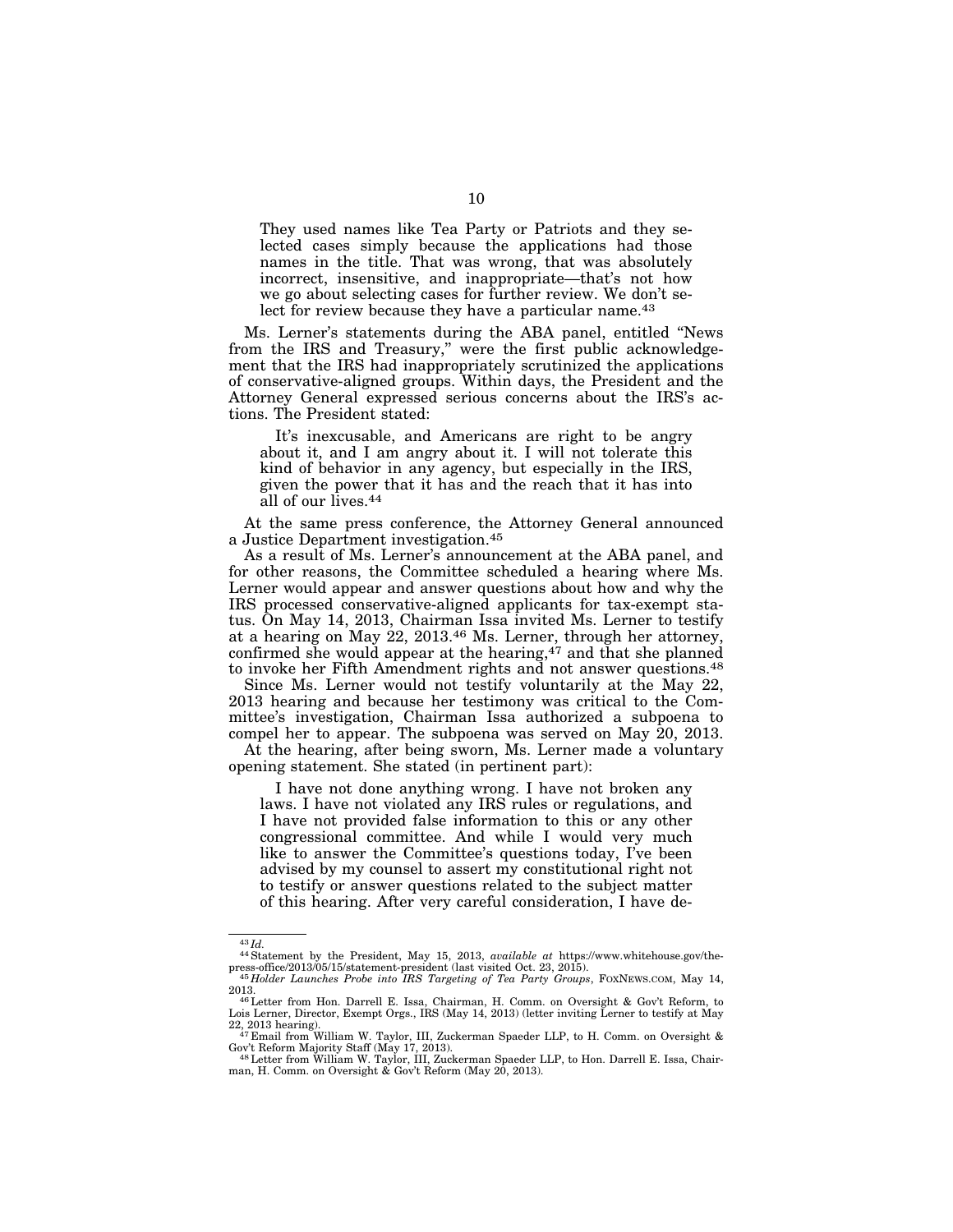> They used names like Tea Party or Patriots and they selected cases simply because the applications had those names in the title. That was wrong, that was absolutely incorrect, insensitive, and inappropriate—that's not how we go about selecting cases for further review. We don't select for review because they have a particular name.[43]

Ms. Lerner's statements during the ABA panel, entitled "News from the IRS and Treasury," were the first public acknowledgement that the IRS had inappropriately scrutinized the applications of conservative-aligned groups. Within days, the President and the Attorney General expressed serious concerns about the IRS's actions. The President stated:

> It's inexcusable, and Americans are right to be angry about it, and I am angry about it. I will not tolerate this kind of behavior in any agency, but especially in the IRS, given the power that it has and the reach that it has into all of our lives.[44]

At the same press conference, the Attorney General announced a Justice Department investigation.[45]

As a result of Ms. Lerner's announcement at the ABA panel, and for other reasons, the Committee scheduled a hearing where Ms. Lerner would appear and answer questions about how and why the IRS processed conservative-aligned applicants for tax-exempt status. On May 14, 2013, Chairman Issa invited Ms. Lerner to testify at a hearing on May 22, 2013.[46] Ms. Lerner, through her attorney, confirmed she would appear at the hearing,[47] and that she planned to invoke her Fifth Amendment rights and not answer questions.[48]

Since Ms. Lerner would not testify voluntarily at the May 22, 2013 hearing and because her testimony was critical to the Committee's investigation, Chairman Issa authorized a subpoena to compel her to appear. The subpoena was served on May 20, 2013.

At the hearing, after being sworn, Ms. Lerner made a voluntary opening statement. She stated (in pertinent part):

> I have not done anything wrong. I have not broken any laws. I have not violated any IRS rules or regulations, and I have not provided false information to this or any other congressional committee. And while I would very much like to answer the Committee's questions today, I've been advised by my counsel to assert my constitutional right not to testify or answer questions related to the subject matter of this hearing. After very careful consideration, I have de-

---

[43] *Id.*

[44] Statement by the President, May 15, 2013, *available at* https://www.whitehouse.gov/the-press-office/2013/05/15/statement-president (last visited Oct. 23, 2015).

[45] *Holder Launches Probe into IRS Targeting of Tea Party Groups*, FOXNEWS.COM, May 14, 2013.

[46] Letter from Hon. Darrell E. Issa, Chairman, H. Comm. on Oversight & Gov't Reform, to Lois Lerner, Director, Exempt Orgs., IRS (May 14, 2013) (letter inviting Lerner to testify at May 22, 2013 hearing).

[47] Email from William W. Taylor, III, Zuckerman Spaeder LLP, to H. Comm. on Oversight & Gov't Reform Majority Staff (May 17, 2013).

[48] Letter from William W. Taylor, III, Zuckerman Spaeder LLP, to Hon. Darrell E. Issa, Chairman, H. Comm. on Oversight & Gov't Reform (May 20, 2013).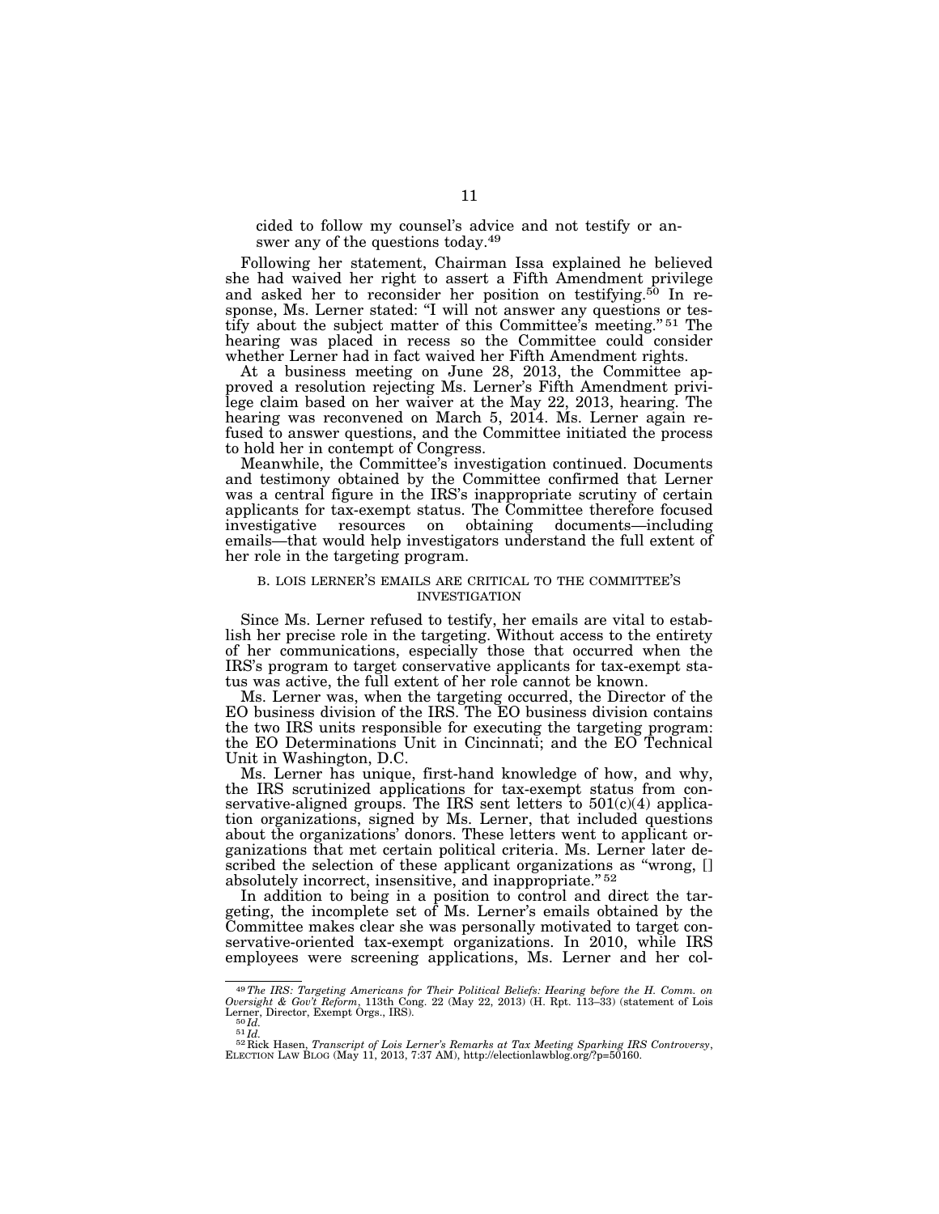cided to follow my counsel's advice and not testify or answer any of the questions today.[49]

Following her statement, Chairman Issa explained he believed she had waived her right to assert a Fifth Amendment privilege and asked her to reconsider her position on testifying.[50] In response, Ms. Lerner stated: "I will not answer any questions or testify about the subject matter of this Committee's meeting."[51] The hearing was placed in recess so the Committee could consider whether Lerner had in fact waived her Fifth Amendment rights.

At a business meeting on June 28, 2013, the Committee approved a resolution rejecting Ms. Lerner's Fifth Amendment privilege claim based on her waiver at the May 22, 2013, hearing. The hearing was reconvened on March 5, 2014. Ms. Lerner again refused to answer questions, and the Committee initiated the process to hold her in contempt of Congress.

Meanwhile, the Committee's investigation continued. Documents and testimony obtained by the Committee confirmed that Lerner was a central figure in the IRS's inappropriate scrutiny of certain applicants for tax-exempt status. The Committee therefore focused investigative resources on obtaining documents—including emails—that would help investigators understand the full extent of her role in the targeting program.

### B. LOIS LERNER'S EMAILS ARE CRITICAL TO THE COMMITTEE'S INVESTIGATION

Since Ms. Lerner refused to testify, her emails are vital to establish her precise role in the targeting. Without access to the entirety of her communications, especially those that occurred when the IRS's program to target conservative applicants for tax-exempt status was active, the full extent of her role cannot be known.

Ms. Lerner was, when the targeting occurred, the Director of the EO business division of the IRS. The EO business division contains the two IRS units responsible for executing the targeting program: the EO Determinations Unit in Cincinnati; and the EO Technical Unit in Washington, D.C.

Ms. Lerner has unique, first-hand knowledge of how, and why, the IRS scrutinized applications for tax-exempt status from conservative-aligned groups. The IRS sent letters to 501(c)(4) application organizations, signed by Ms. Lerner, that included questions about the organizations' donors. These letters went to applicant organizations that met certain political criteria. Ms. Lerner later described the selection of these applicant organizations as "wrong, [] absolutely incorrect, insensitive, and inappropriate."[52]

In addition to being in a position to control and direct the targeting, the incomplete set of Ms. Lerner's emails obtained by the Committee makes clear she was personally motivated to target conservative-oriented tax-exempt organizations. In 2010, while IRS employees were screening applications, Ms. Lerner and her col-

---

[49] *The IRS: Targeting Americans for Their Political Beliefs: Hearing before the H. Comm. on Oversight & Gov't Reform*, 113th Cong. 22 (May 22, 2013) (H. Rpt. 113–33) (statement of Lois Lerner, Director, Exempt Orgs., IRS).

[50] *Id.*

[51] *Id.*

[52] Rick Hasen, *Transcript of Lois Lerner's Remarks at Tax Meeting Sparking IRS Controversy*, ELECTION LAW BLOG (May 11, 2013, 7:37 AM), http://electionlawblog.org/?p=50160.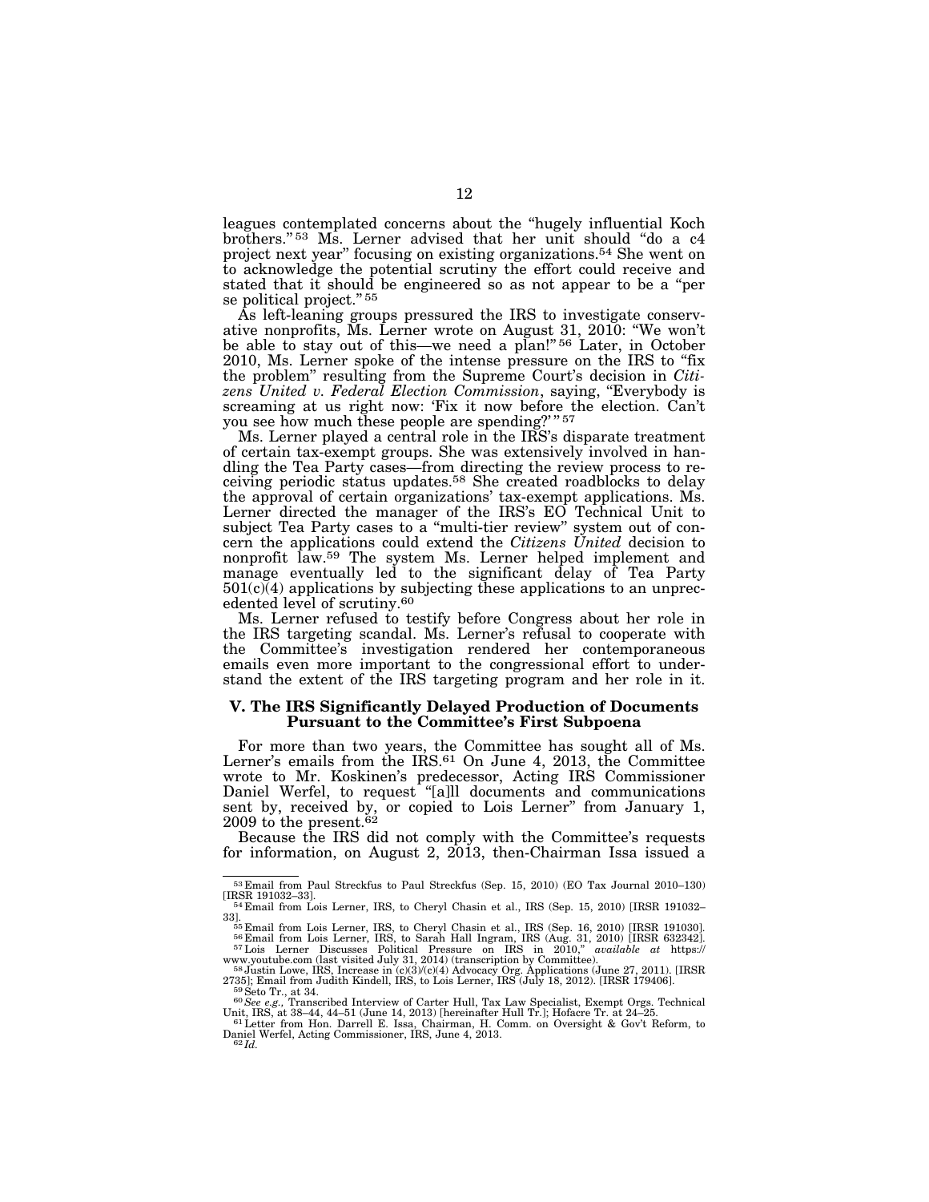leagues contemplated concerns about the "hugely influential Koch brothers."[53] Ms. Lerner advised that her unit should "do a c4 project next year" focusing on existing organizations.[54] She went on to acknowledge the potential scrutiny the effort could receive and stated that it should be engineered so as not appear to be a "per se political project."[55]

As left-leaning groups pressured the IRS to investigate conservative nonprofits, Ms. Lerner wrote on August 31, 2010: "We won't be able to stay out of this—we need a plan!"[56] Later, in October 2010, Ms. Lerner spoke of the intense pressure on the IRS to "fix the problem" resulting from the Supreme Court's decision in *Citizens United v. Federal Election Commission*, saying, "Everybody is screaming at us right now: 'Fix it now before the election. Can't you see how much these people are spending?'"[57]

Ms. Lerner played a central role in the IRS's disparate treatment of certain tax-exempt groups. She was extensively involved in handling the Tea Party cases—from directing the review process to receiving periodic status updates.[58] She created roadblocks to delay the approval of certain organizations' tax-exempt applications. Ms. Lerner directed the manager of the IRS's EO Technical Unit to subject Tea Party cases to a "multi-tier review" system out of concern the applications could extend the *Citizens United* decision to nonprofit law.[59] The system Ms. Lerner helped implement and manage eventually led to the significant delay of Tea Party 501(c)(4) applications by subjecting these applications to an unprecedented level of scrutiny.[60]

Ms. Lerner refused to testify before Congress about her role in the IRS targeting scandal. Ms. Lerner's refusal to cooperate with the Committee's investigation rendered her contemporaneous emails even more important to the congressional effort to understand the extent of the IRS targeting program and her role in it.

### V. The IRS Significantly Delayed Production of Documents Pursuant to the Committee's First Subpoena

For more than two years, the Committee has sought all of Ms. Lerner's emails from the IRS.[61] On June 4, 2013, the Committee wrote to Mr. Koskinen's predecessor, Acting IRS Commissioner Daniel Werfel, to request "[a]ll documents and communications sent by, received by, or copied to Lois Lerner" from January 1, 2009 to the present.[62]

Because the IRS did not comply with the Committee's requests for information, on August 2, 2013, then-Chairman Issa issued a

---

[53] Email from Paul Streckfus to Paul Streckfus (Sep. 15, 2010) (EO Tax Journal 2010–130) [IRSR 191032–33].

[54] Email from Lois Lerner, IRS, to Cheryl Chasin et al., IRS (Sep. 15, 2010) [IRSR 191032–33].

[55] Email from Lois Lerner, IRS, to Cheryl Chasin et al., IRS (Sep. 16, 2010) [IRSR 191030].

[56] Email from Lois Lerner, IRS, to Sarah Hall Ingram, IRS (Aug. 31, 2010) [IRSR 632342].

[57] Lois Lerner Discusses Political Pressure on IRS in 2010," *available at* https://www.youtube.com (last visited July 31, 2014) (transcription by Committee).

[58] Justin Lowe, IRS, Increase in (c)(3)/(c)(4) Advocacy Org. Applications (June 27, 2011). [IRSR 2735]; Email from Judith Kindell, IRS, to Lois Lerner, IRS (July 18, 2012). [IRSR 179406].

[59] Seto Tr., at 34.

[60] *See e.g.,* Transcribed Interview of Carter Hull, Tax Law Specialist, Exempt Orgs. Technical Unit, IRS, at 38–44, 44–51 (June 14, 2013) [hereinafter Hull Tr.]; Hofacre Tr. at 24–25.

[61] Letter from Hon. Darrell E. Issa, Chairman, H. Comm. on Oversight & Gov't Reform, to Daniel Werfel, Acting Commissioner, IRS, June 4, 2013.

[62] *Id.*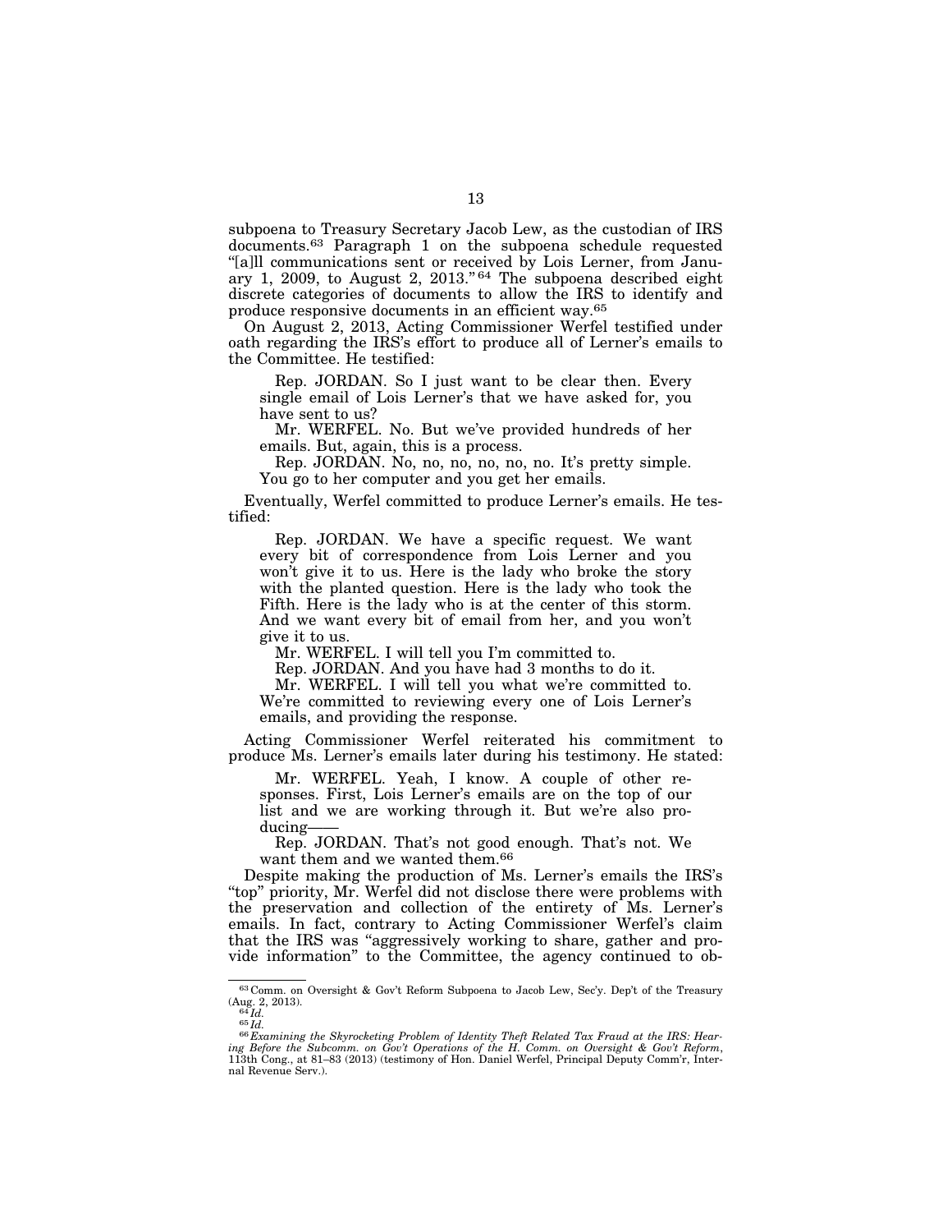subpoena to Treasury Secretary Jacob Lew, as the custodian of IRS documents.[63] Paragraph 1 on the subpoena schedule requested "[a]ll communications sent or received by Lois Lerner, from January 1, 2009, to August 2, 2013."[64] The subpoena described eight discrete categories of documents to allow the IRS to identify and produce responsive documents in an efficient way.[65]

On August 2, 2013, Acting Commissioner Werfel testified under oath regarding the IRS's effort to produce all of Lerner's emails to the Committee. He testified:

> Rep. JORDAN. So I just want to be clear then. Every single email of Lois Lerner's that we have asked for, you have sent to us?
>
> Mr. WERFEL. No. But we've provided hundreds of her emails. But, again, this is a process.
>
> Rep. JORDAN. No, no, no, no, no, no. It's pretty simple. You go to her computer and you get her emails.

Eventually, Werfel committed to produce Lerner's emails. He testified:

> Rep. JORDAN. We have a specific request. We want every bit of correspondence from Lois Lerner and you won't give it to us. Here is the lady who broke the story with the planted question. Here is the lady who took the Fifth. Here is the lady who is at the center of this storm. And we want every bit of email from her, and you won't give it to us.
>
> Mr. WERFEL. I will tell you I'm committed to.
>
> Rep. JORDAN. And you have had 3 months to do it.
>
> Mr. WERFEL. I will tell you what we're committed to. We're committed to reviewing every one of Lois Lerner's emails, and providing the response.

Acting Commissioner Werfel reiterated his commitment to produce Ms. Lerner's emails later during his testimony. He stated:

> Mr. WERFEL. Yeah, I know. A couple of other responses. First, Lois Lerner's emails are on the top of our list and we are working through it. But we're also producing——
>
> Rep. JORDAN. That's not good enough. That's not. We want them and we wanted them.[66]

Despite making the production of Ms. Lerner's emails the IRS's "top" priority, Mr. Werfel did not disclose there were problems with the preservation and collection of the entirety of Ms. Lerner's emails. In fact, contrary to Acting Commissioner Werfel's claim that the IRS was "aggressively working to share, gather and provide information" to the Committee, the agency continued to ob-

---

[63] Comm. on Oversight & Gov't Reform Subpoena to Jacob Lew, Sec'y. Dep't of the Treasury (Aug. 2, 2013).

[64] *Id.*

[65] *Id.*

[66] *Examining the Skyrocketing Problem of Identity Theft Related Tax Fraud at the IRS: Hearing Before the Subcomm. on Gov't Operations of the H. Comm. on Oversight & Gov't Reform*, 113th Cong., at 81–83 (2013) (testimony of Hon. Daniel Werfel, Principal Deputy Comm'r, Internal Revenue Serv.).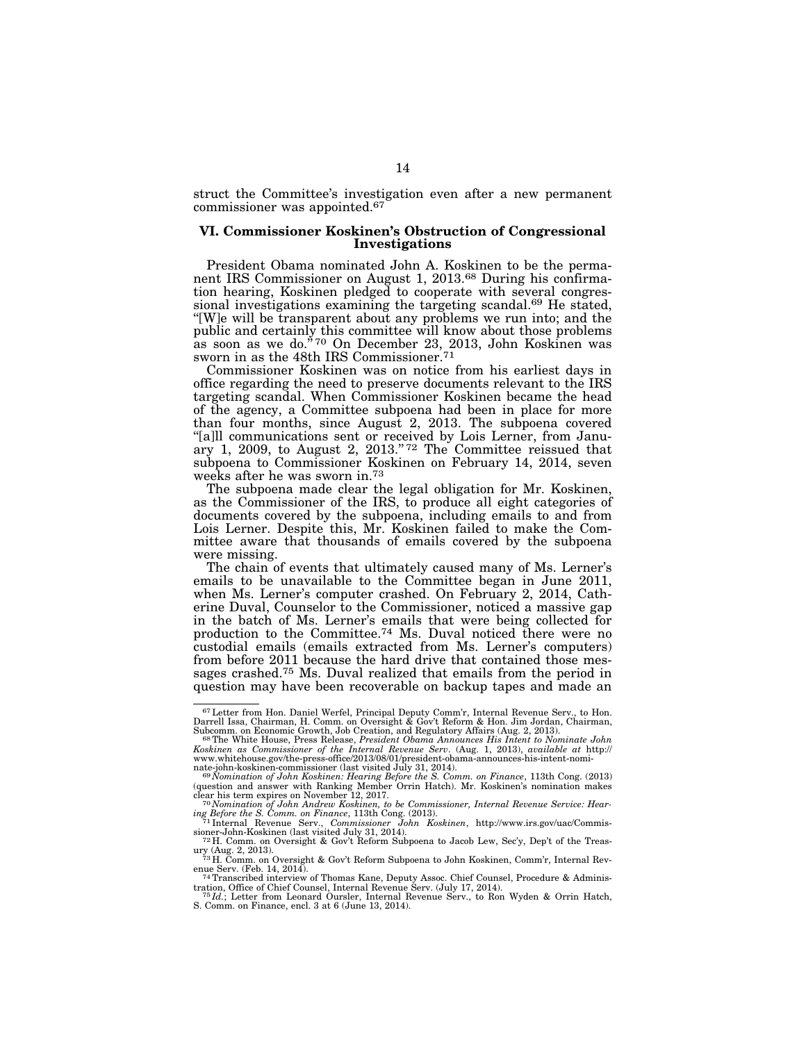struct the Committee's investigation even after a new permanent commissioner was appointed.[67]

## VI. Commissioner Koskinen's Obstruction of Congressional Investigations

President Obama nominated John A. Koskinen to be the permanent IRS Commissioner on August 1, 2013.[68] During his confirmation hearing, Koskinen pledged to cooperate with several congressional investigations examining the targeting scandal.[69] He stated, "[W]e will be transparent about any problems we run into; and the public and certainly this committee will know about those problems as soon as we do."[70] On December 23, 2013, John Koskinen was sworn in as the 48th IRS Commissioner.[71]

Commissioner Koskinen was on notice from his earliest days in office regarding the need to preserve documents relevant to the IRS targeting scandal. When Commissioner Koskinen became the head of the agency, a Committee subpoena had been in place for more than four months, since August 2, 2013. The subpoena covered "[a]ll communications sent or received by Lois Lerner, from January 1, 2009, to August 2, 2013."[72] The Committee reissued that subpoena to Commissioner Koskinen on February 14, 2014, seven weeks after he was sworn in.[73]

The subpoena made clear the legal obligation for Mr. Koskinen, as the Commissioner of the IRS, to produce all eight categories of documents covered by the subpoena, including emails to and from Lois Lerner. Despite this, Mr. Koskinen failed to make the Committee aware that thousands of emails covered by the subpoena were missing.

The chain of events that ultimately caused many of Ms. Lerner's emails to be unavailable to the Committee began in June 2011, when Ms. Lerner's computer crashed. On February 2, 2014, Catherine Duval, Counselor to the Commissioner, noticed a massive gap in the batch of Ms. Lerner's emails that were being collected for production to the Committee.[74] Ms. Duval noticed there were no custodial emails (emails extracted from Ms. Lerner's computers) from before 2011 because the hard drive that contained those messages crashed.[75] Ms. Duval realized that emails from the period in question may have been recoverable on backup tapes and made an

---

[67] Letter from Hon. Daniel Werfel, Principal Deputy Comm'r, Internal Revenue Serv., to Hon. Darrell Issa, Chairman, H. Comm. on Oversight & Gov't Reform & Hon. Jim Jordan, Chairman, Subcomm. on Economic Growth, Job Creation, and Regulatory Affairs (Aug. 2, 2013).

[68] The White House, Press Release, *President Obama Announces His Intent to Nominate John Koskinen as Commissioner of the Internal Revenue Serv*. (Aug. 1, 2013), *available at* http://www.whitehouse.gov/the-press-office/2013/08/01/president-obama-announces-his-intent-nominate-john-koskinen-commissioner (last visited July 31, 2014).

[69] *Nomination of John Koskinen: Hearing Before the S. Comm. on Finance*, 113th Cong. (2013) (question and answer with Ranking Member Orrin Hatch). Mr. Koskinen's nomination makes clear his term expires on November 12, 2017.

[70] *Nomination of John Andrew Koskinen, to be Commissioner, Internal Revenue Service: Hearing Before the S. Comm. on Finance*, 113th Cong. (2013).

[71] Internal Revenue Serv., *Commissioner John Koskinen*, http://www.irs.gov/uac/Commissioner-John-Koskinen (last visited July 31, 2014).

[72] H. Comm. on Oversight & Gov't Reform Subpoena to Jacob Lew, Sec'y, Dep't of the Treasury (Aug. 2, 2013).

[73] H. Comm. on Oversight & Gov't Reform Subpoena to John Koskinen, Comm'r, Internal Revenue Serv. (Feb. 14, 2014).

[74] Transcribed interview of Thomas Kane, Deputy Assoc. Chief Counsel, Procedure & Administration, Office of Chief Counsel, Internal Revenue Serv. (July 17, 2014).

[75] *Id.*; Letter from Leonard Oursler, Internal Revenue Serv., to Ron Wyden & Orrin Hatch, S. Comm. on Finance, encl. 3 at 6 (June 13, 2014).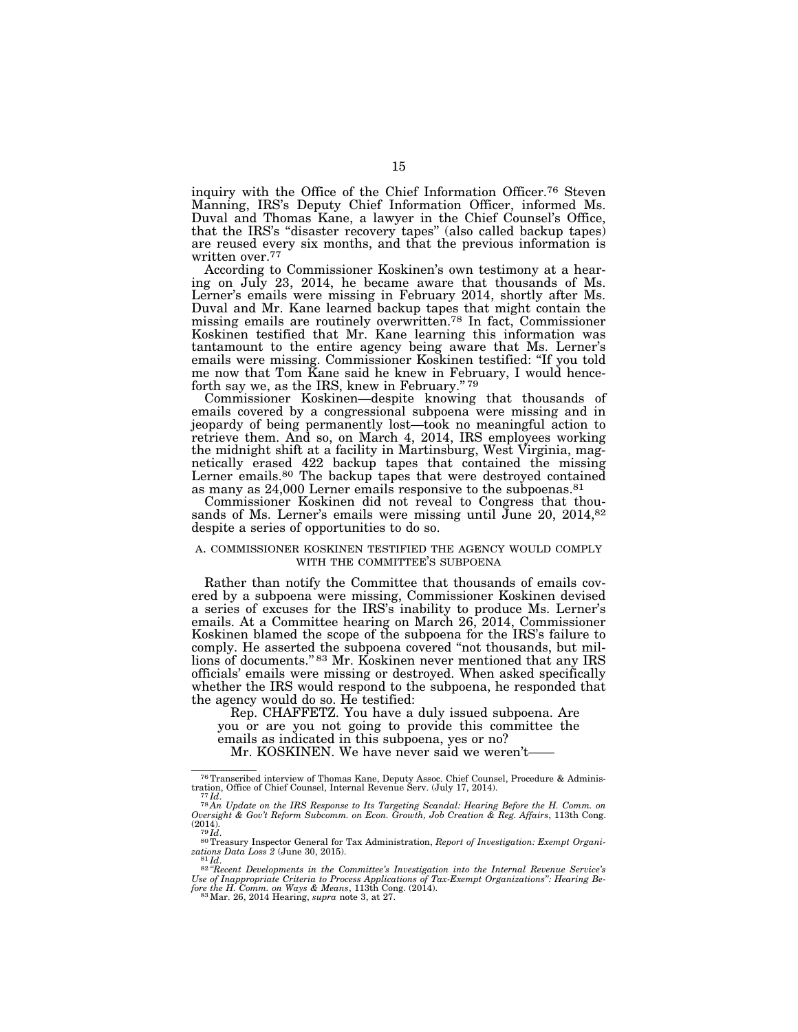inquiry with the Office of the Chief Information Officer.[76] Steven Manning, IRS's Deputy Chief Information Officer, informed Ms. Duval and Thomas Kane, a lawyer in the Chief Counsel's Office, that the IRS's "disaster recovery tapes" (also called backup tapes) are reused every six months, and that the previous information is written over.[77]

According to Commissioner Koskinen's own testimony at a hearing on July 23, 2014, he became aware that thousands of Ms. Lerner's emails were missing in February 2014, shortly after Ms. Duval and Mr. Kane learned backup tapes that might contain the missing emails are routinely overwritten.[78] In fact, Commissioner Koskinen testified that Mr. Kane learning this information was tantamount to the entire agency being aware that Ms. Lerner's emails were missing. Commissioner Koskinen testified: "If you told me now that Tom Kane said he knew in February, I would henceforth say we, as the IRS, knew in February."[79]

Commissioner Koskinen—despite knowing that thousands of emails covered by a congressional subpoena were missing and in jeopardy of being permanently lost—took no meaningful action to retrieve them. And so, on March 4, 2014, IRS employees working the midnight shift at a facility in Martinsburg, West Virginia, magnetically erased 422 backup tapes that contained the missing Lerner emails.[80] The backup tapes that were destroyed contained as many as 24,000 Lerner emails responsive to the subpoenas.[81]

Commissioner Koskinen did not reveal to Congress that thousands of Ms. Lerner's emails were missing until June 20, 2014,[82] despite a series of opportunities to do so.

### A. COMMISSIONER KOSKINEN TESTIFIED THE AGENCY WOULD COMPLY WITH THE COMMITTEE'S SUBPOENA

Rather than notify the Committee that thousands of emails covered by a subpoena were missing, Commissioner Koskinen devised a series of excuses for the IRS's inability to produce Ms. Lerner's emails. At a Committee hearing on March 26, 2014, Commissioner Koskinen blamed the scope of the subpoena for the IRS's failure to comply. He asserted the subpoena covered "not thousands, but millions of documents."[83] Mr. Koskinen never mentioned that any IRS officials' emails were missing or destroyed. When asked specifically whether the IRS would respond to the subpoena, he responded that the agency would do so. He testified:

> Rep. CHAFFETZ. You have a duly issued subpoena. Are you or are you not going to provide this committee the emails as indicated in this subpoena, yes or no?
>
> Mr. KOSKINEN. We have never said we weren't——

---

[76] Transcribed interview of Thomas Kane, Deputy Assoc. Chief Counsel, Procedure & Administration, Office of Chief Counsel, Internal Revenue Serv. (July 17, 2014).

[77] *Id.*

[78] *An Update on the IRS Response to Its Targeting Scandal: Hearing Before the H. Comm. on Oversight & Gov't Reform Subcomm. on Econ. Growth, Job Creation & Reg. Affairs*, 113th Cong. (2014).

[79] *Id.*

[80] Treasury Inspector General for Tax Administration, *Report of Investigation: Exempt Organizations Data Loss 2* (June 30, 2015).

[81] *Id.*

[82] *"Recent Developments in the Committee's Investigation into the Internal Revenue Service's Use of Inappropriate Criteria to Process Applications of Tax-Exempt Organizations": Hearing Before the H. Comm. on Ways & Means*, 113th Cong. (2014).

[83] Mar. 26, 2014 Hearing, *supra* note 3, at 27.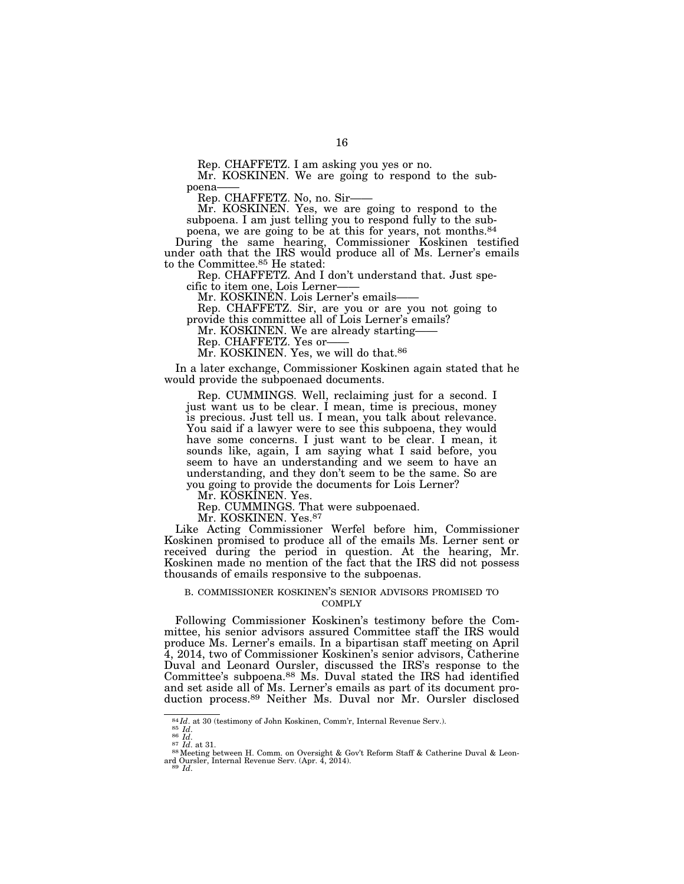Rep. CHAFFETZ. I am asking you yes or no.

Mr. KOSKINEN. We are going to respond to the subpoena——

Rep. CHAFFETZ. No, no. Sir——

Mr. KOSKINEN. Yes, we are going to respond to the subpoena. I am just telling you to respond fully to the subpoena, we are going to be at this for years, not months.[84]

During the same hearing, Commissioner Koskinen testified under oath that the IRS would produce all of Ms. Lerner's emails to the Committee.[85] He stated:

Rep. CHAFFETZ. And I don't understand that. Just specific to item one, Lois Lerner——

Mr. KOSKINEN. Lois Lerner's emails——

Rep. CHAFFETZ. Sir, are you or are you not going to provide this committee all of Lois Lerner's emails?

Mr. KOSKINEN. We are already starting——

Rep. CHAFFETZ. Yes or——

Mr. KOSKINEN. Yes, we will do that.[86]

In a later exchange, Commissioner Koskinen again stated that he would provide the subpoenaed documents.

Rep. CUMMINGS. Well, reclaiming just for a second. I just want us to be clear. I mean, time is precious, money is precious. Just tell us. I mean, you talk about relevance. You said if a lawyer were to see this subpoena, they would have some concerns. I just want to be clear. I mean, it sounds like, again, I am saying what I said before, you seem to have an understanding and we seem to have an understanding, and they don't seem to be the same. So are you going to provide the documents for Lois Lerner?

Mr. KOSKINEN. Yes.

Rep. CUMMINGS. That were subpoenaed.

Mr. KOSKINEN. Yes.[87]

Like Acting Commissioner Werfel before him, Commissioner Koskinen promised to produce all of the emails Ms. Lerner sent or received during the period in question. At the hearing, Mr. Koskinen made no mention of the fact that the IRS did not possess thousands of emails responsive to the subpoenas.

### B. COMMISSIONER KOSKINEN'S SENIOR ADVISORS PROMISED TO COMPLY

Following Commissioner Koskinen's testimony before the Committee, his senior advisors assured Committee staff the IRS would produce Ms. Lerner's emails. In a bipartisan staff meeting on April 4, 2014, two of Commissioner Koskinen's senior advisors, Catherine Duval and Leonard Oursler, discussed the IRS's response to the Committee's subpoena.[88] Ms. Duval stated the IRS had identified and set aside all of Ms. Lerner's emails as part of its document production process.[89] Neither Ms. Duval nor Mr. Oursler disclosed

[84] *Id*. at 30 (testimony of John Koskinen, Comm'r, Internal Revenue Serv.).
[85] *Id*.
[86] *Id*.
[87] *Id*. at 31.
[88] Meeting between H. Comm. on Oversight & Gov't Reform Staff & Catherine Duval & Leonard Oursler, Internal Revenue Serv. (Apr. 4, 2014).
[89] *Id*.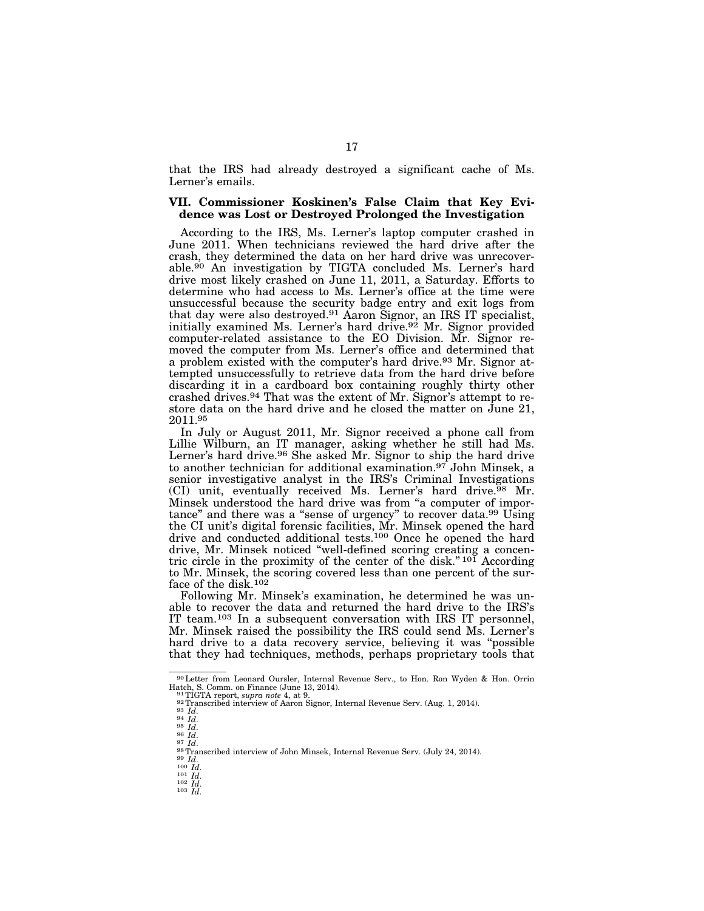that the IRS had already destroyed a significant cache of Ms. Lerner's emails.

### VII. Commissioner Koskinen's False Claim that Key Evidence was Lost or Destroyed Prolonged the Investigation

According to the IRS, Ms. Lerner's laptop computer crashed in June 2011. When technicians reviewed the hard drive after the crash, they determined the data on her hard drive was unrecoverable.[90] An investigation by TIGTA concluded Ms. Lerner's hard drive most likely crashed on June 11, 2011, a Saturday. Efforts to determine who had access to Ms. Lerner's office at the time were unsuccessful because the security badge entry and exit logs from that day were also destroyed.[91] Aaron Signor, an IRS IT specialist, initially examined Ms. Lerner's hard drive.[92] Mr. Signor provided computer-related assistance to the EO Division. Mr. Signor removed the computer from Ms. Lerner's office and determined that a problem existed with the computer's hard drive.[93] Mr. Signor attempted unsuccessfully to retrieve data from the hard drive before discarding it in a cardboard box containing roughly thirty other crashed drives.[94] That was the extent of Mr. Signor's attempt to restore data on the hard drive and he closed the matter on June 21, 2011.[95]

In July or August 2011, Mr. Signor received a phone call from Lillie Wilburn, an IT manager, asking whether he still had Ms. Lerner's hard drive.[96] She asked Mr. Signor to ship the hard drive to another technician for additional examination.[97] John Minsek, a senior investigative analyst in the IRS's Criminal Investigations (CI) unit, eventually received Ms. Lerner's hard drive.[98] Mr. Minsek understood the hard drive was from "a computer of importance" and there was a "sense of urgency" to recover data.[99] Using the CI unit's digital forensic facilities, Mr. Minsek opened the hard drive and conducted additional tests.[100] Once he opened the hard drive, Mr. Minsek noticed "well-defined scoring creating a concentric circle in the proximity of the center of the disk."[101] According to Mr. Minsek, the scoring covered less than one percent of the surface of the disk.[102]

Following Mr. Minsek's examination, he determined he was unable to recover the data and returned the hard drive to the IRS's IT team.[103] In a subsequent conversation with IRS IT personnel, Mr. Minsek raised the possibility the IRS could send Ms. Lerner's hard drive to a data recovery service, believing it was "possible that they had techniques, methods, perhaps proprietary tools that

---

[90] Letter from Leonard Oursler, Internal Revenue Serv., to Hon. Ron Wyden & Hon. Orrin Hatch, S. Comm. on Finance (June 13, 2014).
[91] TIGTA report, *supra note* 4, at 9.
[92] Transcribed interview of Aaron Signor, Internal Revenue Serv. (Aug. 1, 2014).
[93] *Id.*
[94] *Id.*
[95] *Id.*
[96] *Id.*
[97] *Id.*
[98] Transcribed interview of John Minsek, Internal Revenue Serv. (July 24, 2014).
[99] *Id.*
[100] *Id.*
[101] *Id.*
[102] *Id.*
[103] *Id.*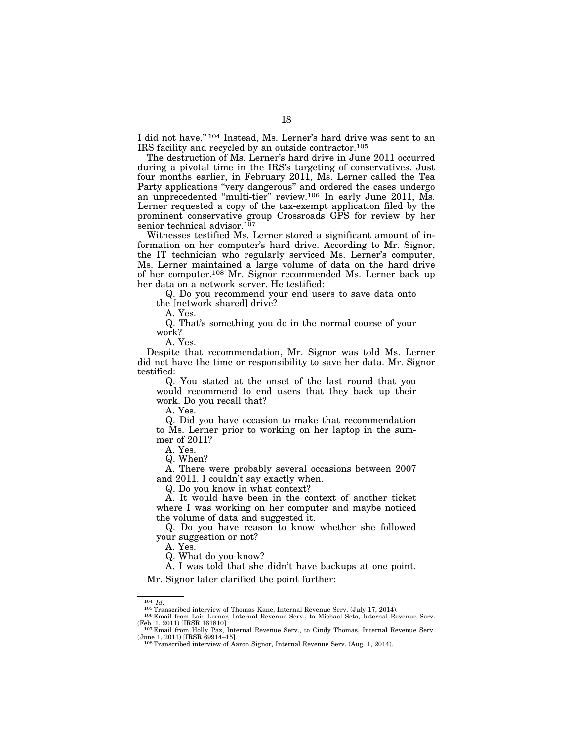I did not have." [104] Instead, Ms. Lerner's hard drive was sent to an IRS facility and recycled by an outside contractor.[105]

The destruction of Ms. Lerner's hard drive in June 2011 occurred during a pivotal time in the IRS's targeting of conservatives. Just four months earlier, in February 2011, Ms. Lerner called the Tea Party applications "very dangerous" and ordered the cases undergo an unprecedented "multi-tier" review.[106] In early June 2011, Ms. Lerner requested a copy of the tax-exempt application filed by the prominent conservative group Crossroads GPS for review by her senior technical advisor.[107]

Witnesses testified Ms. Lerner stored a significant amount of information on her computer's hard drive. According to Mr. Signor, the IT technician who regularly serviced Ms. Lerner's computer, Ms. Lerner maintained a large volume of data on the hard drive of her computer.[108] Mr. Signor recommended Ms. Lerner back up her data on a network server. He testified:

> Q. Do you recommend your end users to save data onto the [network shared] drive?
>
> A. Yes.
>
> Q. That's something you do in the normal course of your work?
>
> A. Yes.

Despite that recommendation, Mr. Signor was told Ms. Lerner did not have the time or responsibility to save her data. Mr. Signor testified:

> Q. You stated at the onset of the last round that you would recommend to end users that they back up their work. Do you recall that?
>
> A. Yes.
>
> Q. Did you have occasion to make that recommendation to Ms. Lerner prior to working on her laptop in the summer of 2011?
>
> A. Yes.
>
> Q. When?
>
> A. There were probably several occasions between 2007 and 2011. I couldn't say exactly when.
>
> Q. Do you know in what context?
>
> A. It would have been in the context of another ticket where I was working on her computer and maybe noticed the volume of data and suggested it.
>
> Q. Do you have reason to know whether she followed your suggestion or not?
>
> A. Yes.
>
> Q. What do you know?
>
> A. I was told that she didn't have backups at one point.

Mr. Signor later clarified the point further:

---

[104] *Id.*

[105] Transcribed interview of Thomas Kane, Internal Revenue Serv. (July 17, 2014).

[106] Email from Lois Lerner, Internal Revenue Serv., to Michael Seto, Internal Revenue Serv. (Feb. 1, 2011) [IRSR 161810].

[107] Email from Holly Paz, Internal Revenue Serv., to Cindy Thomas, Internal Revenue Serv. (June 1, 2011) [IRSR 69914–15].

[108] Transcribed interview of Aaron Signor, Internal Revenue Serv. (Aug. 1, 2014).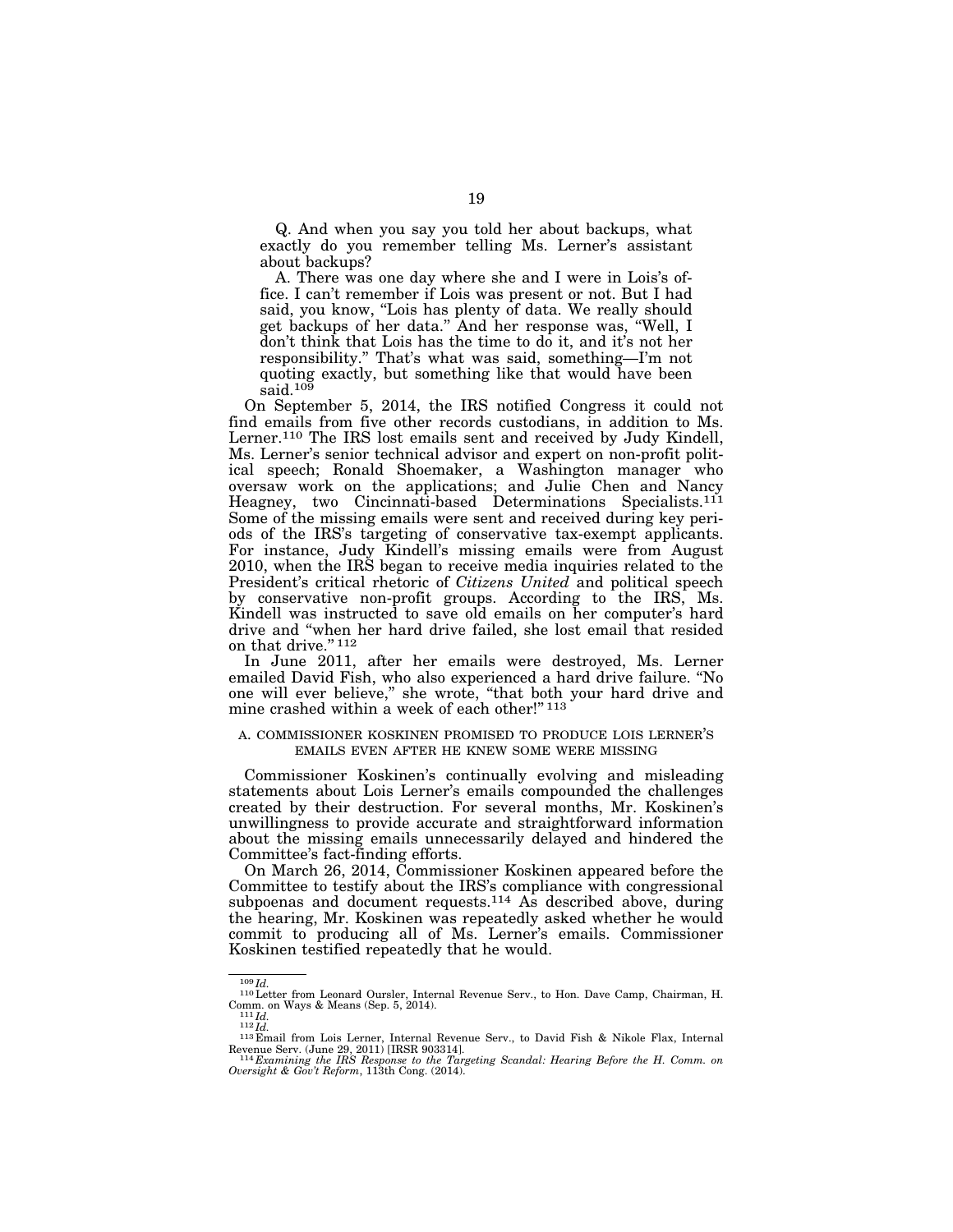Q. And when you say you told her about backups, what exactly do you remember telling Ms. Lerner's assistant about backups?

A. There was one day where she and I were in Lois's office. I can't remember if Lois was present or not. But I had said, you know, "Lois has plenty of data. We really should get backups of her data." And her response was, "Well, I don't think that Lois has the time to do it, and it's not her responsibility." That's what was said, something—I'm not quoting exactly, but something like that would have been said.[109]

On September 5, 2014, the IRS notified Congress it could not find emails from five other records custodians, in addition to Ms. Lerner.[110] The IRS lost emails sent and received by Judy Kindell, Ms. Lerner's senior technical advisor and expert on non-profit political speech; Ronald Shoemaker, a Washington manager who oversaw work on the applications; and Julie Chen and Nancy Heagney, two Cincinnati-based Determinations Specialists.[111] Some of the missing emails were sent and received during key periods of the IRS's targeting of conservative tax-exempt applicants. For instance, Judy Kindell's missing emails were from August 2010, when the IRS began to receive media inquiries related to the President's critical rhetoric of *Citizens United* and political speech by conservative non-profit groups. According to the IRS, Ms. Kindell was instructed to save old emails on her computer's hard drive and "when her hard drive failed, she lost email that resided on that drive."[112]

In June 2011, after her emails were destroyed, Ms. Lerner emailed David Fish, who also experienced a hard drive failure. "No one will ever believe," she wrote, "that both your hard drive and mine crashed within a week of each other!"[113]

### A. COMMISSIONER KOSKINEN PROMISED TO PRODUCE LOIS LERNER'S EMAILS EVEN AFTER HE KNEW SOME WERE MISSING

Commissioner Koskinen's continually evolving and misleading statements about Lois Lerner's emails compounded the challenges created by their destruction. For several months, Mr. Koskinen's unwillingness to provide accurate and straightforward information about the missing emails unnecessarily delayed and hindered the Committee's fact-finding efforts.

On March 26, 2014, Commissioner Koskinen appeared before the Committee to testify about the IRS's compliance with congressional subpoenas and document requests.[114] As described above, during the hearing, Mr. Koskinen was repeatedly asked whether he would commit to producing all of Ms. Lerner's emails. Commissioner Koskinen testified repeatedly that he would.

---

[109] *Id.*

[110] Letter from Leonard Oursler, Internal Revenue Serv., to Hon. Dave Camp, Chairman, H. Comm. on Ways & Means (Sep. 5, 2014).

[111] *Id.*

[112] *Id.*

[113] Email from Lois Lerner, Internal Revenue Serv., to David Fish & Nikole Flax, Internal Revenue Serv. (June 29, 2011) [IRSR 903314].

[114] *Examining the IRS Response to the Targeting Scandal: Hearing Before the H. Comm. on Oversight & Gov't Reform*, 113th Cong. (2014).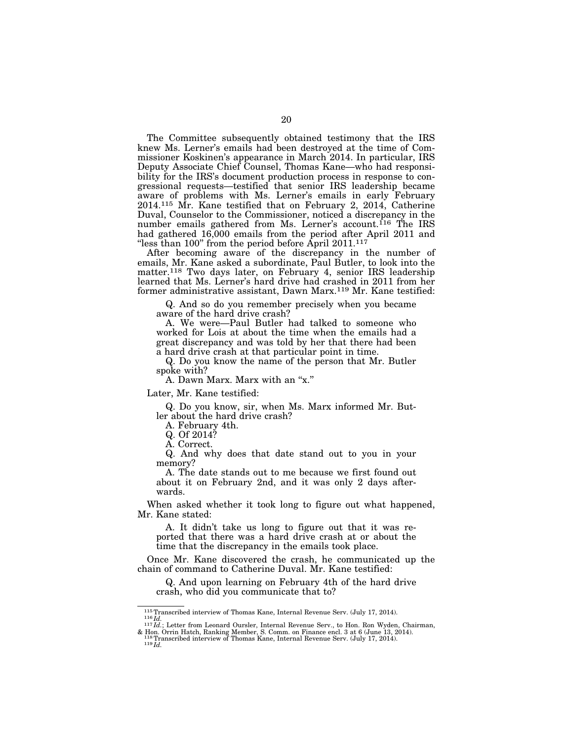The Committee subsequently obtained testimony that the IRS knew Ms. Lerner's emails had been destroyed at the time of Commissioner Koskinen's appearance in March 2014. In particular, IRS Deputy Associate Chief Counsel, Thomas Kane—who had responsibility for the IRS's document production process in response to congressional requests—testified that senior IRS leadership became aware of problems with Ms. Lerner's emails in early February 2014.[115] Mr. Kane testified that on February 2, 2014, Catherine Duval, Counselor to the Commissioner, noticed a discrepancy in the number emails gathered from Ms. Lerner's account.[116] The IRS had gathered 16,000 emails from the period after April 2011 and "less than 100" from the period before April 2011.[117]

After becoming aware of the discrepancy in the number of emails, Mr. Kane asked a subordinate, Paul Butler, to look into the matter.[118] Two days later, on February 4, senior IRS leadership learned that Ms. Lerner's hard drive had crashed in 2011 from her former administrative assistant, Dawn Marx.[119] Mr. Kane testified:

> Q. And so do you remember precisely when you became aware of the hard drive crash?
>
> A. We were—Paul Butler had talked to someone who worked for Lois at about the time when the emails had a great discrepancy and was told by her that there had been a hard drive crash at that particular point in time.
>
> Q. Do you know the name of the person that Mr. Butler spoke with?
>
> A. Dawn Marx. Marx with an "x."

Later, Mr. Kane testified:

> Q. Do you know, sir, when Ms. Marx informed Mr. Butler about the hard drive crash?
>
> A. February 4th.
>
> Q. Of 2014?
>
> A. Correct.
>
> Q. And why does that date stand out to you in your memory?
>
> A. The date stands out to me because we first found out about it on February 2nd, and it was only 2 days afterwards.

When asked whether it took long to figure out what happened, Mr. Kane stated:

> A. It didn't take us long to figure out that it was reported that there was a hard drive crash at or about the time that the discrepancy in the emails took place.

Once Mr. Kane discovered the crash, he communicated up the chain of command to Catherine Duval. Mr. Kane testified:

> Q. And upon learning on February 4th of the hard drive crash, who did you communicate that to?

---

[115] Transcribed interview of Thomas Kane, Internal Revenue Serv. (July 17, 2014).

[116] *Id.*

[117] *Id.*; Letter from Leonard Oursler, Internal Revenue Serv., to Hon. Ron Wyden, Chairman, & Hon. Orrin Hatch, Ranking Member, S. Comm. on Finance encl. 3 at 6 (June 13, 2014).

[118] Transcribed interview of Thomas Kane, Internal Revenue Serv. (July 17, 2014).

[119] *Id.*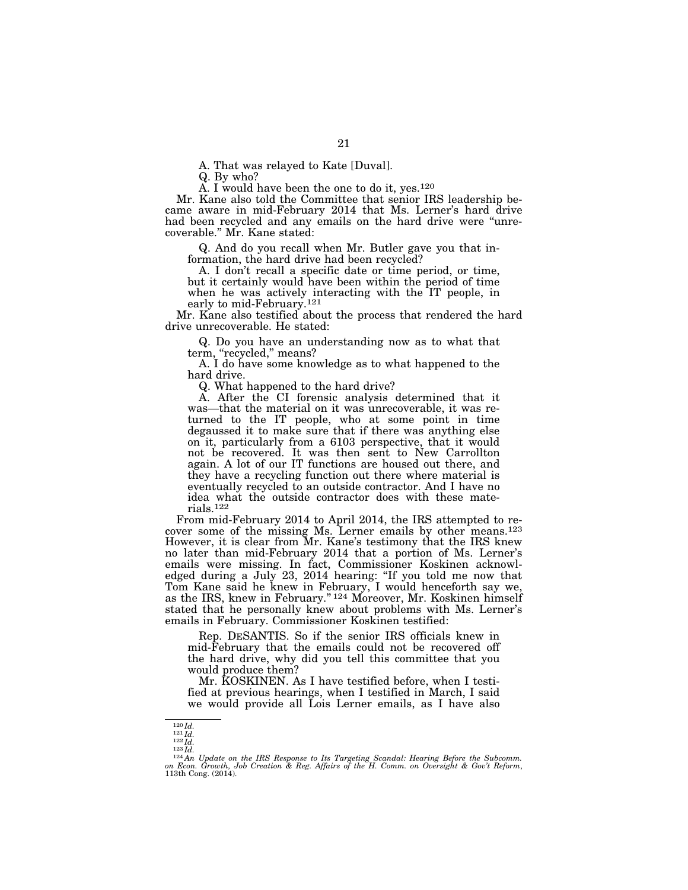A. That was relayed to Kate [Duval].

Q. By who?

A. I would have been the one to do it, yes.[120]

Mr. Kane also told the Committee that senior IRS leadership became aware in mid-February 2014 that Ms. Lerner's hard drive had been recycled and any emails on the hard drive were "unrecoverable." Mr. Kane stated:

> Q. And do you recall when Mr. Butler gave you that information, the hard drive had been recycled?
>
> A. I don't recall a specific date or time period, or time, but it certainly would have been within the period of time when he was actively interacting with the IT people, in early to mid-February.[121]

Mr. Kane also testified about the process that rendered the hard drive unrecoverable. He stated:

> Q. Do you have an understanding now as to what that term, "recycled," means?
>
> A. I do have some knowledge as to what happened to the hard drive.
>
> Q. What happened to the hard drive?
>
> A. After the CI forensic analysis determined that it was—that the material on it was unrecoverable, it was returned to the IT people, who at some point in time degaussed it to make sure that if there was anything else on it, particularly from a 6103 perspective, that it would not be recovered. It was then sent to New Carrollton again. A lot of our IT functions are housed out there, and they have a recycling function out there where material is eventually recycled to an outside contractor. And I have no idea what the outside contractor does with these materials.[122]

From mid-February 2014 to April 2014, the IRS attempted to recover some of the missing Ms. Lerner emails by other means.[123] However, it is clear from Mr. Kane's testimony that the IRS knew no later than mid-February 2014 that a portion of Ms. Lerner's emails were missing. In fact, Commissioner Koskinen acknowledged during a July 23, 2014 hearing: "If you told me now that Tom Kane said he knew in February, I would henceforth say we, as the IRS, knew in February."[124] Moreover, Mr. Koskinen himself stated that he personally knew about problems with Ms. Lerner's emails in February. Commissioner Koskinen testified:

> Rep. DESANTIS. So if the senior IRS officials knew in mid-February that the emails could not be recovered off the hard drive, why did you tell this committee that you would produce them?
>
> Mr. KOSKINEN. As I have testified before, when I testified at previous hearings, when I testified in March, I said we would provide all Lois Lerner emails, as I have also

---

[120] *Id.*

[121] *Id.*

[122] *Id.*

[123] *Id.*

[124] *An Update on the IRS Response to Its Targeting Scandal: Hearing Before the Subcomm. on Econ. Growth, Job Creation & Reg. Affairs of the H. Comm. on Oversight & Gov't Reform*, 113th Cong. (2014).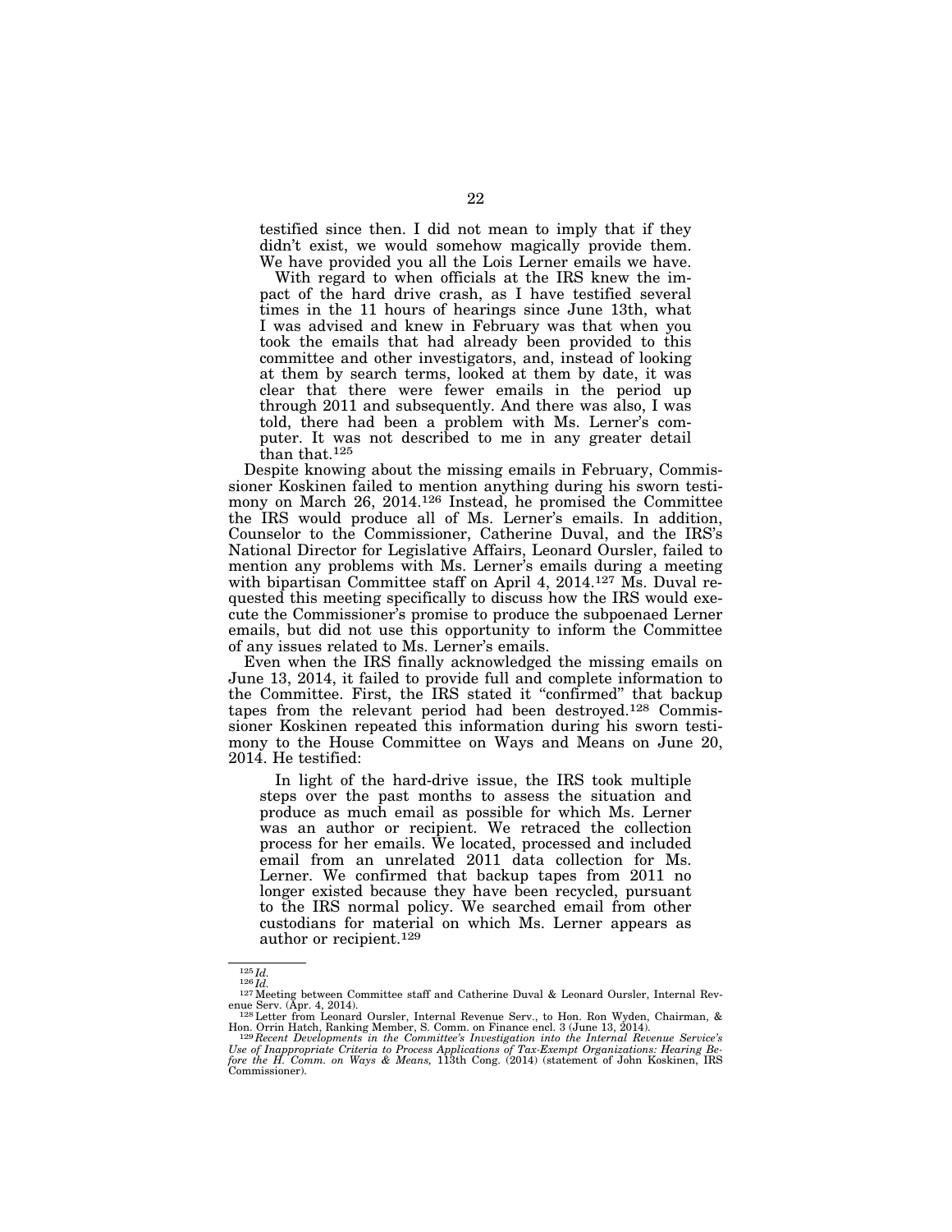> testified since then. I did not mean to imply that if they didn't exist, we would somehow magically provide them. We have provided you all the Lois Lerner emails we have.
>
> With regard to when officials at the IRS knew the impact of the hard drive crash, as I have testified several times in the 11 hours of hearings since June 13th, what I was advised and knew in February was that when you took the emails that had already been provided to this committee and other investigators, and, instead of looking at them by search terms, looked at them by date, it was clear that there were fewer emails in the period up through 2011 and subsequently. And there was also, I was told, there had been a problem with Ms. Lerner's computer. It was not described to me in any greater detail than that.[125]

Despite knowing about the missing emails in February, Commissioner Koskinen failed to mention anything during his sworn testimony on March 26, 2014.[126] Instead, he promised the Committee the IRS would produce all of Ms. Lerner's emails. In addition, Counselor to the Commissioner, Catherine Duval, and the IRS's National Director for Legislative Affairs, Leonard Oursler, failed to mention any problems with Ms. Lerner's emails during a meeting with bipartisan Committee staff on April 4, 2014.[127] Ms. Duval requested this meeting specifically to discuss how the IRS would execute the Commissioner's promise to produce the subpoenaed Lerner emails, but did not use this opportunity to inform the Committee of any issues related to Ms. Lerner's emails.

Even when the IRS finally acknowledged the missing emails on June 13, 2014, it failed to provide full and complete information to the Committee. First, the IRS stated it "confirmed" that backup tapes from the relevant period had been destroyed.[128] Commissioner Koskinen repeated this information during his sworn testimony to the House Committee on Ways and Means on June 20, 2014. He testified:

> In light of the hard-drive issue, the IRS took multiple steps over the past months to assess the situation and produce as much email as possible for which Ms. Lerner was an author or recipient. We retraced the collection process for her emails. We located, processed and included email from an unrelated 2011 data collection for Ms. Lerner. We confirmed that backup tapes from 2011 no longer existed because they have been recycled, pursuant to the IRS normal policy. We searched email from other custodians for material on which Ms. Lerner appears as author or recipient.[129]

---

[125] *Id.*

[126] *Id.*

[127] Meeting between Committee staff and Catherine Duval & Leonard Oursler, Internal Revenue Serv. (Apr. 4, 2014).

[128] Letter from Leonard Oursler, Internal Revenue Serv., to Hon. Ron Wyden, Chairman, & Hon. Orrin Hatch, Ranking Member, S. Comm. on Finance encl. 3 (June 13, 2014).

[129] *Recent Developments in the Committee's Investigation into the Internal Revenue Service's Use of Inappropriate Criteria to Process Applications of Tax-Exempt Organizations: Hearing Before the H. Comm. on Ways & Means,* 113th Cong. (2014) (statement of John Koskinen, IRS Commissioner).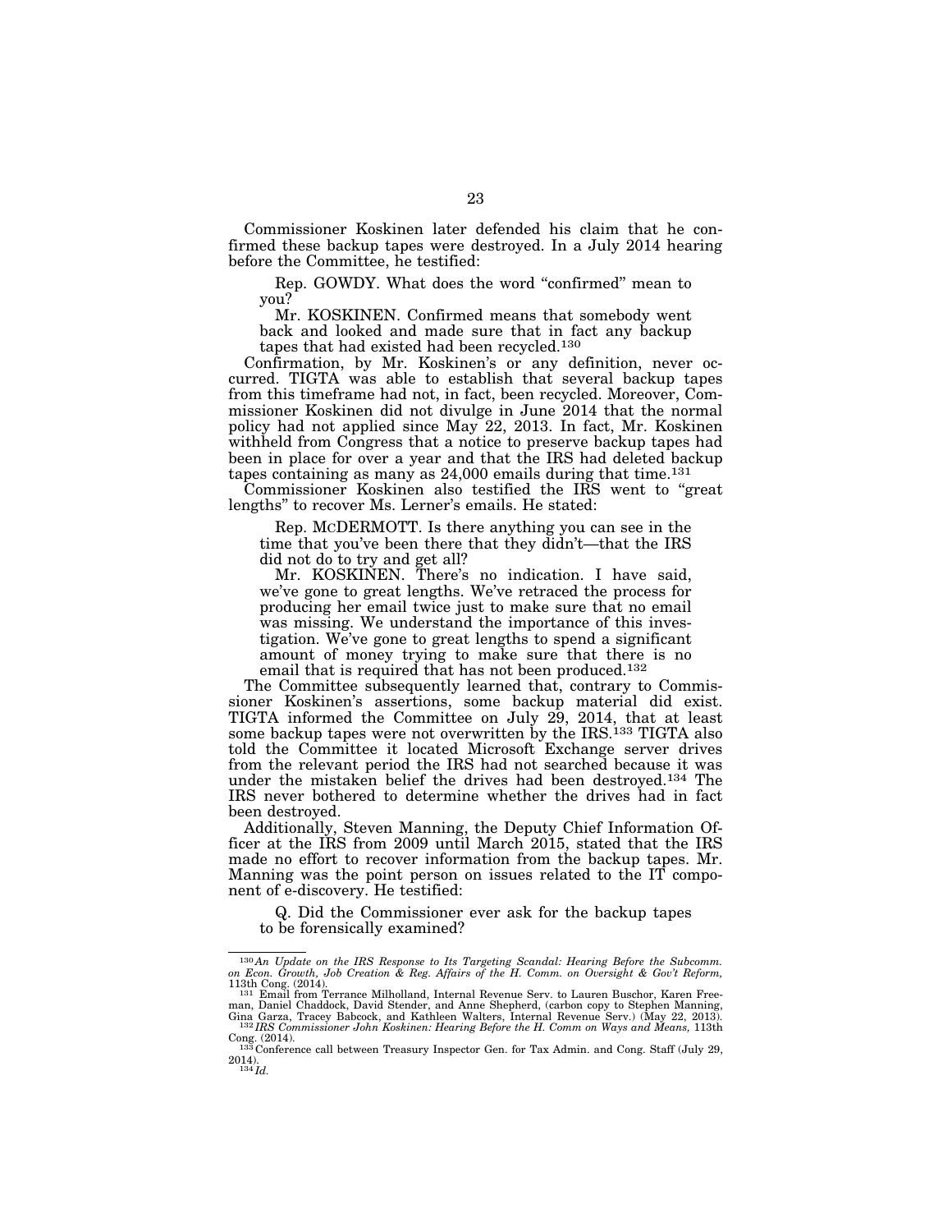Commissioner Koskinen later defended his claim that he confirmed these backup tapes were destroyed. In a July 2014 hearing before the Committee, he testified:

> Rep. GOWDY. What does the word "confirmed" mean to you?
>
> Mr. KOSKINEN. Confirmed means that somebody went back and looked and made sure that in fact any backup tapes that had existed had been recycled.[130]

Confirmation, by Mr. Koskinen's or any definition, never occurred. TIGTA was able to establish that several backup tapes from this timeframe had not, in fact, been recycled. Moreover, Commissioner Koskinen did not divulge in June 2014 that the normal policy had not applied since May 22, 2013. In fact, Mr. Koskinen withheld from Congress that a notice to preserve backup tapes had been in place for over a year and that the IRS had deleted backup tapes containing as many as 24,000 emails during that time.[131]

Commissioner Koskinen also testified the IRS went to "great lengths" to recover Ms. Lerner's emails. He stated:

> Rep. MCDERMOTT. Is there anything you can see in the time that you've been there that they didn't—that the IRS did not do to try and get all?
>
> Mr. KOSKINEN. There's no indication. I have said, we've gone to great lengths. We've retraced the process for producing her email twice just to make sure that no email was missing. We understand the importance of this investigation. We've gone to great lengths to spend a significant amount of money trying to make sure that there is no email that is required that has not been produced.[132]

The Committee subsequently learned that, contrary to Commissioner Koskinen's assertions, some backup material did exist. TIGTA informed the Committee on July 29, 2014, that at least some backup tapes were not overwritten by the IRS.[133] TIGTA also told the Committee it located Microsoft Exchange server drives from the relevant period the IRS had not searched because it was under the mistaken belief the drives had been destroyed.[134] The IRS never bothered to determine whether the drives had in fact been destroyed.

Additionally, Steven Manning, the Deputy Chief Information Officer at the IRS from 2009 until March 2015, stated that the IRS made no effort to recover information from the backup tapes. Mr. Manning was the point person on issues related to the IT component of e-discovery. He testified:

> Q. Did the Commissioner ever ask for the backup tapes to be forensically examined?

---

[130] *An Update on the IRS Response to Its Targeting Scandal: Hearing Before the Subcomm. on Econ. Growth, Job Creation & Reg. Affairs of the H. Comm. on Oversight & Gov't Reform,* 113th Cong. (2014).

[131] Email from Terrance Milholland, Internal Revenue Serv. to Lauren Buschor, Karen Freeman, Daniel Chaddock, David Stender, and Anne Shepherd, (carbon copy to Stephen Manning, Gina Garza, Tracey Babcock, and Kathleen Walters, Internal Revenue Serv.) (May 22, 2013).

[132] *IRS Commissioner John Koskinen: Hearing Before the H. Comm on Ways and Means,* 113th Cong. (2014).

[133] Conference call between Treasury Inspector Gen. for Tax Admin. and Cong. Staff (July 29, 2014).

[134] *Id.*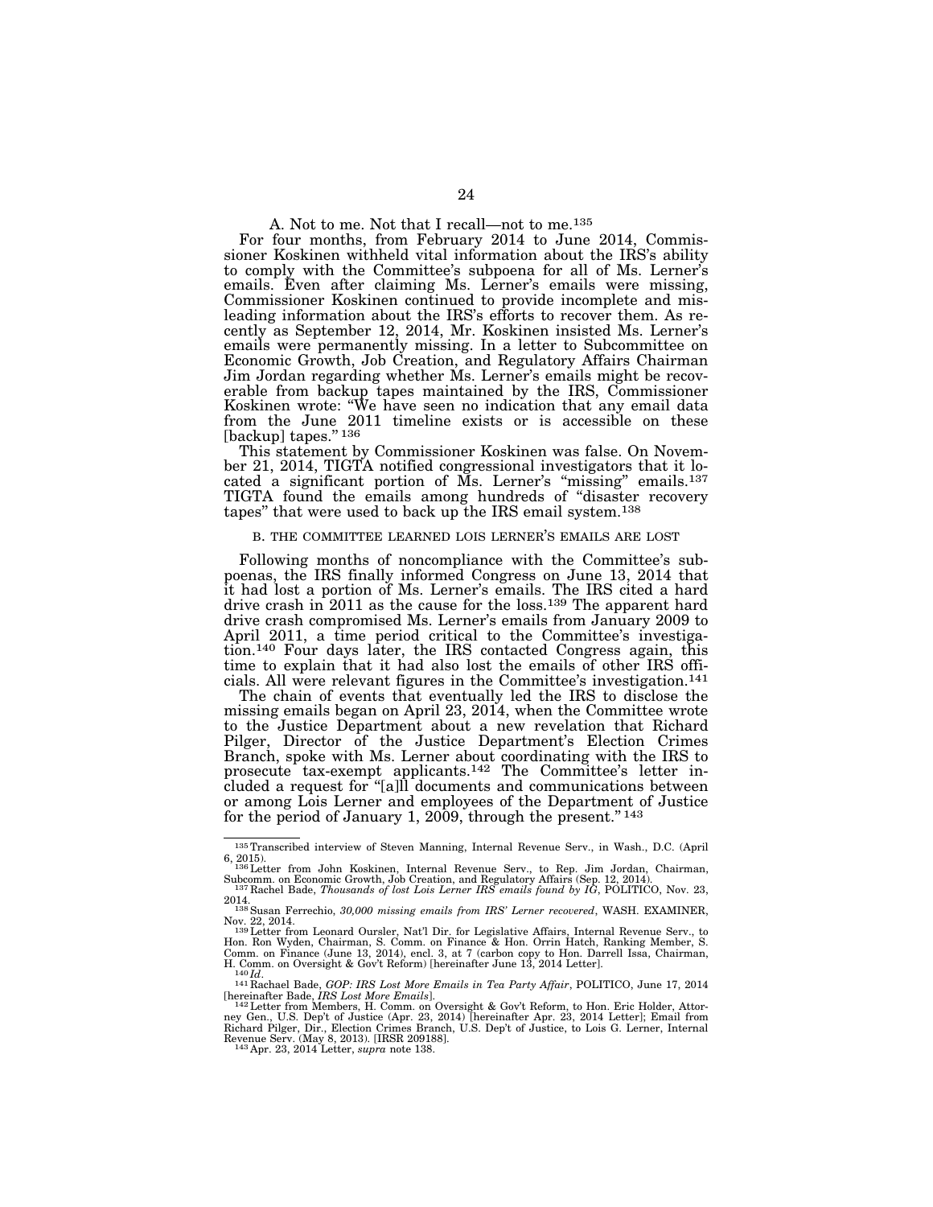A. Not to me. Not that I recall—not to me.[135]

For four months, from February 2014 to June 2014, Commissioner Koskinen withheld vital information about the IRS's ability to comply with the Committee's subpoena for all of Ms. Lerner's emails. Even after claiming Ms. Lerner's emails were missing, Commissioner Koskinen continued to provide incomplete and misleading information about the IRS's efforts to recover them. As recently as September 12, 2014, Mr. Koskinen insisted Ms. Lerner's emails were permanently missing. In a letter to Subcommittee on Economic Growth, Job Creation, and Regulatory Affairs Chairman Jim Jordan regarding whether Ms. Lerner's emails might be recoverable from backup tapes maintained by the IRS, Commissioner Koskinen wrote: "We have seen no indication that any email data from the June 2011 timeline exists or is accessible on these [backup] tapes." [136]

This statement by Commissioner Koskinen was false. On November 21, 2014, TIGTA notified congressional investigators that it located a significant portion of Ms. Lerner's "missing" emails.[137] TIGTA found the emails among hundreds of "disaster recovery tapes" that were used to back up the IRS email system.[138]

## B. THE COMMITTEE LEARNED LOIS LERNER'S EMAILS ARE LOST

Following months of noncompliance with the Committee's subpoenas, the IRS finally informed Congress on June 13, 2014 that it had lost a portion of Ms. Lerner's emails. The IRS cited a hard drive crash in 2011 as the cause for the loss.[139] The apparent hard drive crash compromised Ms. Lerner's emails from January 2009 to April 2011, a time period critical to the Committee's investigation.[140] Four days later, the IRS contacted Congress again, this time to explain that it had also lost the emails of other IRS officials. All were relevant figures in the Committee's investigation.[141]

The chain of events that eventually led the IRS to disclose the missing emails began on April 23, 2014, when the Committee wrote to the Justice Department about a new revelation that Richard Pilger, Director of the Justice Department's Election Crimes Branch, spoke with Ms. Lerner about coordinating with the IRS to prosecute tax-exempt applicants.[142] The Committee's letter included a request for "[a]ll documents and communications between or among Lois Lerner and employees of the Department of Justice for the period of January 1, 2009, through the present." [143]

---

[135] Transcribed interview of Steven Manning, Internal Revenue Serv., in Wash., D.C. (April 6, 2015).

[136] Letter from John Koskinen, Internal Revenue Serv., to Rep. Jim Jordan, Chairman, Subcomm. on Economic Growth, Job Creation, and Regulatory Affairs (Sep. 12, 2014).

[137] Rachel Bade, *Thousands of lost Lois Lerner IRS emails found by IG*, POLITICO, Nov. 23, 2014.

[138] Susan Ferrechio, *30,000 missing emails from IRS' Lerner recovered*, WASH. EXAMINER, Nov. 22, 2014.

[139] Letter from Leonard Oursler, Nat'l Dir. for Legislative Affairs, Internal Revenue Serv., to Hon. Ron Wyden, Chairman, S. Comm. on Finance & Hon. Orrin Hatch, Ranking Member, S. Comm. on Finance (June 13, 2014), encl. 3, at 7 (carbon copy to Hon. Darrell Issa, Chairman, H. Comm. on Oversight & Gov't Reform) [hereinafter June 13, 2014 Letter].

[140] *Id*.

[141] Rachael Bade, *GOP: IRS Lost More Emails in Tea Party Affair*, POLITICO, June 17, 2014 [hereinafter Bade, *IRS Lost More Emails*].

[142] Letter from Members, H. Comm. on Oversight & Gov't Reform, to Hon. Eric Holder, Attorney Gen., U.S. Dep't of Justice (Apr. 23, 2014) [hereinafter Apr. 23, 2014 Letter]; Email from Richard Pilger, Dir., Election Crimes Branch, U.S. Dep't of Justice, to Lois G. Lerner, Internal Revenue Serv. (May 8, 2013). [IRSR 209188].

[143] Apr. 23, 2014 Letter, *supra* note 138.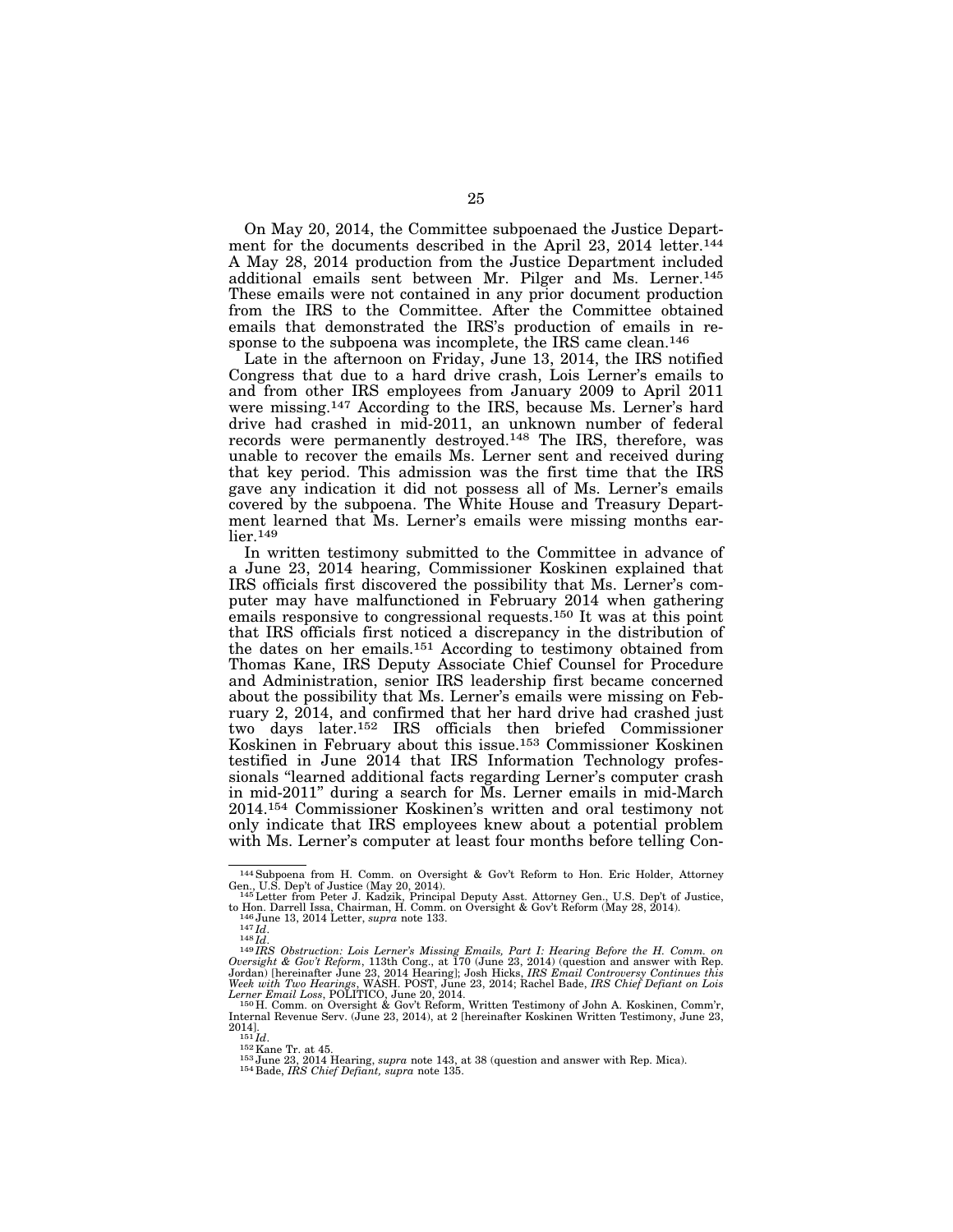On May 20, 2014, the Committee subpoenaed the Justice Department for the documents described in the April 23, 2014 letter.[144] A May 28, 2014 production from the Justice Department included additional emails sent between Mr. Pilger and Ms. Lerner.[145] These emails were not contained in any prior document production from the IRS to the Committee. After the Committee obtained emails that demonstrated the IRS's production of emails in response to the subpoena was incomplete, the IRS came clean.[146]

Late in the afternoon on Friday, June 13, 2014, the IRS notified Congress that due to a hard drive crash, Lois Lerner's emails to and from other IRS employees from January 2009 to April 2011 were missing.[147] According to the IRS, because Ms. Lerner's hard drive had crashed in mid-2011, an unknown number of federal records were permanently destroyed.[148] The IRS, therefore, was unable to recover the emails Ms. Lerner sent and received during that key period. This admission was the first time that the IRS gave any indication it did not possess all of Ms. Lerner's emails covered by the subpoena. The White House and Treasury Department learned that Ms. Lerner's emails were missing months earlier.[149]

In written testimony submitted to the Committee in advance of a June 23, 2014 hearing, Commissioner Koskinen explained that IRS officials first discovered the possibility that Ms. Lerner's computer may have malfunctioned in February 2014 when gathering emails responsive to congressional requests.[150] It was at this point that IRS officials first noticed a discrepancy in the distribution of the dates on her emails.[151] According to testimony obtained from Thomas Kane, IRS Deputy Associate Chief Counsel for Procedure and Administration, senior IRS leadership first became concerned about the possibility that Ms. Lerner's emails were missing on February 2, 2014, and confirmed that her hard drive had crashed just two days later.[152] IRS officials then briefed Commissioner Koskinen in February about this issue.[153] Commissioner Koskinen testified in June 2014 that IRS Information Technology professionals "learned additional facts regarding Lerner's computer crash in mid-2011" during a search for Ms. Lerner emails in mid-March 2014.[154] Commissioner Koskinen's written and oral testimony not only indicate that IRS employees knew about a potential problem with Ms. Lerner's computer at least four months before telling Con-

---

[144] Subpoena from H. Comm. on Oversight & Gov't Reform to Hon. Eric Holder, Attorney Gen., U.S. Dep't of Justice (May 20, 2014).

[145] Letter from Peter J. Kadzik, Principal Deputy Asst. Attorney Gen., U.S. Dep't of Justice, to Hon. Darrell Issa, Chairman, H. Comm. on Oversight & Gov't Reform (May 28, 2014).

[146] June 13, 2014 Letter, *supra* note 133.

[147] *Id.*

[148] *Id.*

[149] *IRS Obstruction: Lois Lerner's Missing Emails, Part I: Hearing Before the H. Comm. on Oversight & Gov't Reform*, 113th Cong., at 170 (June 23, 2014) (question and answer with Rep. Jordan) [hereinafter June 23, 2014 Hearing]; Josh Hicks, *IRS Email Controversy Continues this Week with Two Hearings*, WASH. POST, June 23, 2014; Rachel Bade, *IRS Chief Defiant on Lois Lerner Email Loss*, POLITICO, June 20, 2014.

[150] H. Comm. on Oversight & Gov't Reform, Written Testimony of John A. Koskinen, Comm'r, Internal Revenue Serv. (June 23, 2014), at 2 [hereinafter Koskinen Written Testimony, June 23, 2014].

[151] *Id.*

[152] Kane Tr. at 45.

[153] June 23, 2014 Hearing, *supra* note 143, at 38 (question and answer with Rep. Mica).

[154] Bade, *IRS Chief Defiant, supra* note 135.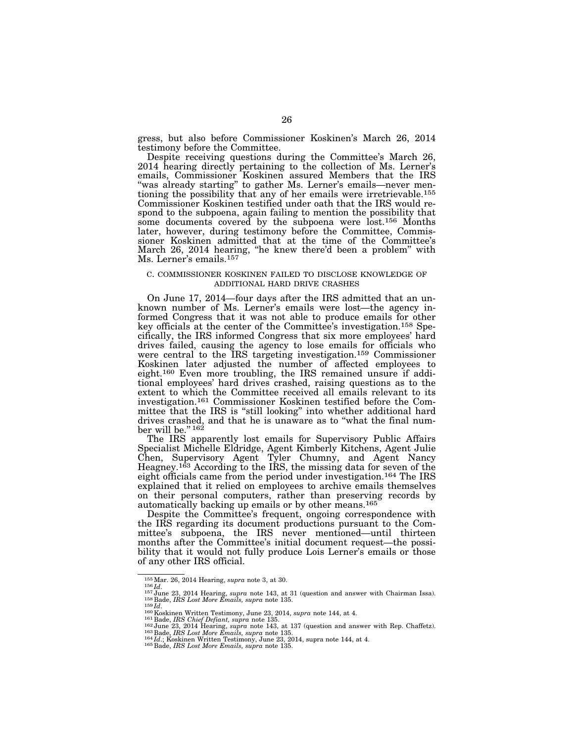gress, but also before Commissioner Koskinen's March 26, 2014 testimony before the Committee.

Despite receiving questions during the Committee's March 26, 2014 hearing directly pertaining to the collection of Ms. Lerner's emails, Commissioner Koskinen assured Members that the IRS "was already starting" to gather Ms. Lerner's emails—never mentioning the possibility that any of her emails were irretrievable.[155] Commissioner Koskinen testified under oath that the IRS would respond to the subpoena, again failing to mention the possibility that some documents covered by the subpoena were lost.[156] Months later, however, during testimony before the Committee, Commissioner Koskinen admitted that at the time of the Committee's March 26, 2014 hearing, "he knew there'd been a problem" with Ms. Lerner's emails.[157]

### C. COMMISSIONER KOSKINEN FAILED TO DISCLOSE KNOWLEDGE OF ADDITIONAL HARD DRIVE CRASHES

On June 17, 2014—four days after the IRS admitted that an unknown number of Ms. Lerner's emails were lost—the agency informed Congress that it was not able to produce emails for other key officials at the center of the Committee's investigation.[158] Specifically, the IRS informed Congress that six more employees' hard drives failed, causing the agency to lose emails for officials who were central to the IRS targeting investigation.[159] Commissioner Koskinen later adjusted the number of affected employees to eight.[160] Even more troubling, the IRS remained unsure if additional employees' hard drives crashed, raising questions as to the extent to which the Committee received all emails relevant to its investigation.[161] Commissioner Koskinen testified before the Committee that the IRS is "still looking" into whether additional hard drives crashed, and that he is unaware as to "what the final number will be."[162]

The IRS apparently lost emails for Supervisory Public Affairs Specialist Michelle Eldridge, Agent Kimberly Kitchens, Agent Julie Chen, Supervisory Agent Tyler Chumny, and Agent Nancy Heagney.[163] According to the IRS, the missing data for seven of the eight officials came from the period under investigation.[164] The IRS explained that it relied on employees to archive emails themselves on their personal computers, rather than preserving records by automatically backing up emails or by other means.[165]

Despite the Committee's frequent, ongoing correspondence with the IRS regarding its document productions pursuant to the Committee's subpoena, the IRS never mentioned—until thirteen months after the Committee's initial document request—the possibility that it would not fully produce Lois Lerner's emails or those of any other IRS official.

---

[155] Mar. 26, 2014 Hearing, *supra* note 3, at 30.
[156] *Id*.
[157] June 23, 2014 Hearing, *supra* note 143, at 31 (question and answer with Chairman Issa).
[158] Bade, *IRS Lost More Emails, supra* note 135.
[159] *Id*.
[160] Koskinen Written Testimony, June 23, 2014, *supra* note 144, at 4.
[161] Bade, *IRS Chief Defiant, supra* note 135.
[162] June 23, 2014 Hearing, *supra* note 143, at 137 (question and answer with Rep. Chaffetz).
[163] Bade, *IRS Lost More Emails, supra* note 135.
[164] *Id*.; Koskinen Written Testimony, June 23, 2014, supra note 144, at 4.
[165] Bade, *IRS Lost More Emails, supra* note 135.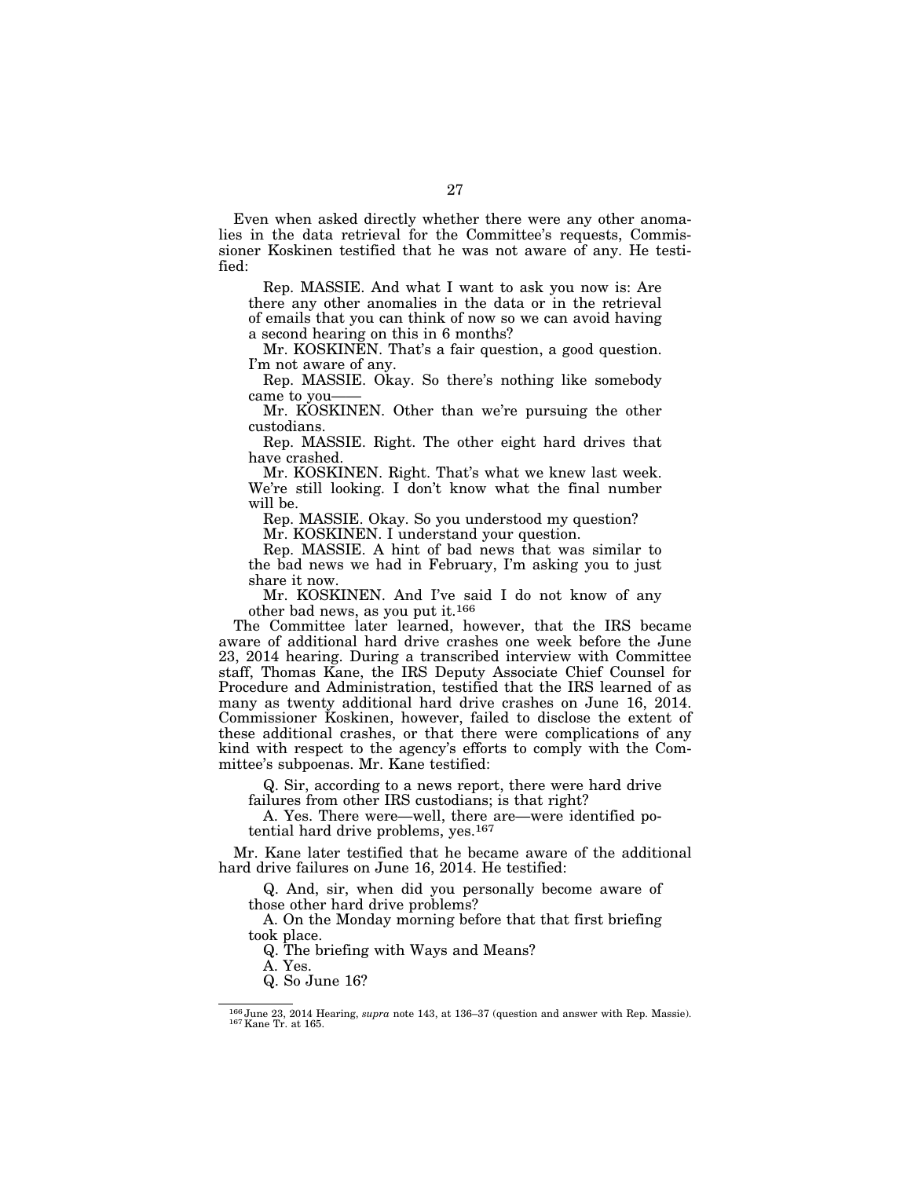Even when asked directly whether there were any other anomalies in the data retrieval for the Committee's requests, Commissioner Koskinen testified that he was not aware of any. He testified:

> Rep. MASSIE. And what I want to ask you now is: Are there any other anomalies in the data or in the retrieval of emails that you can think of now so we can avoid having a second hearing on this in 6 months?
>
> Mr. KOSKINEN. That's a fair question, a good question. I'm not aware of any.
>
> Rep. MASSIE. Okay. So there's nothing like somebody came to you——
>
> Mr. KOSKINEN. Other than we're pursuing the other custodians.
>
> Rep. MASSIE. Right. The other eight hard drives that have crashed.
>
> Mr. KOSKINEN. Right. That's what we knew last week. We're still looking. I don't know what the final number will be.
>
> Rep. MASSIE. Okay. So you understood my question?
>
> Mr. KOSKINEN. I understand your question.
>
> Rep. MASSIE. A hint of bad news that was similar to the bad news we had in February, I'm asking you to just share it now.
>
> Mr. KOSKINEN. And I've said I do not know of any other bad news, as you put it.[166]

The Committee later learned, however, that the IRS became aware of additional hard drive crashes one week before the June 23, 2014 hearing. During a transcribed interview with Committee staff, Thomas Kane, the IRS Deputy Associate Chief Counsel for Procedure and Administration, testified that the IRS learned of as many as twenty additional hard drive crashes on June 16, 2014. Commissioner Koskinen, however, failed to disclose the extent of these additional crashes, or that there were complications of any kind with respect to the agency's efforts to comply with the Committee's subpoenas. Mr. Kane testified:

> Q. Sir, according to a news report, there were hard drive failures from other IRS custodians; is that right?
>
> A. Yes. There were—well, there are—were identified potential hard drive problems, yes.[167]

Mr. Kane later testified that he became aware of the additional hard drive failures on June 16, 2014. He testified:

> Q. And, sir, when did you personally become aware of those other hard drive problems?
>
> A. On the Monday morning before that that first briefing took place.
>
> Q. The briefing with Ways and Means?
>
> A. Yes.
>
> Q. So June 16?

---

[166] June 23, 2014 Hearing, *supra* note 143, at 136–37 (question and answer with Rep. Massie).
[167] Kane Tr. at 165.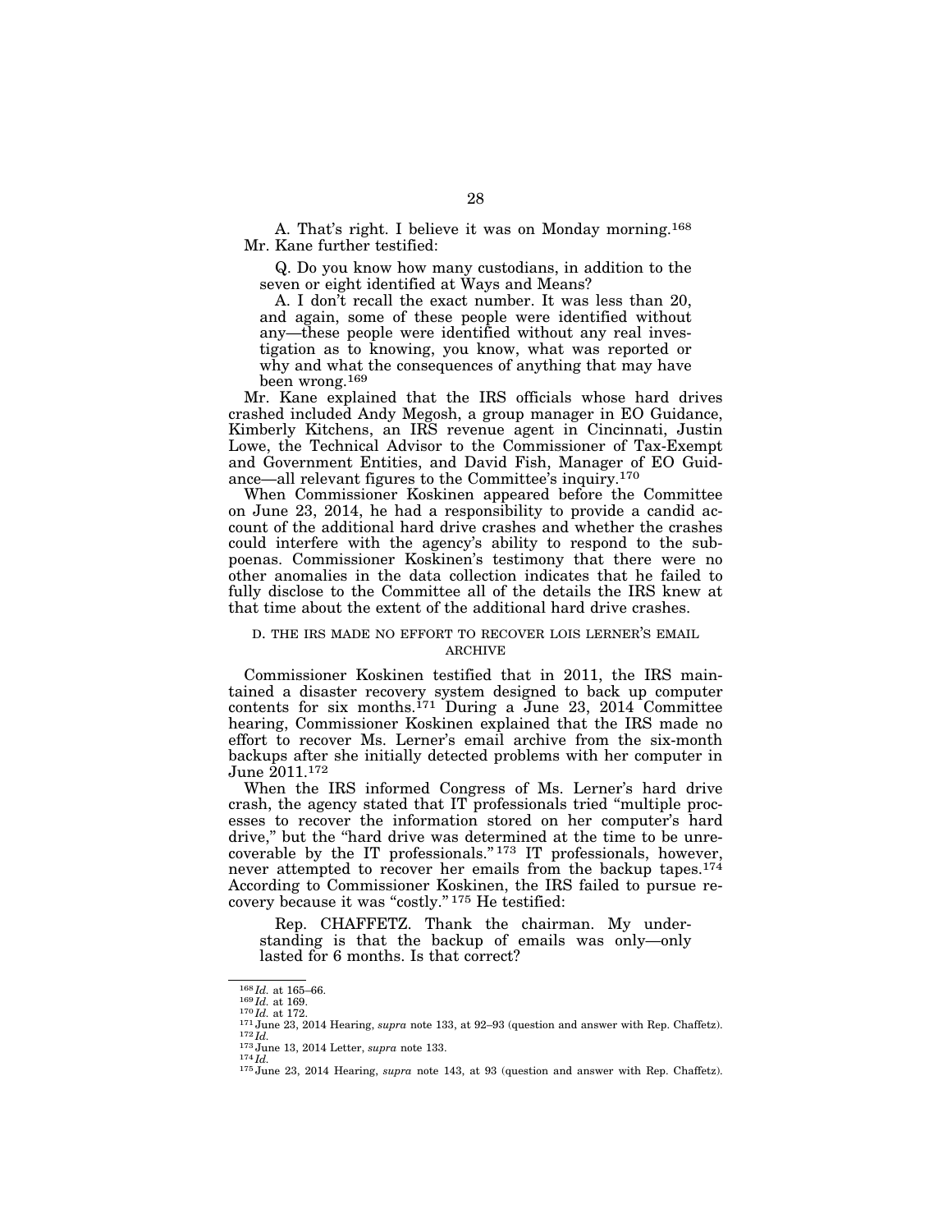A. That's right. I believe it was on Monday morning.[168]

Mr. Kane further testified:

> Q. Do you know how many custodians, in addition to the seven or eight identified at Ways and Means?
>
> A. I don't recall the exact number. It was less than 20, and again, some of these people were identified without any—these people were identified without any real investigation as to knowing, you know, what was reported or why and what the consequences of anything that may have been wrong.[169]

Mr. Kane explained that the IRS officials whose hard drives crashed included Andy Megosh, a group manager in EO Guidance, Kimberly Kitchens, an IRS revenue agent in Cincinnati, Justin Lowe, the Technical Advisor to the Commissioner of Tax-Exempt and Government Entities, and David Fish, Manager of EO Guidance—all relevant figures to the Committee's inquiry.[170]

When Commissioner Koskinen appeared before the Committee on June 23, 2014, he had a responsibility to provide a candid account of the additional hard drive crashes and whether the crashes could interfere with the agency's ability to respond to the subpoenas. Commissioner Koskinen's testimony that there were no other anomalies in the data collection indicates that he failed to fully disclose to the Committee all of the details the IRS knew at that time about the extent of the additional hard drive crashes.

### D. THE IRS MADE NO EFFORT TO RECOVER LOIS LERNER'S EMAIL ARCHIVE

Commissioner Koskinen testified that in 2011, the IRS maintained a disaster recovery system designed to back up computer contents for six months.[171] During a June 23, 2014 Committee hearing, Commissioner Koskinen explained that the IRS made no effort to recover Ms. Lerner's email archive from the six-month backups after she initially detected problems with her computer in June 2011.[172]

When the IRS informed Congress of Ms. Lerner's hard drive crash, the agency stated that IT professionals tried "multiple processes to recover the information stored on her computer's hard drive," but the "hard drive was determined at the time to be unrecoverable by the IT professionals."[173] IT professionals, however, never attempted to recover her emails from the backup tapes.[174] According to Commissioner Koskinen, the IRS failed to pursue recovery because it was "costly."[175] He testified:

> Rep. CHAFFETZ. Thank the chairman. My understanding is that the backup of emails was only—only lasted for 6 months. Is that correct?

---

[168] *Id.* at 165–66.
[169] *Id.* at 169.
[170] *Id.* at 172.
[171] June 23, 2014 Hearing, *supra* note 133, at 92–93 (question and answer with Rep. Chaffetz).
[172] *Id.*
[173] June 13, 2014 Letter, *supra* note 133.
[174] *Id.*
[175] June 23, 2014 Hearing, *supra* note 143, at 93 (question and answer with Rep. Chaffetz).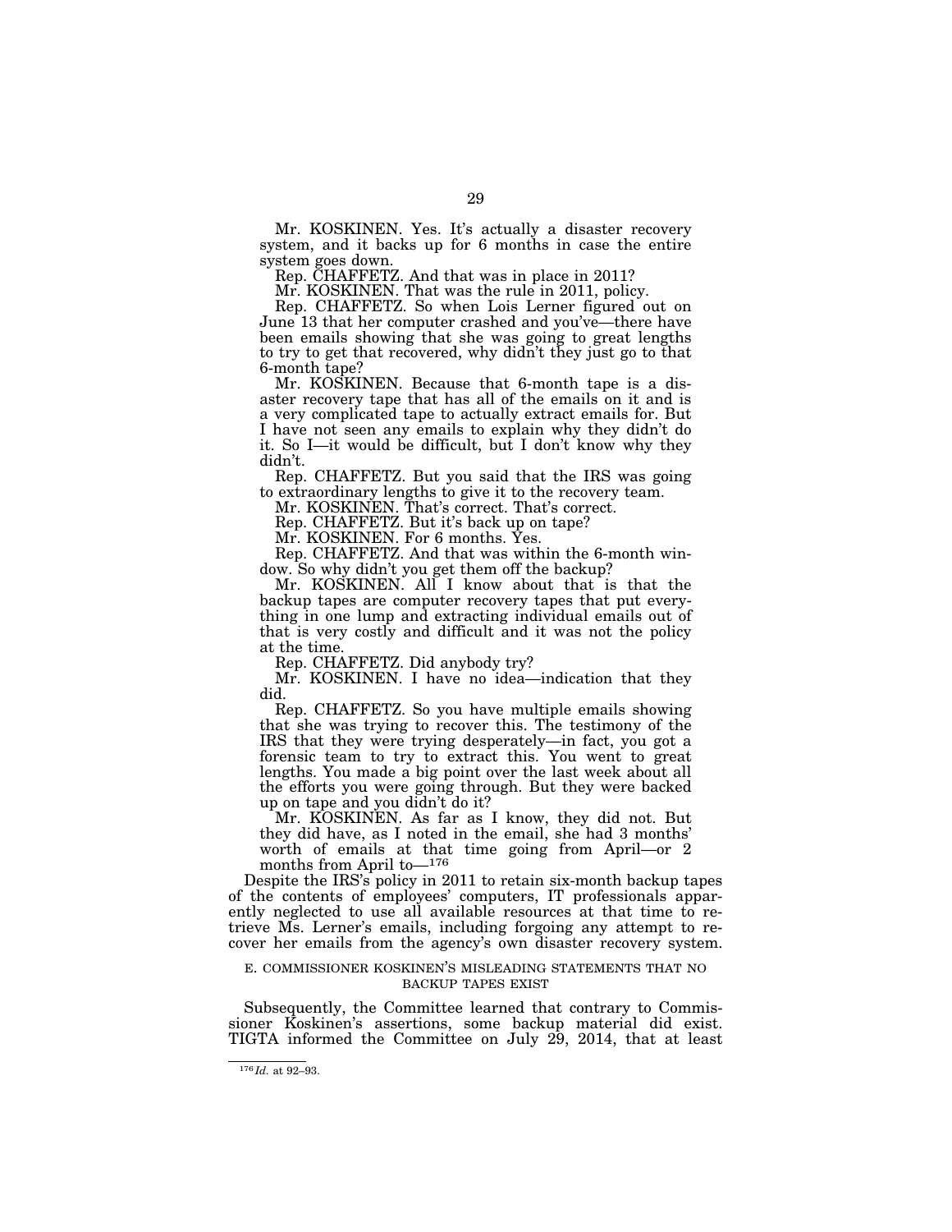Mr. KOSKINEN. Yes. It's actually a disaster recovery system, and it backs up for 6 months in case the entire system goes down.

Rep. CHAFFETZ. And that was in place in 2011?

Mr. KOSKINEN. That was the rule in 2011, policy.

Rep. CHAFFETZ. So when Lois Lerner figured out on June 13 that her computer crashed and you've—there have been emails showing that she was going to great lengths to try to get that recovered, why didn't they just go to that 6-month tape?

Mr. KOSKINEN. Because that 6-month tape is a disaster recovery tape that has all of the emails on it and is a very complicated tape to actually extract emails for. But I have not seen any emails to explain why they didn't do it. So I—it would be difficult, but I don't know why they didn't.

Rep. CHAFFETZ. But you said that the IRS was going to extraordinary lengths to give it to the recovery team.

Mr. KOSKINEN. That's correct. That's correct.

Rep. CHAFFETZ. But it's back up on tape?

Mr. KOSKINEN. For 6 months. Yes.

Rep. CHAFFETZ. And that was within the 6-month window. So why didn't you get them off the backup?

Mr. KOSKINEN. All I know about that is that the backup tapes are computer recovery tapes that put everything in one lump and extracting individual emails out of that is very costly and difficult and it was not the policy at the time.

Rep. CHAFFETZ. Did anybody try?

Mr. KOSKINEN. I have no idea—indication that they did.

Rep. CHAFFETZ. So you have multiple emails showing that she was trying to recover this. The testimony of the IRS that they were trying desperately—in fact, you got a forensic team to try to extract this. You went to great lengths. You made a big point over the last week about all the efforts you were going through. But they were backed up on tape and you didn't do it?

Mr. KOSKINEN. As far as I know, they did not. But they did have, as I noted in the email, she had 3 months' worth of emails at that time going from April—or 2 months from April to—[176]

Despite the IRS's policy in 2011 to retain six-month backup tapes of the contents of employees' computers, IT professionals apparently neglected to use all available resources at that time to retrieve Ms. Lerner's emails, including forgoing any attempt to recover her emails from the agency's own disaster recovery system.

### E. COMMISSIONER KOSKINEN'S MISLEADING STATEMENTS THAT NO BACKUP TAPES EXIST

Subsequently, the Committee learned that contrary to Commissioner Koskinen's assertions, some backup material did exist. TIGTA informed the Committee on July 29, 2014, that at least

---

[176] *Id.* at 92–93.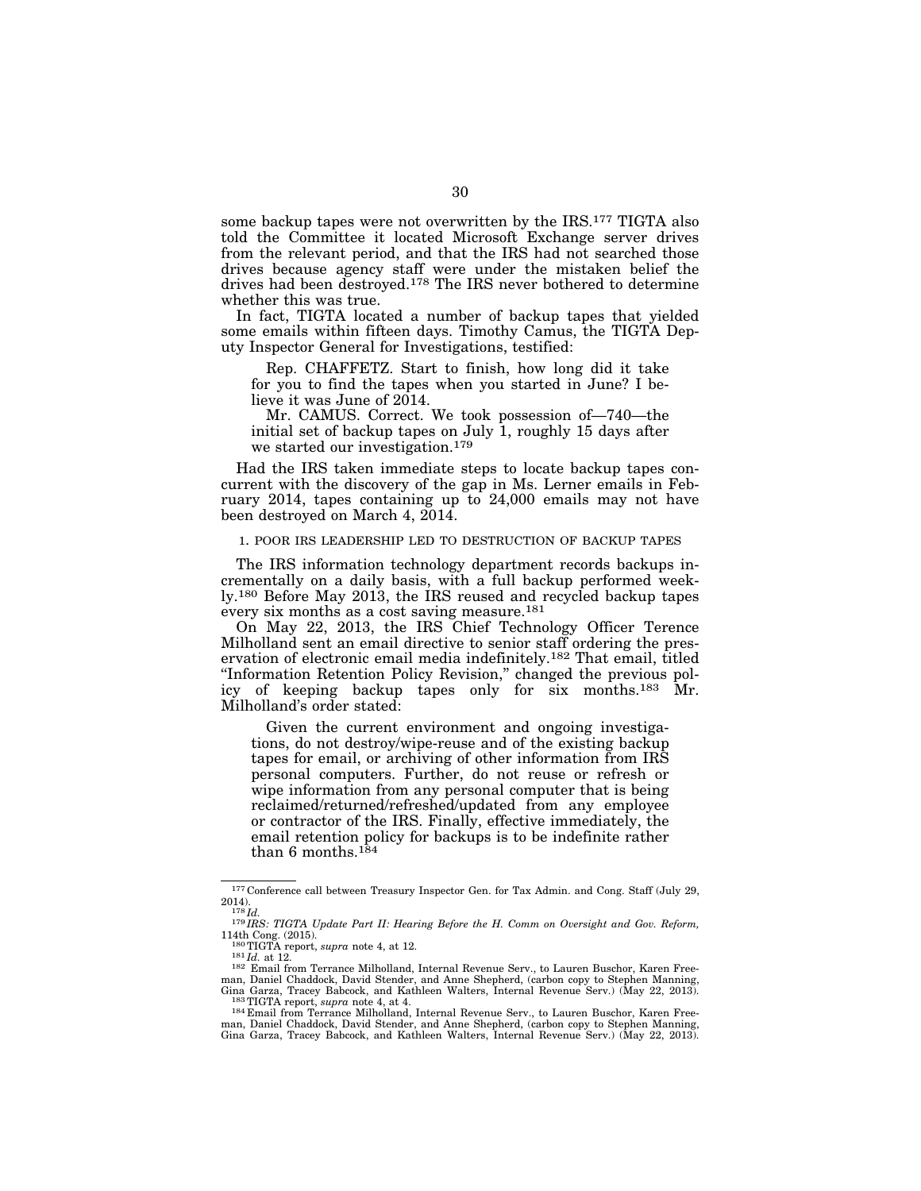some backup tapes were not overwritten by the IRS.[177] TIGTA also told the Committee it located Microsoft Exchange server drives from the relevant period, and that the IRS had not searched those drives because agency staff were under the mistaken belief the drives had been destroyed.[178] The IRS never bothered to determine whether this was true.

In fact, TIGTA located a number of backup tapes that yielded some emails within fifteen days. Timothy Camus, the TIGTA Deputy Inspector General for Investigations, testified:

> Rep. CHAFFETZ. Start to finish, how long did it take for you to find the tapes when you started in June? I believe it was June of 2014.
>
> Mr. CAMUS. Correct. We took possession of—740—the initial set of backup tapes on July 1, roughly 15 days after we started our investigation.[179]

Had the IRS taken immediate steps to locate backup tapes concurrent with the discovery of the gap in Ms. Lerner emails in February 2014, tapes containing up to 24,000 emails may not have been destroyed on March 4, 2014.

1. POOR IRS LEADERSHIP LED TO DESTRUCTION OF BACKUP TAPES

The IRS information technology department records backups incrementally on a daily basis, with a full backup performed weekly.[180] Before May 2013, the IRS reused and recycled backup tapes every six months as a cost saving measure.[181]

On May 22, 2013, the IRS Chief Technology Officer Terence Milholland sent an email directive to senior staff ordering the preservation of electronic email media indefinitely.[182] That email, titled "Information Retention Policy Revision," changed the previous policy of keeping backup tapes only for six months.[183] Mr. Milholland's order stated:

> Given the current environment and ongoing investigations, do not destroy/wipe-reuse and of the existing backup tapes for email, or archiving of other information from IRS personal computers. Further, do not reuse or refresh or wipe information from any personal computer that is being reclaimed/returned/refreshed/updated from any employee or contractor of the IRS. Finally, effective immediately, the email retention policy for backups is to be indefinite rather than 6 months.[184]

---

[177] Conference call between Treasury Inspector Gen. for Tax Admin. and Cong. Staff (July 29, 2014).

[178] *Id.*

[179] *IRS: TIGTA Update Part II: Hearing Before the H. Comm on Oversight and Gov. Reform,* 114th Cong. (2015).

[180] TIGTA report, *supra* note 4, at 12.

[181] *Id.* at 12.

[182] Email from Terrance Milholland, Internal Revenue Serv., to Lauren Buschor, Karen Freeman, Daniel Chaddock, David Stender, and Anne Shepherd, (carbon copy to Stephen Manning, Gina Garza, Tracey Babcock, and Kathleen Walters, Internal Revenue Serv.) (May 22, 2013).

[183] TIGTA report, *supra* note 4, at 4.

[184] Email from Terrance Milholland, Internal Revenue Serv., to Lauren Buschor, Karen Freeman, Daniel Chaddock, David Stender, and Anne Shepherd, (carbon copy to Stephen Manning, Gina Garza, Tracey Babcock, and Kathleen Walters, Internal Revenue Serv.) (May 22, 2013).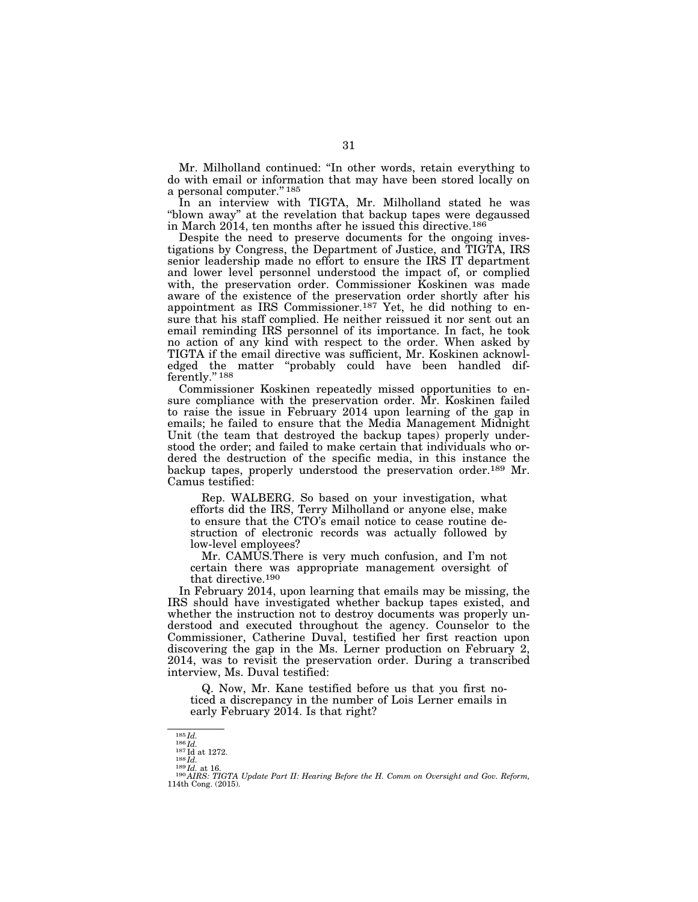Mr. Milholland continued: "In other words, retain everything to do with email or information that may have been stored locally on a personal computer."[185]

In an interview with TIGTA, Mr. Milholland stated he was "blown away" at the revelation that backup tapes were degaussed in March 2014, ten months after he issued this directive.[186]

Despite the need to preserve documents for the ongoing investigations by Congress, the Department of Justice, and TIGTA, IRS senior leadership made no effort to ensure the IRS IT department and lower level personnel understood the impact of, or complied with, the preservation order. Commissioner Koskinen was made aware of the existence of the preservation order shortly after his appointment as IRS Commissioner.[187] Yet, he did nothing to ensure that his staff complied. He neither reissued it nor sent out an email reminding IRS personnel of its importance. In fact, he took no action of any kind with respect to the order. When asked by TIGTA if the email directive was sufficient, Mr. Koskinen acknowledged the matter "probably could have been handled differently."[188]

Commissioner Koskinen repeatedly missed opportunities to ensure compliance with the preservation order. Mr. Koskinen failed to raise the issue in February 2014 upon learning of the gap in emails; he failed to ensure that the Media Management Midnight Unit (the team that destroyed the backup tapes) properly understood the order; and failed to make certain that individuals who ordered the destruction of the specific media, in this instance the backup tapes, properly understood the preservation order.[189] Mr. Camus testified:

> Rep. WALBERG. So based on your investigation, what efforts did the IRS, Terry Milholland or anyone else, make to ensure that the CTO's email notice to cease routine destruction of electronic records was actually followed by low-level employees?
>
> Mr. CAMUS.There is very much confusion, and I'm not certain there was appropriate management oversight of that directive.[190]

In February 2014, upon learning that emails may be missing, the IRS should have investigated whether backup tapes existed, and whether the instruction not to destroy documents was properly understood and executed throughout the agency. Counselor to the Commissioner, Catherine Duval, testified her first reaction upon discovering the gap in the Ms. Lerner production on February 2, 2014, was to revisit the preservation order. During a transcribed interview, Ms. Duval testified:

> Q. Now, Mr. Kane testified before us that you first noticed a discrepancy in the number of Lois Lerner emails in early February 2014. Is that right?

---

[185] *Id.*

[186] *Id.*

[187] Id at 1272.

[188] *Id.*

[189] *Id.* at 16.

[190] *AIRS: TIGTA Update Part II: Hearing Before the H. Comm on Oversight and Gov. Reform,* 114th Cong. (2015).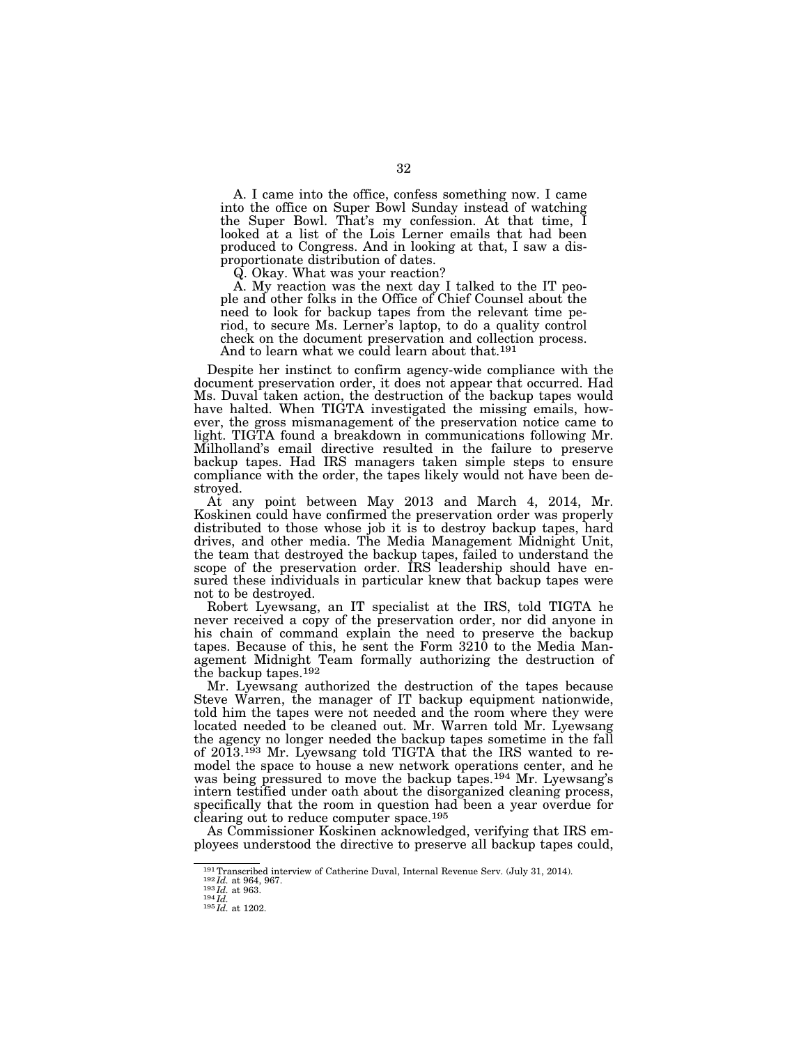A. I came into the office, confess something now. I came into the office on Super Bowl Sunday instead of watching the Super Bowl. That's my confession. At that time, I looked at a list of the Lois Lerner emails that had been produced to Congress. And in looking at that, I saw a disproportionate distribution of dates.

Q. Okay. What was your reaction?

A. My reaction was the next day I talked to the IT people and other folks in the Office of Chief Counsel about the need to look for backup tapes from the relevant time period, to secure Ms. Lerner's laptop, to do a quality control check on the document preservation and collection process. And to learn what we could learn about that.[191]

Despite her instinct to confirm agency-wide compliance with the document preservation order, it does not appear that occurred. Had Ms. Duval taken action, the destruction of the backup tapes would have halted. When TIGTA investigated the missing emails, however, the gross mismanagement of the preservation notice came to light. TIGTA found a breakdown in communications following Mr. Milholland's email directive resulted in the failure to preserve backup tapes. Had IRS managers taken simple steps to ensure compliance with the order, the tapes likely would not have been destroyed.

At any point between May 2013 and March 4, 2014, Mr. Koskinen could have confirmed the preservation order was properly distributed to those whose job it is to destroy backup tapes, hard drives, and other media. The Media Management Midnight Unit, the team that destroyed the backup tapes, failed to understand the scope of the preservation order. IRS leadership should have ensured these individuals in particular knew that backup tapes were not to be destroyed.

Robert Lyewsang, an IT specialist at the IRS, told TIGTA he never received a copy of the preservation order, nor did anyone in his chain of command explain the need to preserve the backup tapes. Because of this, he sent the Form 3210 to the Media Management Midnight Team formally authorizing the destruction of the backup tapes.[192]

Mr. Lyewsang authorized the destruction of the tapes because Steve Warren, the manager of IT backup equipment nationwide, told him the tapes were not needed and the room where they were located needed to be cleaned out. Mr. Warren told Mr. Lyewsang the agency no longer needed the backup tapes sometime in the fall of 2013.[193] Mr. Lyewsang told TIGTA that the IRS wanted to remodel the space to house a new network operations center, and he was being pressured to move the backup tapes.[194] Mr. Lyewsang's intern testified under oath about the disorganized cleaning process, specifically that the room in question had been a year overdue for clearing out to reduce computer space.[195]

As Commissioner Koskinen acknowledged, verifying that IRS employees understood the directive to preserve all backup tapes could,

---

[191] Transcribed interview of Catherine Duval, Internal Revenue Serv. (July 31, 2014).
[192] *Id.* at 964, 967.
[193] *Id.* at 963.
[194] *Id.*
[195] *Id.* at 1202.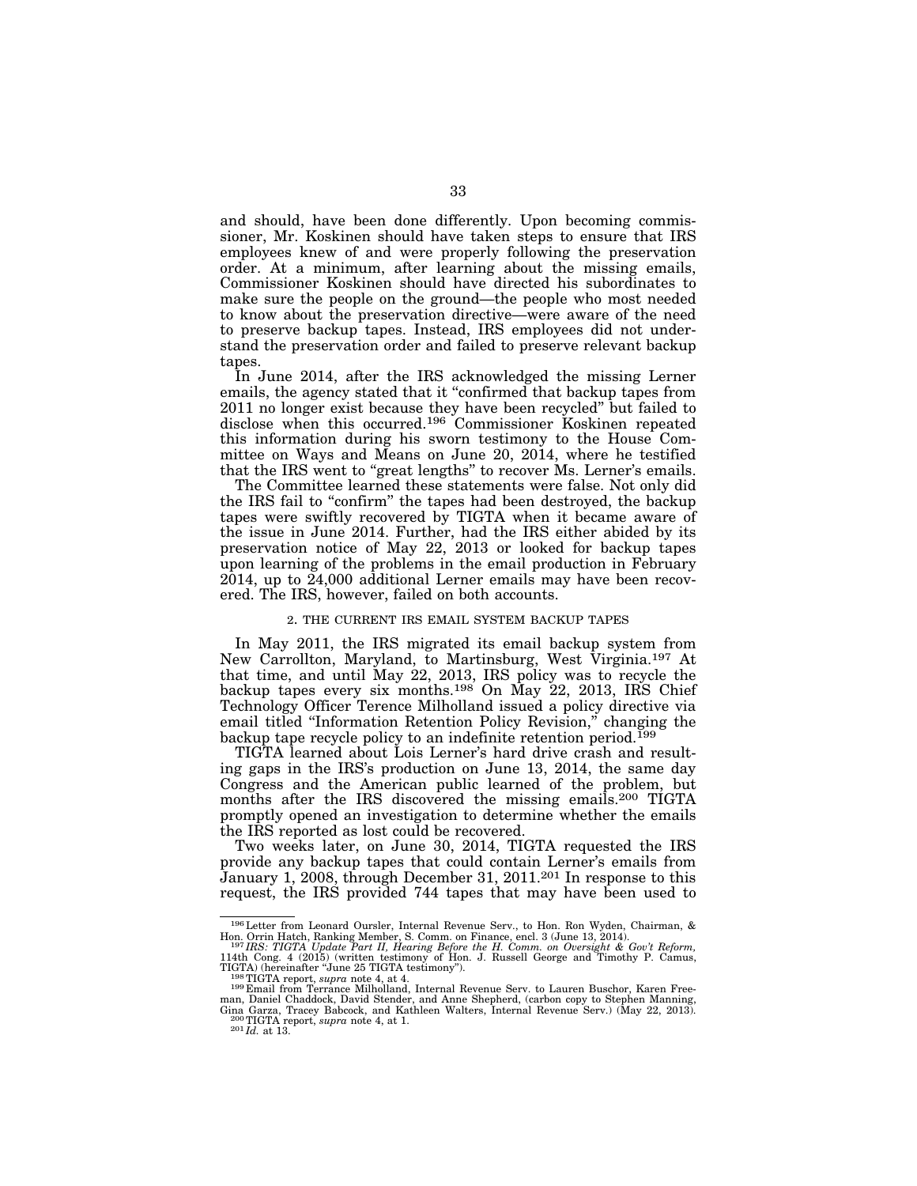and should, have been done differently. Upon becoming commissioner, Mr. Koskinen should have taken steps to ensure that IRS employees knew of and were properly following the preservation order. At a minimum, after learning about the missing emails, Commissioner Koskinen should have directed his subordinates to make sure the people on the ground—the people who most needed to know about the preservation directive—were aware of the need to preserve backup tapes. Instead, IRS employees did not understand the preservation order and failed to preserve relevant backup tapes.

In June 2014, after the IRS acknowledged the missing Lerner emails, the agency stated that it "confirmed that backup tapes from 2011 no longer exist because they have been recycled" but failed to disclose when this occurred.[196] Commissioner Koskinen repeated this information during his sworn testimony to the House Committee on Ways and Means on June 20, 2014, where he testified that the IRS went to "great lengths" to recover Ms. Lerner's emails.

The Committee learned these statements were false. Not only did the IRS fail to "confirm" the tapes had been destroyed, the backup tapes were swiftly recovered by TIGTA when it became aware of the issue in June 2014. Further, had the IRS either abided by its preservation notice of May 22, 2013 or looked for backup tapes upon learning of the problems in the email production in February 2014, up to 24,000 additional Lerner emails may have been recovered. The IRS, however, failed on both accounts.

### 2. THE CURRENT IRS EMAIL SYSTEM BACKUP TAPES

In May 2011, the IRS migrated its email backup system from New Carrollton, Maryland, to Martinsburg, West Virginia.[197] At that time, and until May 22, 2013, IRS policy was to recycle the backup tapes every six months.[198] On May 22, 2013, IRS Chief Technology Officer Terence Milholland issued a policy directive via email titled "Information Retention Policy Revision," changing the backup tape recycle policy to an indefinite retention period.[199]

TIGTA learned about Lois Lerner's hard drive crash and resulting gaps in the IRS's production on June 13, 2014, the same day Congress and the American public learned of the problem, but months after the IRS discovered the missing emails.[200] TIGTA promptly opened an investigation to determine whether the emails the IRS reported as lost could be recovered.

Two weeks later, on June 30, 2014, TIGTA requested the IRS provide any backup tapes that could contain Lerner's emails from January 1, 2008, through December 31, 2011.[201] In response to this request, the IRS provided 744 tapes that may have been used to

---

[196] Letter from Leonard Oursler, Internal Revenue Serv., to Hon. Ron Wyden, Chairman, & Hon. Orrin Hatch, Ranking Member, S. Comm. on Finance, encl. 3 (June 13, 2014).

[197] *IRS: TIGTA Update Part II, Hearing Before the H. Comm. on Oversight & Gov't Reform,* 114th Cong. 4 (2015) (written testimony of Hon. J. Russell George and Timothy P. Camus, TIGTA) (hereinafter "June 25 TIGTA testimony").

[198] TIGTA report, *supra* note 4, at 4.

[199] Email from Terrance Milholland, Internal Revenue Serv. to Lauren Buschor, Karen Freeman, Daniel Chaddock, David Stender, and Anne Shepherd, (carbon copy to Stephen Manning, Gina Garza, Tracey Babcock, and Kathleen Walters, Internal Revenue Serv.) (May 22, 2013).

[200] TIGTA report, *supra* note 4, at 1.

[201] *Id.* at 13.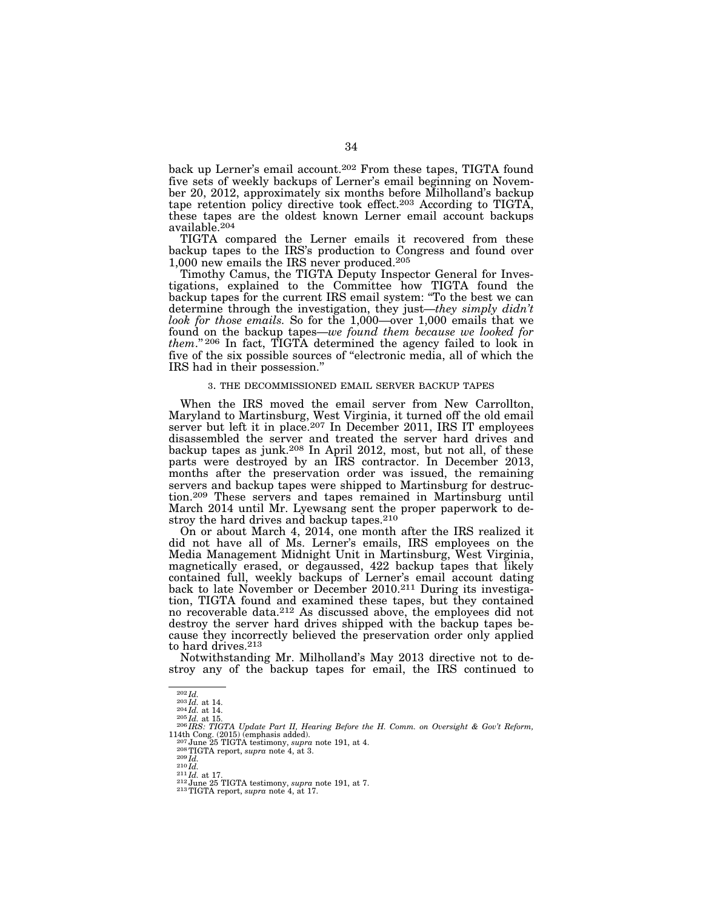back up Lerner's email account.[202] From these tapes, TIGTA found five sets of weekly backups of Lerner's email beginning on November 20, 2012, approximately six months before Milholland's backup tape retention policy directive took effect.[203] According to TIGTA, these tapes are the oldest known Lerner email account backups available.[204]

TIGTA compared the Lerner emails it recovered from these backup tapes to the IRS's production to Congress and found over 1,000 new emails the IRS never produced.[205]

Timothy Camus, the TIGTA Deputy Inspector General for Investigations, explained to the Committee how TIGTA found the backup tapes for the current IRS email system: "To the best we can determine through the investigation, they just—*they simply didn't look for those emails.* So for the 1,000—over 1,000 emails that we found on the backup tapes—*we found them because we looked for them.*"[206] In fact, TIGTA determined the agency failed to look in five of the six possible sources of "electronic media, all of which the IRS had in their possession."

### 3. THE DECOMMISSIONED EMAIL SERVER BACKUP TAPES

When the IRS moved the email server from New Carrollton, Maryland to Martinsburg, West Virginia, it turned off the old email server but left it in place.[207] In December 2011, IRS IT employees disassembled the server and treated the server hard drives and backup tapes as junk.[208] In April 2012, most, but not all, of these parts were destroyed by an IRS contractor. In December 2013, months after the preservation order was issued, the remaining servers and backup tapes were shipped to Martinsburg for destruction.[209] These servers and tapes remained in Martinsburg until March 2014 until Mr. Lyewsang sent the proper paperwork to destroy the hard drives and backup tapes.[210]

On or about March 4, 2014, one month after the IRS realized it did not have all of Ms. Lerner's emails, IRS employees on the Media Management Midnight Unit in Martinsburg, West Virginia, magnetically erased, or degaussed, 422 backup tapes that likely contained full, weekly backups of Lerner's email account dating back to late November or December 2010.[211] During its investigation, TIGTA found and examined these tapes, but they contained no recoverable data.[212] As discussed above, the employees did not destroy the server hard drives shipped with the backup tapes because they incorrectly believed the preservation order only applied to hard drives.[213]

Notwithstanding Mr. Milholland's May 2013 directive not to destroy any of the backup tapes for email, the IRS continued to

---

[202] *Id.*
[203] *Id.* at 14.
[204] *Id.* at 14.
[205] *Id.* at 15.
[206] *IRS: TIGTA Update Part II, Hearing Before the H. Comm. on Oversight & Gov't Reform,* 114th Cong. (2015) (emphasis added).
[207] June 25 TIGTA testimony, *supra* note 191, at 4.
[208] TIGTA report, *supra* note 4, at 3.
[209] *Id.*
[210] *Id.*
[211] *Id.* at 17.
[212] June 25 TIGTA testimony, *supra* note 191, at 7.
[213] TIGTA report, *supra* note 4, at 17.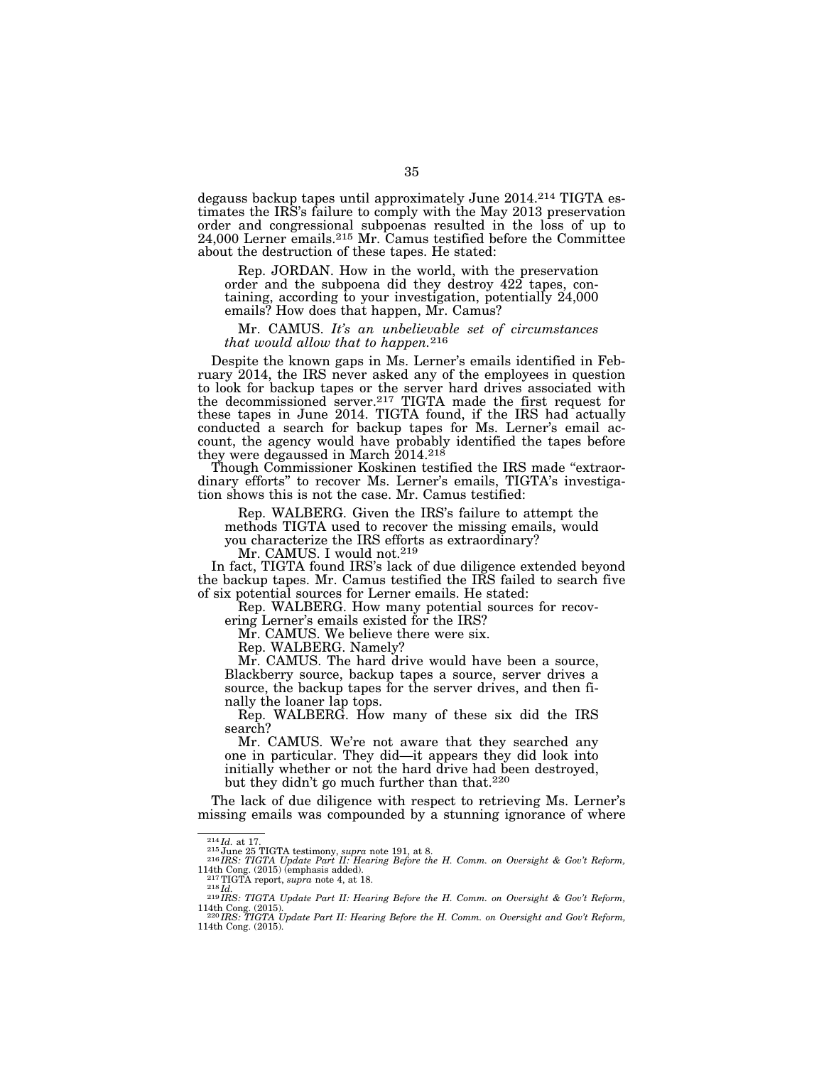degauss backup tapes until approximately June 2014.[214] TIGTA estimates the IRS's failure to comply with the May 2013 preservation order and congressional subpoenas resulted in the loss of up to 24,000 Lerner emails.[215] Mr. Camus testified before the Committee about the destruction of these tapes. He stated:

> Rep. JORDAN. How in the world, with the preservation order and the subpoena did they destroy 422 tapes, containing, according to your investigation, potentially 24,000 emails? How does that happen, Mr. Camus?
>
> Mr. CAMUS. *It's an unbelievable set of circumstances that would allow that to happen.*[216]

Despite the known gaps in Ms. Lerner's emails identified in February 2014, the IRS never asked any of the employees in question to look for backup tapes or the server hard drives associated with the decommissioned server.[217] TIGTA made the first request for these tapes in June 2014. TIGTA found, if the IRS had actually conducted a search for backup tapes for Ms. Lerner's email account, the agency would have probably identified the tapes before they were degaussed in March 2014.[218]

Though Commissioner Koskinen testified the IRS made "extraordinary efforts" to recover Ms. Lerner's emails, TIGTA's investigation shows this is not the case. Mr. Camus testified:

> Rep. WALBERG. Given the IRS's failure to attempt the methods TIGTA used to recover the missing emails, would you characterize the IRS efforts as extraordinary?
>
> Mr. CAMUS. I would not.[219]

In fact, TIGTA found IRS's lack of due diligence extended beyond the backup tapes. Mr. Camus testified the IRS failed to search five of six potential sources for Lerner emails. He stated:

> Rep. WALBERG. How many potential sources for recovering Lerner's emails existed for the IRS?
>
> Mr. CAMUS. We believe there were six.
>
> Rep. WALBERG. Namely?
>
> Mr. CAMUS. The hard drive would have been a source, Blackberry source, backup tapes a source, server drives a source, the backup tapes for the server drives, and then finally the loaner lap tops.
>
> Rep. WALBERG. How many of these six did the IRS search?
>
> Mr. CAMUS. We're not aware that they searched any one in particular. They did—it appears they did look into initially whether or not the hard drive had been destroyed, but they didn't go much further than that.[220]

The lack of due diligence with respect to retrieving Ms. Lerner's missing emails was compounded by a stunning ignorance of where

---

[214] *Id.* at 17.

[215] June 25 TIGTA testimony, *supra* note 191, at 8.

[216] *IRS: TIGTA Update Part II: Hearing Before the H. Comm. on Oversight & Gov't Reform,* 114th Cong. (2015) (emphasis added).

[217] TIGTA report, *supra* note 4, at 18.

[218] *Id.*

[219] *IRS: TIGTA Update Part II: Hearing Before the H. Comm. on Oversight & Gov't Reform,* 114th Cong. (2015).

[220] *IRS: TIGTA Update Part II: Hearing Before the H. Comm. on Oversight and Gov't Reform,* 114th Cong. (2015).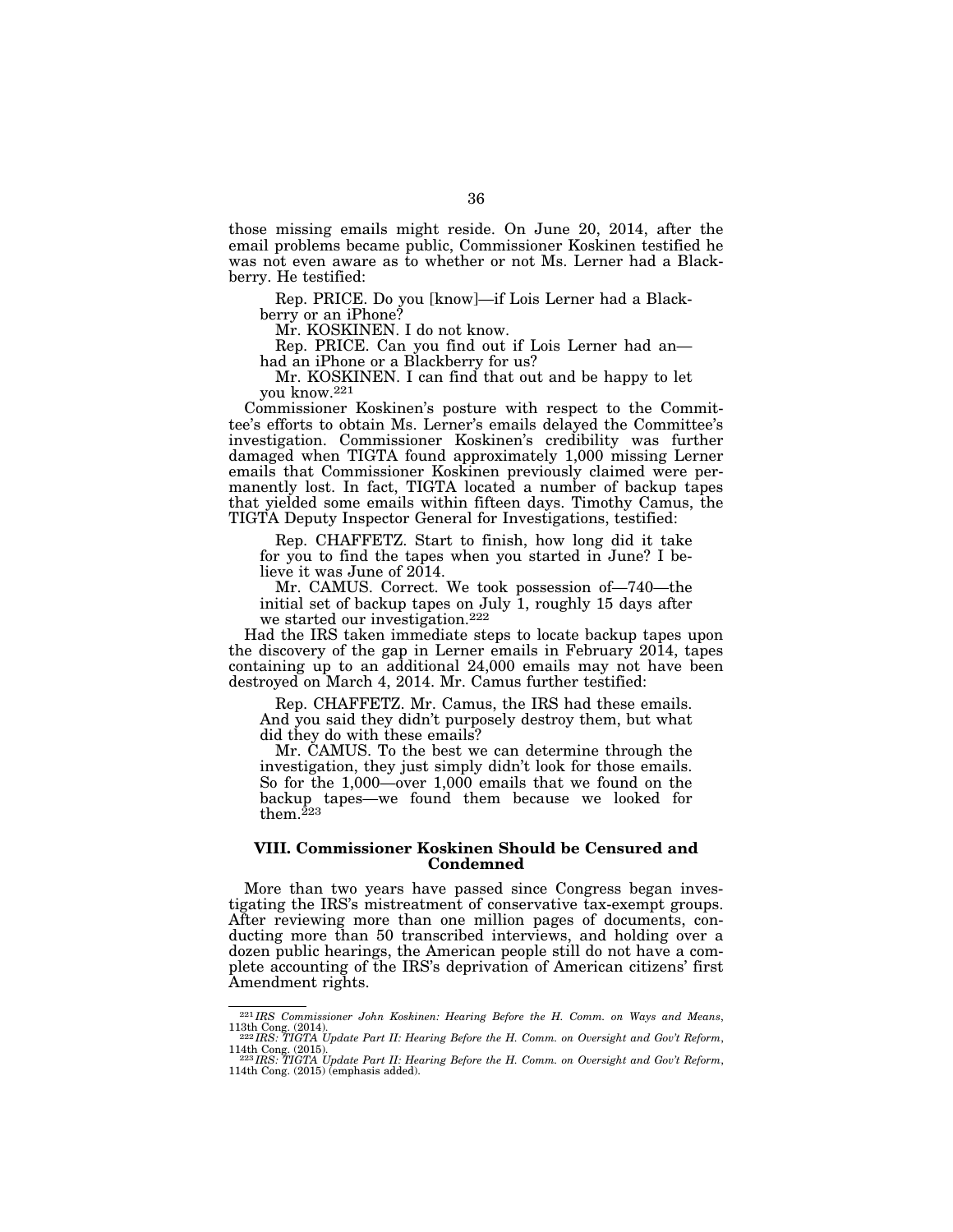those missing emails might reside. On June 20, 2014, after the email problems became public, Commissioner Koskinen testified he was not even aware as to whether or not Ms. Lerner had a Blackberry. He testified:

> Rep. PRICE. Do you [know]—if Lois Lerner had a Blackberry or an iPhone?
>
> Mr. KOSKINEN. I do not know.
>
> Rep. PRICE. Can you find out if Lois Lerner had an—had an iPhone or a Blackberry for us?
>
> Mr. KOSKINEN. I can find that out and be happy to let you know.[221]

Commissioner Koskinen's posture with respect to the Committee's efforts to obtain Ms. Lerner's emails delayed the Committee's investigation. Commissioner Koskinen's credibility was further damaged when TIGTA found approximately 1,000 missing Lerner emails that Commissioner Koskinen previously claimed were permanently lost. In fact, TIGTA located a number of backup tapes that yielded some emails within fifteen days. Timothy Camus, the TIGTA Deputy Inspector General for Investigations, testified:

> Rep. CHAFFETZ. Start to finish, how long did it take for you to find the tapes when you started in June? I believe it was June of 2014.
>
> Mr. CAMUS. Correct. We took possession of—740—the initial set of backup tapes on July 1, roughly 15 days after we started our investigation.[222]

Had the IRS taken immediate steps to locate backup tapes upon the discovery of the gap in Lerner emails in February 2014, tapes containing up to an additional 24,000 emails may not have been destroyed on March 4, 2014. Mr. Camus further testified:

> Rep. CHAFFETZ. Mr. Camus, the IRS had these emails. And you said they didn't purposely destroy them, but what did they do with these emails?
>
> Mr. CAMUS. To the best we can determine through the investigation, they just simply didn't look for those emails. So for the 1,000—over 1,000 emails that we found on the backup tapes—we found them because we looked for them.[223]

## VIII. Commissioner Koskinen Should be Censured and Condemned

More than two years have passed since Congress began investigating the IRS's mistreatment of conservative tax-exempt groups. After reviewing more than one million pages of documents, conducting more than 50 transcribed interviews, and holding over a dozen public hearings, the American people still do not have a complete accounting of the IRS's deprivation of American citizens' first Amendment rights.

---

[221] *IRS Commissioner John Koskinen: Hearing Before the H. Comm. on Ways and Means*, 113th Cong. (2014).

[222] *IRS: TIGTA Update Part II: Hearing Before the H. Comm. on Oversight and Gov't Reform*, 114th Cong. (2015).

[223] *IRS: TIGTA Update Part II: Hearing Before the H. Comm. on Oversight and Gov't Reform*, 114th Cong. (2015) (emphasis added).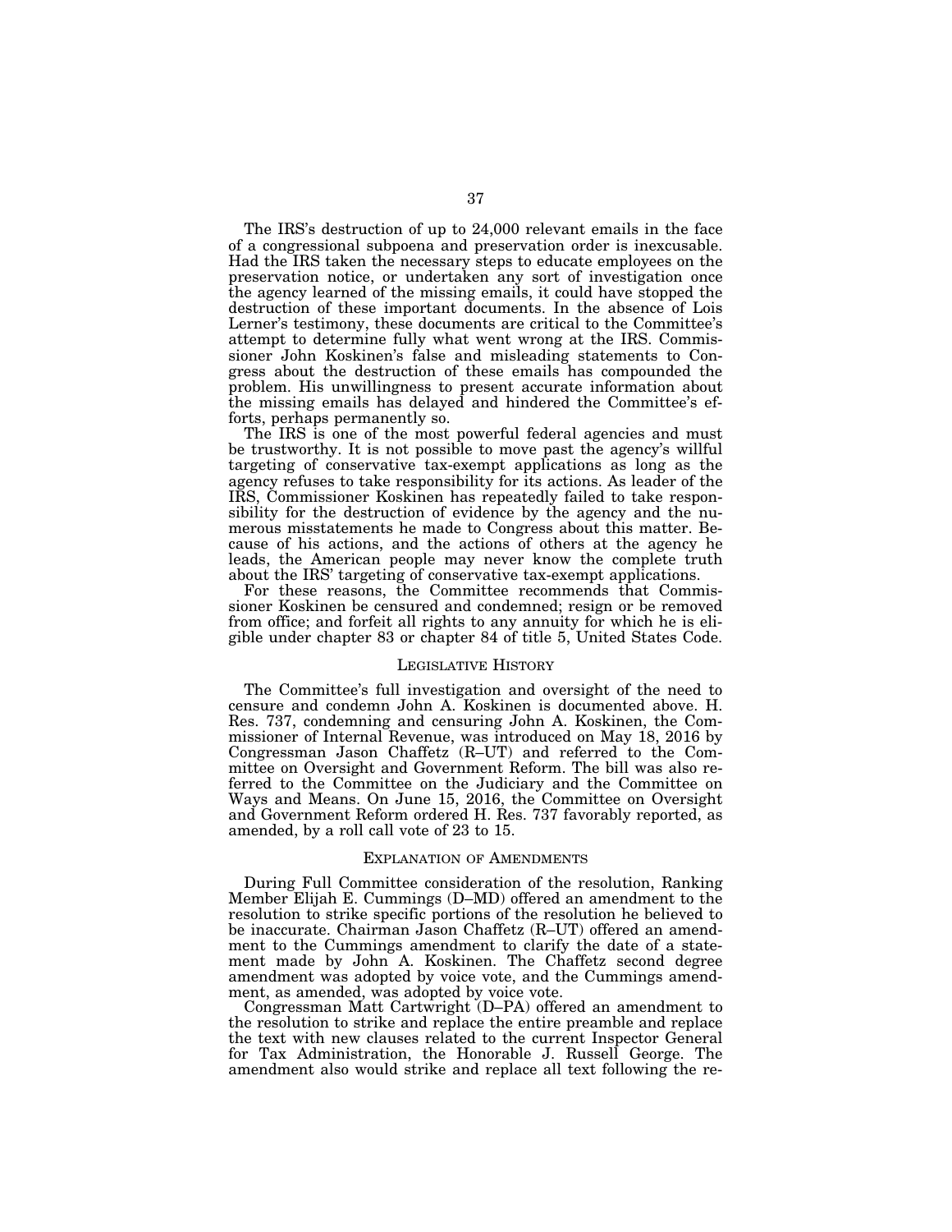The IRS's destruction of up to 24,000 relevant emails in the face of a congressional subpoena and preservation order is inexcusable. Had the IRS taken the necessary steps to educate employees on the preservation notice, or undertaken any sort of investigation once the agency learned of the missing emails, it could have stopped the destruction of these important documents. In the absence of Lois Lerner's testimony, these documents are critical to the Committee's attempt to determine fully what went wrong at the IRS. Commissioner John Koskinen's false and misleading statements to Congress about the destruction of these emails has compounded the problem. His unwillingness to present accurate information about the missing emails has delayed and hindered the Committee's efforts, perhaps permanently so.

The IRS is one of the most powerful federal agencies and must be trustworthy. It is not possible to move past the agency's willful targeting of conservative tax-exempt applications as long as the agency refuses to take responsibility for its actions. As leader of the IRS, Commissioner Koskinen has repeatedly failed to take responsibility for the destruction of evidence by the agency and the numerous misstatements he made to Congress about this matter. Because of his actions, and the actions of others at the agency he leads, the American people may never know the complete truth about the IRS' targeting of conservative tax-exempt applications.

For these reasons, the Committee recommends that Commissioner Koskinen be censured and condemned; resign or be removed from office; and forfeit all rights to any annuity for which he is eligible under chapter 83 or chapter 84 of title 5, United States Code.

## LEGISLATIVE HISTORY

The Committee's full investigation and oversight of the need to censure and condemn John A. Koskinen is documented above. H. Res. 737, condemning and censuring John A. Koskinen, the Commissioner of Internal Revenue, was introduced on May 18, 2016 by Congressman Jason Chaffetz (R–UT) and referred to the Committee on Oversight and Government Reform. The bill was also referred to the Committee on the Judiciary and the Committee on Ways and Means. On June 15, 2016, the Committee on Oversight and Government Reform ordered H. Res. 737 favorably reported, as amended, by a roll call vote of 23 to 15.

## EXPLANATION OF AMENDMENTS

During Full Committee consideration of the resolution, Ranking Member Elijah E. Cummings (D–MD) offered an amendment to the resolution to strike specific portions of the resolution he believed to be inaccurate. Chairman Jason Chaffetz (R–UT) offered an amendment to the Cummings amendment to clarify the date of a statement made by John A. Koskinen. The Chaffetz second degree amendment was adopted by voice vote, and the Cummings amendment, as amended, was adopted by voice vote.

Congressman Matt Cartwright (D–PA) offered an amendment to the resolution to strike and replace the entire preamble and replace the text with new clauses related to the current Inspector General for Tax Administration, the Honorable J. Russell George. The amendment also would strike and replace all text following the re-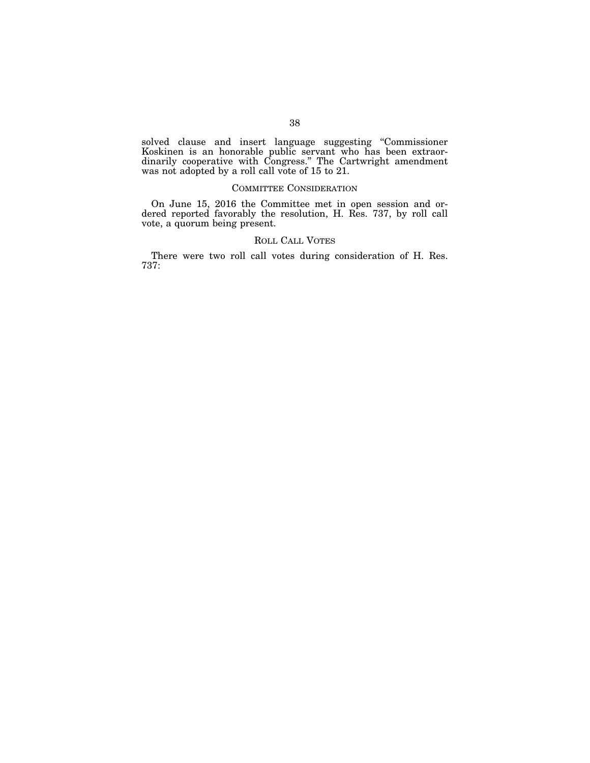solved clause and insert language suggesting "Commissioner Koskinen is an honorable public servant who has been extraordinarily cooperative with Congress." The Cartwright amendment was not adopted by a roll call vote of 15 to 21.

## COMMITTEE CONSIDERATION

On June 15, 2016 the Committee met in open session and ordered reported favorably the resolution, H. Res. 737, by roll call vote, a quorum being present.

## ROLL CALL VOTES

There were two roll call votes during consideration of H. Res. 737: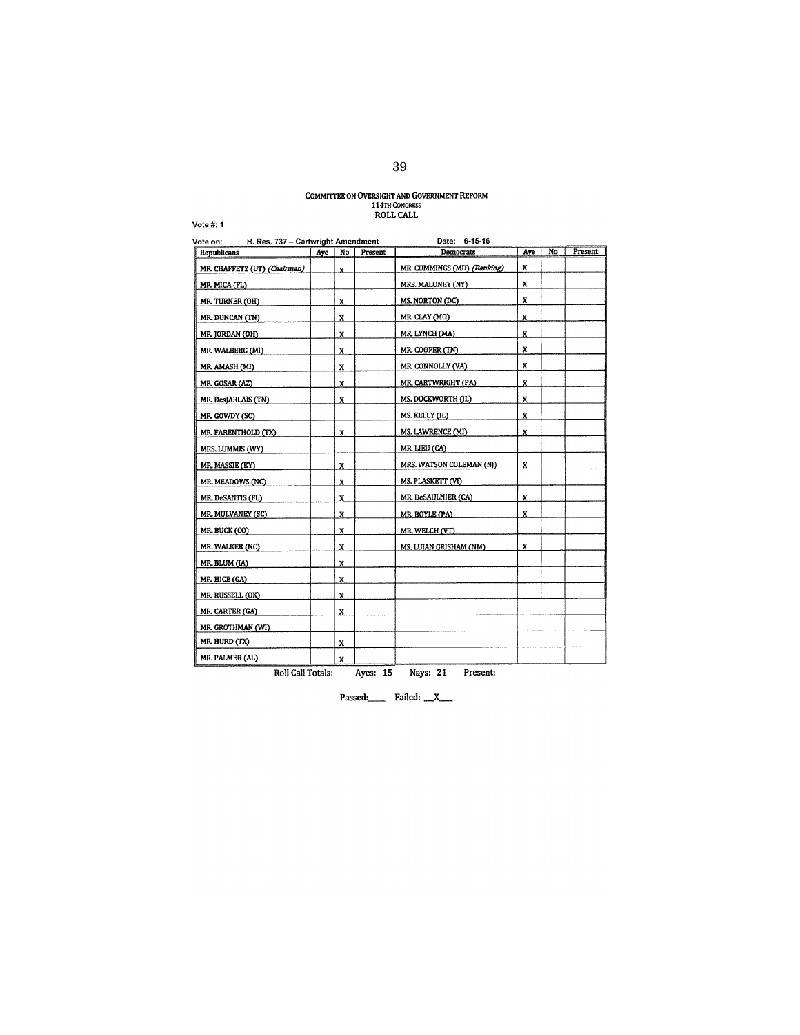COMMITTEE ON OVERSIGHT AND GOVERNMENT REFORM
114TH CONGRESS
ROLL CALL

Vote #: 1

Vote on: H. Res. 737 – Cartwright Amendment Date: 6-15-16

| Republicans | Aye | No | Present | Democrats | Aye | No | Present |
|---|---|---|---|---|---|---|---|
| MR. CHAFFETZ (UT) *(Chairman)* | | X | | MR. CUMMINGS (MD) *(Ranking)* | X | | |
| MR. MICA (FL) | | | | MRS. MALONEY (NY) | X | | |
| MR. TURNER (OH) | | X | | MS. NORTON (DC) | X | | |
| MR. DUNCAN (TN) | | X | | MR. CLAY (MO) | X | | |
| MR. JORDAN (OH) | | X | | MR. LYNCH (MA) | X | | |
| MR. WALBERG (MI) | | X | | MR. COOPER (TN) | X | | |
| MR. AMASH (MI) | | X | | MR. CONNOLLY (VA) | X | | |
| MR. GOSAR (AZ) | | X | | MR. CARTWRIGHT (PA) | X | | |
| MR. DesJARLAIS (TN) | | X | | MS. DUCKWORTH (IL) | X | | |
| MR. GOWDY (SC) | | | | MS. KELLY (IL) | X | | |
| MR. FARENTHOLD (TX) | | X | | MS. LAWRENCE (MI) | X | | |
| MRS. LUMMIS (WY) | | | | MR. LIEU (CA) | | | |
| MR. MASSIE (KY) | | X | | MRS. WATSON COLEMAN (NJ) | X | | |
| MR. MEADOWS (NC) | | X | | MS. PLASKETT (VI) | | | |
| MR. DeSANTIS (FL) | | X | | MR. DeSAULNIER (CA) | X | | |
| MR. MULVANEY (SC) | | X | | MR. BOYLE (PA) | X | | |
| MR. BUCK (CO) | | X | | MR. WELCH (VT) | | | |
| MR. WALKER (NC) | | X | | MS. LUJAN GRISHAM (NM) | X | | |
| MR. BLUM (IA) | | X | | | | | |
| MR. HICE (GA) | | X | | | | | |
| MR. RUSSELL (OK) | | X | | | | | |
| MR. CARTER (GA) | | X | | | | | |
| MR. GROTHMAN (WI) | | | | | | | |
| MR. HURD (TX) | | X | | | | | |
| MR. PALMER (AL) | | X | | | | | |

Roll Call Totals: Ayes: 15 Nays: 21 Present:

Passed:\_\_\_\_ Failed: \_\_X\_\_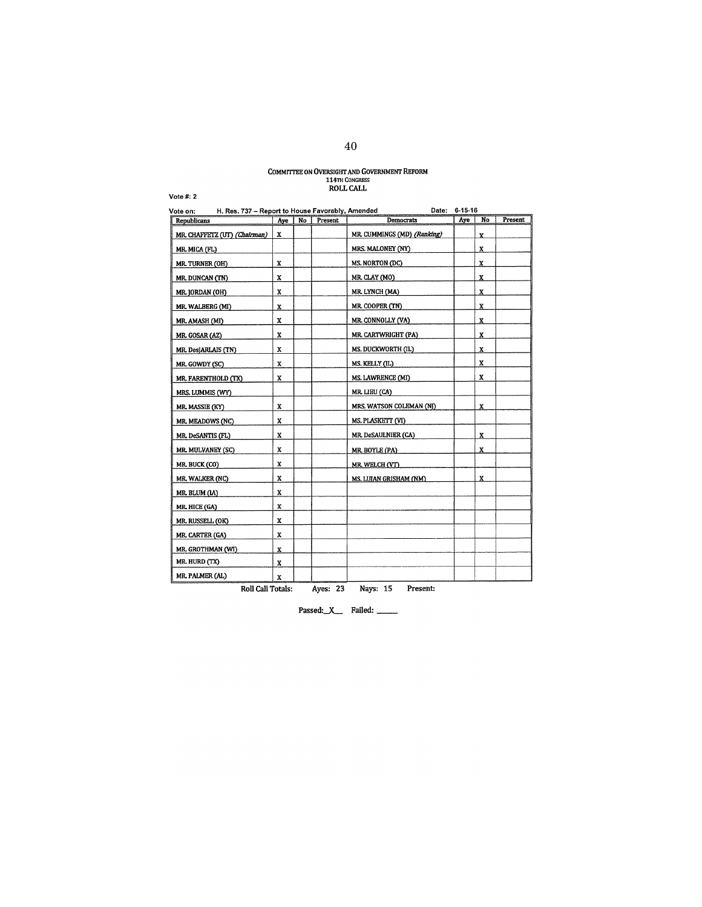COMMITTEE ON OVERSIGHT AND GOVERNMENT REFORM
114TH CONGRESS
ROLL CALL

Vote #: 2

Vote on: H. Res. 737 – Report to House Favorably, Amended Date: 6-15-16

| Republicans | Aye | No | Present | Democrats | Aye | No | Present |
|---|---|---|---|---|---|---|---|
| MR. CHAFFETZ (UT) *(Chairman)* | X | | | MR. CUMMINGS (MD) *(Ranking)* | | X | |
| MR. MICA (FL) | | | | MRS. MALONEY (NY) | | X | |
| MR. TURNER (OH) | X | | | MS. NORTON (DC) | | X | |
| MR. DUNCAN (TN) | X | | | MR. CLAY (MO) | | X | |
| MR. JORDAN (OH) | X | | | MR. LYNCH (MA) | | X | |
| MR. WALBERG (MI) | X | | | MR. COOPER (TN) | | X | |
| MR. AMASH (MI) | X | | | MR. CONNOLLY (VA) | | X | |
| MR. GOSAR (AZ) | X | | | MR. CARTWRIGHT (PA) | | X | |
| MR. DesJARLAIS (TN) | X | | | MS. DUCKWORTH (IL) | | X | |
| MR. GOWDY (SC) | X | | | MS. KELLY (IL) | | X | |
| MR. FARENTHOLD (TX) | X | | | MS. LAWRENCE (MI) | | X | |
| MRS. LUMMIS (WY) | | | | MR. LIEU (CA) | | | |
| MR. MASSIE (KY) | X | | | MRS. WATSON COLEMAN (NJ) | | X | |
| MR. MEADOWS (NC) | X | | | MS. PLASKETT (VI) | | | |
| MR. DeSANTIS (FL) | X | | | MR. DeSAULNIER (CA) | | X | |
| MR. MULVANEY (SC) | X | | | MR. BOYLE (PA) | | X | |
| MR. BUCK (CO) | X | | | MR. WELCH (VT) | | | |
| MR. WALKER (NC) | X | | | MS. LUJAN GRISHAM (NM) | | X | |
| MR. BLUM (IA) | X | | | | | | |
| MR. HICE (GA) | X | | | | | | |
| MR. RUSSELL (OK) | X | | | | | | |
| MR. CARTER (GA) | X | | | | | | |
| MR. GROTHMAN (WI) | X | | | | | | |
| MR. HURD (TX) | X | | | | | | |
| MR. PALMER (AL) | X | | | | | | |

Roll Call Totals: Ayes: 23 Nays: 15 Present:

Passed: X Failed: \_\_\_\_\_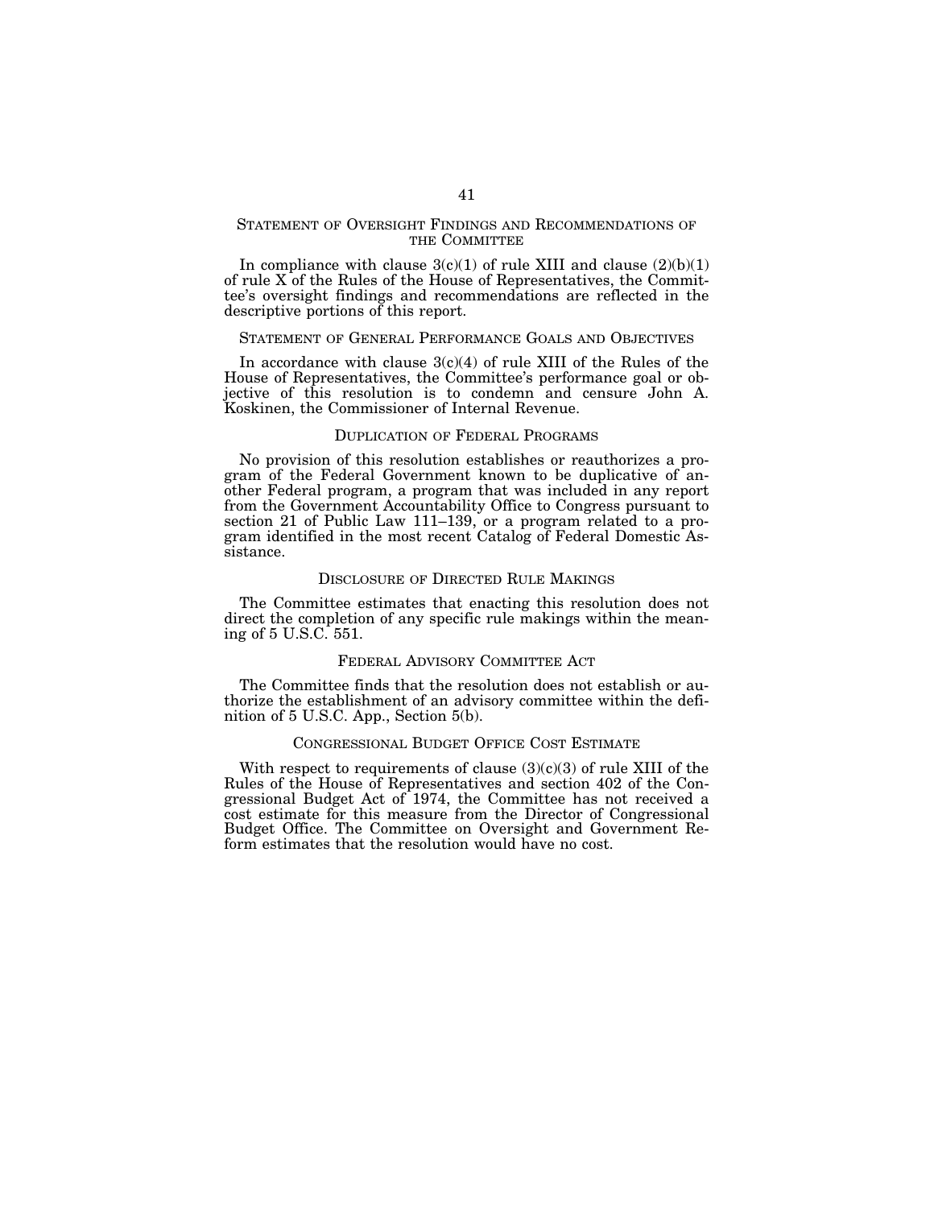## STATEMENT OF OVERSIGHT FINDINGS AND RECOMMENDATIONS OF THE COMMITTEE

In compliance with clause 3(c)(1) of rule XIII and clause (2)(b)(1) of rule X of the Rules of the House of Representatives, the Committee's oversight findings and recommendations are reflected in the descriptive portions of this report.

## STATEMENT OF GENERAL PERFORMANCE GOALS AND OBJECTIVES

In accordance with clause 3(c)(4) of rule XIII of the Rules of the House of Representatives, the Committee's performance goal or objective of this resolution is to condemn and censure John A. Koskinen, the Commissioner of Internal Revenue.

## DUPLICATION OF FEDERAL PROGRAMS

No provision of this resolution establishes or reauthorizes a program of the Federal Government known to be duplicative of another Federal program, a program that was included in any report from the Government Accountability Office to Congress pursuant to section 21 of Public Law 111–139, or a program related to a program identified in the most recent Catalog of Federal Domestic Assistance.

## DISCLOSURE OF DIRECTED RULE MAKINGS

The Committee estimates that enacting this resolution does not direct the completion of any specific rule makings within the meaning of 5 U.S.C. 551.

## FEDERAL ADVISORY COMMITTEE ACT

The Committee finds that the resolution does not establish or authorize the establishment of an advisory committee within the definition of 5 U.S.C. App., Section 5(b).

## CONGRESSIONAL BUDGET OFFICE COST ESTIMATE

With respect to requirements of clause (3)(c)(3) of rule XIII of the Rules of the House of Representatives and section 402 of the Congressional Budget Act of 1974, the Committee has not received a cost estimate for this measure from the Director of Congressional Budget Office. The Committee on Oversight and Government Reform estimates that the resolution would have no cost.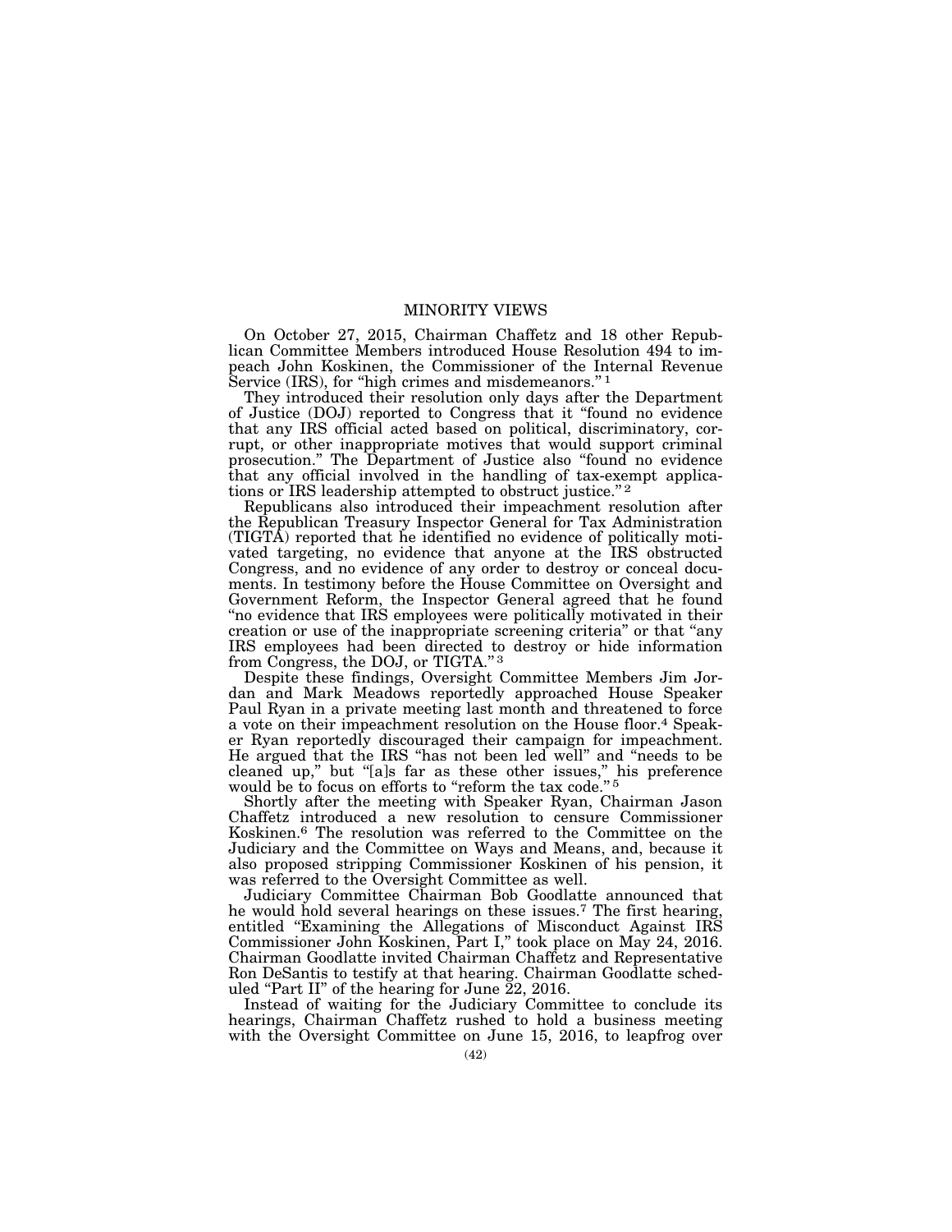# MINORITY VIEWS

On October 27, 2015, Chairman Chaffetz and 18 other Republican Committee Members introduced House Resolution 494 to impeach John Koskinen, the Commissioner of the Internal Revenue Service (IRS), for "high crimes and misdemeanors."[1]

They introduced their resolution only days after the Department of Justice (DOJ) reported to Congress that it "found no evidence that any IRS official acted based on political, discriminatory, corrupt, or other inappropriate motives that would support criminal prosecution." The Department of Justice also "found no evidence that any official involved in the handling of tax-exempt applications or IRS leadership attempted to obstruct justice."[2]

Republicans also introduced their impeachment resolution after the Republican Treasury Inspector General for Tax Administration (TIGTA) reported that he identified no evidence of politically motivated targeting, no evidence that anyone at the IRS obstructed Congress, and no evidence of any order to destroy or conceal documents. In testimony before the House Committee on Oversight and Government Reform, the Inspector General agreed that he found "no evidence that IRS employees were politically motivated in their creation or use of the inappropriate screening criteria" or that "any IRS employees had been directed to destroy or hide information from Congress, the DOJ, or TIGTA."[3]

Despite these findings, Oversight Committee Members Jim Jordan and Mark Meadows reportedly approached House Speaker Paul Ryan in a private meeting last month and threatened to force a vote on their impeachment resolution on the House floor.[4] Speaker Ryan reportedly discouraged their campaign for impeachment. He argued that the IRS "has not been led well" and "needs to be cleaned up," but "[a]s far as these other issues," his preference would be to focus on efforts to "reform the tax code."[5]

Shortly after the meeting with Speaker Ryan, Chairman Jason Chaffetz introduced a new resolution to censure Commissioner Koskinen.[6] The resolution was referred to the Committee on the Judiciary and the Committee on Ways and Means, and, because it also proposed stripping Commissioner Koskinen of his pension, it was referred to the Oversight Committee as well.

Judiciary Committee Chairman Bob Goodlatte announced that he would hold several hearings on these issues.[7] The first hearing, entitled "Examining the Allegations of Misconduct Against IRS Commissioner John Koskinen, Part I," took place on May 24, 2016. Chairman Goodlatte invited Chairman Chaffetz and Representative Ron DeSantis to testify at that hearing. Chairman Goodlatte scheduled "Part II" of the hearing for June 22, 2016.

Instead of waiting for the Judiciary Committee to conclude its hearings, Chairman Chaffetz rushed to hold a business meeting with the Oversight Committee on June 15, 2016, to leapfrog over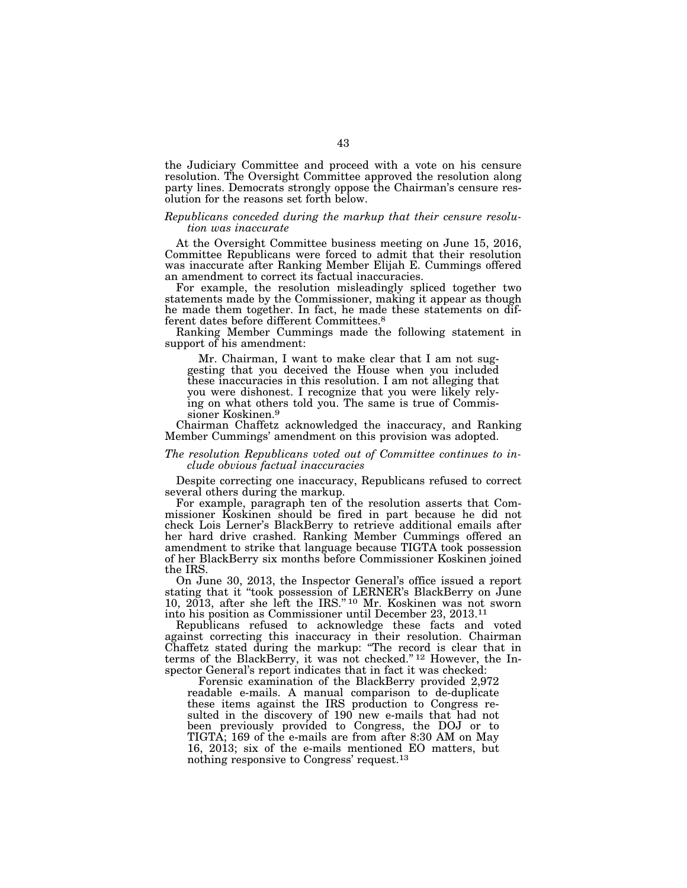the Judiciary Committee and proceed with a vote on his censure resolution. The Oversight Committee approved the resolution along party lines. Democrats strongly oppose the Chairman's censure resolution for the reasons set forth below.

*Republicans conceded during the markup that their censure resolution was inaccurate*

At the Oversight Committee business meeting on June 15, 2016, Committee Republicans were forced to admit that their resolution was inaccurate after Ranking Member Elijah E. Cummings offered an amendment to correct its factual inaccuracies.

For example, the resolution misleadingly spliced together two statements made by the Commissioner, making it appear as though he made them together. In fact, he made these statements on different dates before different Committees.[8]

Ranking Member Cummings made the following statement in support of his amendment:

> Mr. Chairman, I want to make clear that I am not suggesting that you deceived the House when you included these inaccuracies in this resolution. I am not alleging that you were dishonest. I recognize that you were likely relying on what others told you. The same is true of Commissioner Koskinen.[9]

Chairman Chaffetz acknowledged the inaccuracy, and Ranking Member Cummings' amendment on this provision was adopted.

*The resolution Republicans voted out of Committee continues to include obvious factual inaccuracies*

Despite correcting one inaccuracy, Republicans refused to correct several others during the markup.

For example, paragraph ten of the resolution asserts that Commissioner Koskinen should be fired in part because he did not check Lois Lerner's BlackBerry to retrieve additional emails after her hard drive crashed. Ranking Member Cummings offered an amendment to strike that language because TIGTA took possession of her BlackBerry six months before Commissioner Koskinen joined the IRS.

On June 30, 2013, the Inspector General's office issued a report stating that it "took possession of LERNER's BlackBerry on June 10, 2013, after she left the IRS."[10] Mr. Koskinen was not sworn into his position as Commissioner until December 23, 2013.[11]

Republicans refused to acknowledge these facts and voted against correcting this inaccuracy in their resolution. Chairman Chaffetz stated during the markup: "The record is clear that in terms of the BlackBerry, it was not checked."[12] However, the Inspector General's report indicates that in fact it was checked:

> Forensic examination of the BlackBerry provided 2,972 readable e-mails. A manual comparison to de-duplicate these items against the IRS production to Congress resulted in the discovery of 190 new e-mails that had not been previously provided to Congress, the DOJ or to TIGTA; 169 of the e-mails are from after 8:30 AM on May 16, 2013; six of the e-mails mentioned EO matters, but nothing responsive to Congress' request.[13]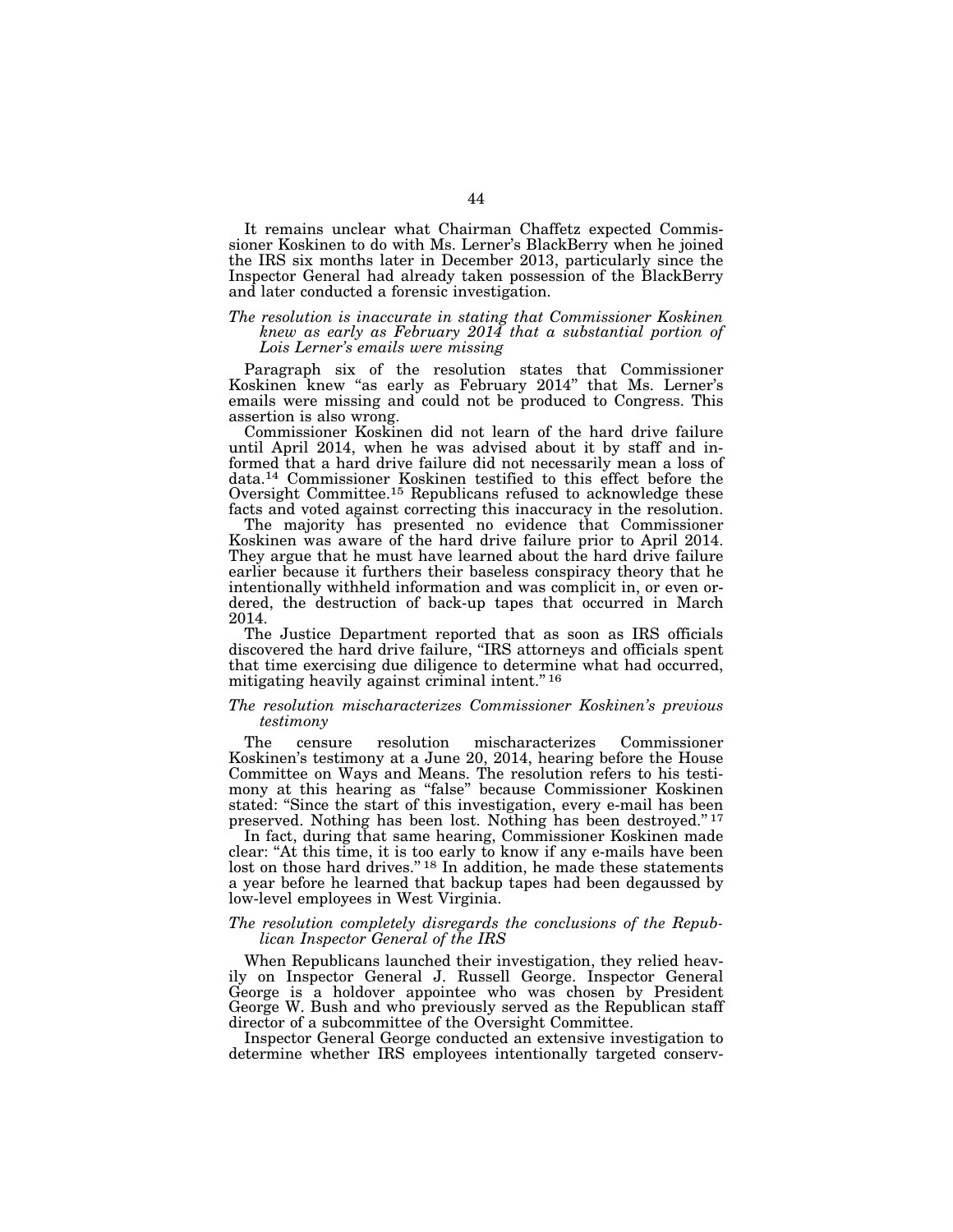It remains unclear what Chairman Chaffetz expected Commissioner Koskinen to do with Ms. Lerner's BlackBerry when he joined the IRS six months later in December 2013, particularly since the Inspector General had already taken possession of the BlackBerry and later conducted a forensic investigation.

*The resolution is inaccurate in stating that Commissioner Koskinen knew as early as February 2014 that a substantial portion of Lois Lerner's emails were missing*

Paragraph six of the resolution states that Commissioner Koskinen knew "as early as February 2014" that Ms. Lerner's emails were missing and could not be produced to Congress. This assertion is also wrong.

Commissioner Koskinen did not learn of the hard drive failure until April 2014, when he was advised about it by staff and informed that a hard drive failure did not necessarily mean a loss of data.[14] Commissioner Koskinen testified to this effect before the Oversight Committee.[15] Republicans refused to acknowledge these facts and voted against correcting this inaccuracy in the resolution.

The majority has presented no evidence that Commissioner Koskinen was aware of the hard drive failure prior to April 2014. They argue that he must have learned about the hard drive failure earlier because it furthers their baseless conspiracy theory that he intentionally withheld information and was complicit in, or even ordered, the destruction of back-up tapes that occurred in March 2014.

The Justice Department reported that as soon as IRS officials discovered the hard drive failure, "IRS attorneys and officials spent that time exercising due diligence to determine what had occurred, mitigating heavily against criminal intent."[16]

*The resolution mischaracterizes Commissioner Koskinen's previous testimony*

The censure resolution mischaracterizes Commissioner Koskinen's testimony at a June 20, 2014, hearing before the House Committee on Ways and Means. The resolution refers to his testimony at this hearing as "false" because Commissioner Koskinen stated: "Since the start of this investigation, every e-mail has been preserved. Nothing has been lost. Nothing has been destroyed."[17]

In fact, during that same hearing, Commissioner Koskinen made clear: "At this time, it is too early to know if any e-mails have been lost on those hard drives."[18] In addition, he made these statements a year before he learned that backup tapes had been degaussed by low-level employees in West Virginia.

*The resolution completely disregards the conclusions of the Republican Inspector General of the IRS*

When Republicans launched their investigation, they relied heavily on Inspector General J. Russell George. Inspector General George is a holdover appointee who was chosen by President George W. Bush and who previously served as the Republican staff director of a subcommittee of the Oversight Committee.

Inspector General George conducted an extensive investigation to determine whether IRS employees intentionally targeted conserv-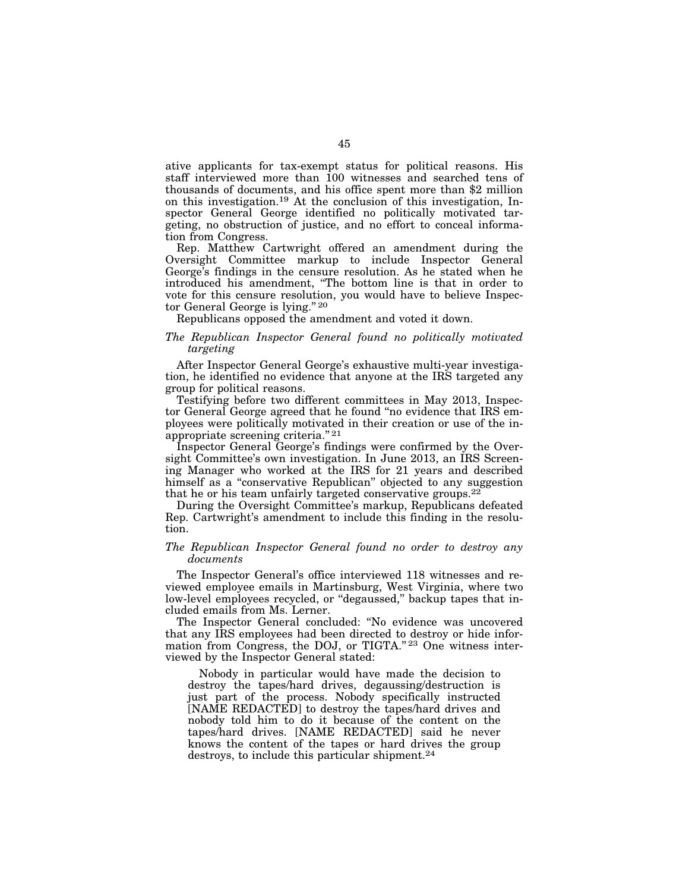ative applicants for tax-exempt status for political reasons. His staff interviewed more than 100 witnesses and searched tens of thousands of documents, and his office spent more than $2 million on this investigation.[19] At the conclusion of this investigation, Inspector General George identified no politically motivated targeting, no obstruction of justice, and no effort to conceal information from Congress.

Rep. Matthew Cartwright offered an amendment during the Oversight Committee markup to include Inspector General George's findings in the censure resolution. As he stated when he introduced his amendment, "The bottom line is that in order to vote for this censure resolution, you would have to believe Inspector General George is lying."[20]

Republicans opposed the amendment and voted it down.

*The Republican Inspector General found no politically motivated targeting*

After Inspector General George's exhaustive multi-year investigation, he identified no evidence that anyone at the IRS targeted any group for political reasons.

Testifying before two different committees in May 2013, Inspector General George agreed that he found "no evidence that IRS employees were politically motivated in their creation or use of the inappropriate screening criteria."[21]

Inspector General George's findings were confirmed by the Oversight Committee's own investigation. In June 2013, an IRS Screening Manager who worked at the IRS for 21 years and described himself as a "conservative Republican" objected to any suggestion that he or his team unfairly targeted conservative groups.[22]

During the Oversight Committee's markup, Republicans defeated Rep. Cartwright's amendment to include this finding in the resolution.

*The Republican Inspector General found no order to destroy any documents*

The Inspector General's office interviewed 118 witnesses and reviewed employee emails in Martinsburg, West Virginia, where two low-level employees recycled, or "degaussed," backup tapes that included emails from Ms. Lerner.

The Inspector General concluded: "No evidence was uncovered that any IRS employees had been directed to destroy or hide information from Congress, the DOJ, or TIGTA."[23] One witness interviewed by the Inspector General stated:

> Nobody in particular would have made the decision to destroy the tapes/hard drives, degaussing/destruction is just part of the process. Nobody specifically instructed [NAME REDACTED] to destroy the tapes/hard drives and nobody told him to do it because of the content on the tapes/hard drives. [NAME REDACTED] said he never knows the content of the tapes or hard drives the group destroys, to include this particular shipment.[24]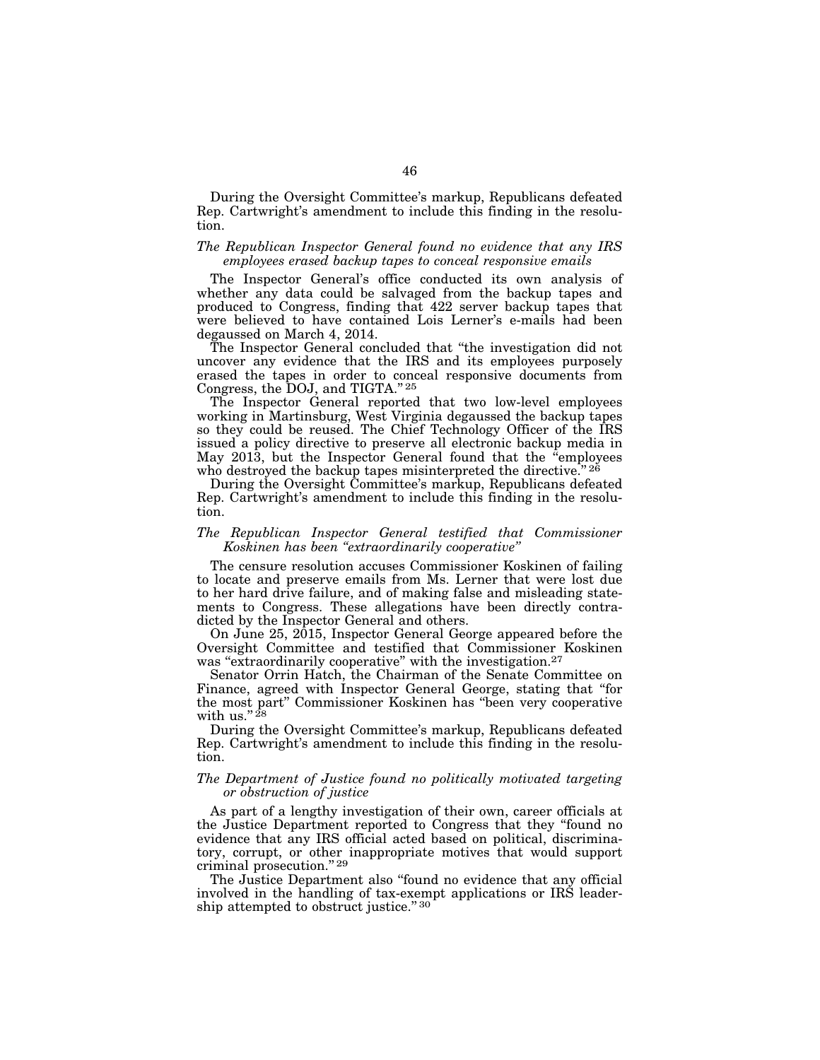During the Oversight Committee's markup, Republicans defeated Rep. Cartwright's amendment to include this finding in the resolution.

*The Republican Inspector General found no evidence that any IRS employees erased backup tapes to conceal responsive emails*

The Inspector General's office conducted its own analysis of whether any data could be salvaged from the backup tapes and produced to Congress, finding that 422 server backup tapes that were believed to have contained Lois Lerner's e-mails had been degaussed on March 4, 2014.

The Inspector General concluded that "the investigation did not uncover any evidence that the IRS and its employees purposely erased the tapes in order to conceal responsive documents from Congress, the DOJ, and TIGTA." [25]

The Inspector General reported that two low-level employees working in Martinsburg, West Virginia degaussed the backup tapes so they could be reused. The Chief Technology Officer of the IRS issued a policy directive to preserve all electronic backup media in May 2013, but the Inspector General found that the "employees who destroyed the backup tapes misinterpreted the directive." [26]

During the Oversight Committee's markup, Republicans defeated Rep. Cartwright's amendment to include this finding in the resolution.

*The Republican Inspector General testified that Commissioner Koskinen has been "extraordinarily cooperative"*

The censure resolution accuses Commissioner Koskinen of failing to locate and preserve emails from Ms. Lerner that were lost due to her hard drive failure, and of making false and misleading statements to Congress. These allegations have been directly contradicted by the Inspector General and others.

On June 25, 2015, Inspector General George appeared before the Oversight Committee and testified that Commissioner Koskinen was "extraordinarily cooperative" with the investigation.[27]

Senator Orrin Hatch, the Chairman of the Senate Committee on Finance, agreed with Inspector General George, stating that "for the most part" Commissioner Koskinen has "been very cooperative with us." [28]

During the Oversight Committee's markup, Republicans defeated Rep. Cartwright's amendment to include this finding in the resolution.

*The Department of Justice found no politically motivated targeting or obstruction of justice*

As part of a lengthy investigation of their own, career officials at the Justice Department reported to Congress that they "found no evidence that any IRS official acted based on political, discriminatory, corrupt, or other inappropriate motives that would support criminal prosecution." [29]

The Justice Department also "found no evidence that any official involved in the handling of tax-exempt applications or IRS leadership attempted to obstruct justice." [30]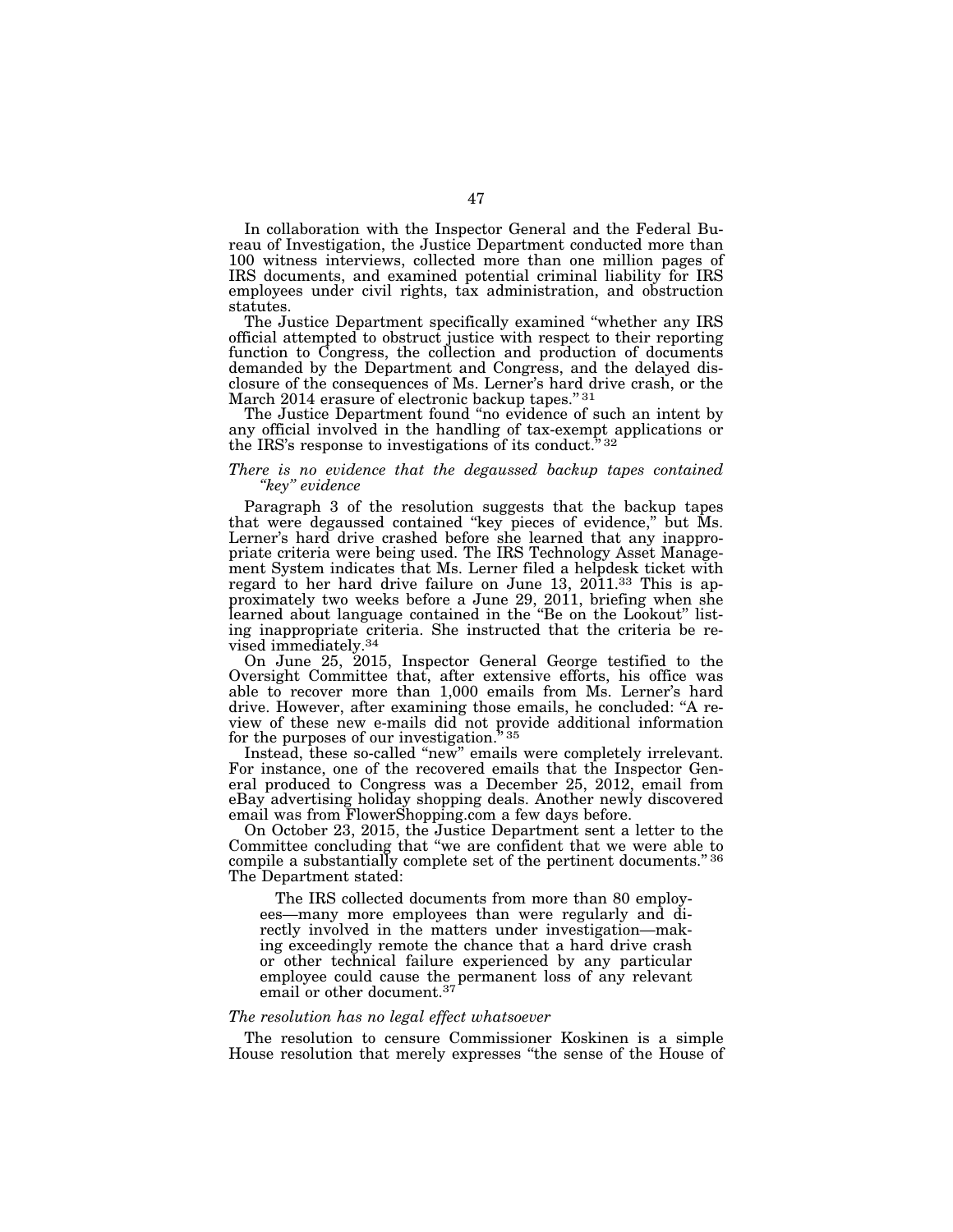In collaboration with the Inspector General and the Federal Bureau of Investigation, the Justice Department conducted more than 100 witness interviews, collected more than one million pages of IRS documents, and examined potential criminal liability for IRS employees under civil rights, tax administration, and obstruction statutes.

The Justice Department specifically examined "whether any IRS official attempted to obstruct justice with respect to their reporting function to Congress, the collection and production of documents demanded by the Department and Congress, and the delayed disclosure of the consequences of Ms. Lerner's hard drive crash, or the March 2014 erasure of electronic backup tapes."[31]

The Justice Department found "no evidence of such an intent by any official involved in the handling of tax-exempt applications or the IRS's response to investigations of its conduct."[32]

*There is no evidence that the degaussed backup tapes contained "key" evidence*

Paragraph 3 of the resolution suggests that the backup tapes that were degaussed contained "key pieces of evidence," but Ms. Lerner's hard drive crashed before she learned that any inappropriate criteria were being used. The IRS Technology Asset Management System indicates that Ms. Lerner filed a helpdesk ticket with regard to her hard drive failure on June 13, 2011.[33] This is approximately two weeks before a June 29, 2011, briefing when she learned about language contained in the "Be on the Lookout" listing inappropriate criteria. She instructed that the criteria be revised immediately.[34]

On June 25, 2015, Inspector General George testified to the Oversight Committee that, after extensive efforts, his office was able to recover more than 1,000 emails from Ms. Lerner's hard drive. However, after examining those emails, he concluded: "A review of these new e-mails did not provide additional information for the purposes of our investigation."[35]

Instead, these so-called "new" emails were completely irrelevant. For instance, one of the recovered emails that the Inspector General produced to Congress was a December 25, 2012, email from eBay advertising holiday shopping deals. Another newly discovered email was from FlowerShopping.com a few days before.

On October 23, 2015, the Justice Department sent a letter to the Committee concluding that "we are confident that we were able to compile a substantially complete set of the pertinent documents."[36] The Department stated:

> The IRS collected documents from more than 80 employees—many more employees than were regularly and directly involved in the matters under investigation—making exceedingly remote the chance that a hard drive crash or other technical failure experienced by any particular employee could cause the permanent loss of any relevant email or other document.[37]

*The resolution has no legal effect whatsoever*

The resolution to censure Commissioner Koskinen is a simple House resolution that merely expresses "the sense of the House of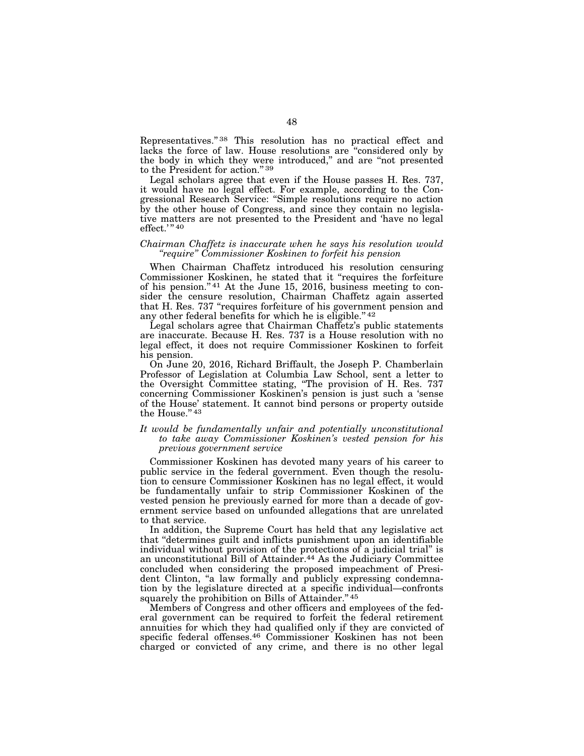Representatives."[38] This resolution has no practical effect and lacks the force of law. House resolutions are "considered only by the body in which they were introduced," and are "not presented to the President for action."[39]

Legal scholars agree that even if the House passes H. Res. 737, it would have no legal effect. For example, according to the Congressional Research Service: "Simple resolutions require no action by the other house of Congress, and since they contain no legislative matters are not presented to the President and 'have no legal effect.'"[40]

*Chairman Chaffetz is inaccurate when he says his resolution would "require" Commissioner Koskinen to forfeit his pension*

When Chairman Chaffetz introduced his resolution censuring Commissioner Koskinen, he stated that it "requires the forfeiture of his pension."[41] At the June 15, 2016, business meeting to consider the censure resolution, Chairman Chaffetz again asserted that H. Res. 737 "requires forfeiture of his government pension and any other federal benefits for which he is eligible."[42]

Legal scholars agree that Chairman Chaffetz's public statements are inaccurate. Because H. Res. 737 is a House resolution with no legal effect, it does not require Commissioner Koskinen to forfeit his pension.

On June 20, 2016, Richard Briffault, the Joseph P. Chamberlain Professor of Legislation at Columbia Law School, sent a letter to the Oversight Committee stating, "The provision of H. Res. 737 concerning Commissioner Koskinen's pension is just such a 'sense of the House' statement. It cannot bind persons or property outside the House."[43]

*It would be fundamentally unfair and potentially unconstitutional to take away Commissioner Koskinen's vested pension for his previous government service*

Commissioner Koskinen has devoted many years of his career to public service in the federal government. Even though the resolution to censure Commissioner Koskinen has no legal effect, it would be fundamentally unfair to strip Commissioner Koskinen of the vested pension he previously earned for more than a decade of government service based on unfounded allegations that are unrelated to that service.

In addition, the Supreme Court has held that any legislative act that "determines guilt and inflicts punishment upon an identifiable individual without provision of the protections of a judicial trial" is an unconstitutional Bill of Attainder.[44] As the Judiciary Committee concluded when considering the proposed impeachment of President Clinton, "a law formally and publicly expressing condemnation by the legislature directed at a specific individual—confronts squarely the prohibition on Bills of Attainder."[45]

Members of Congress and other officers and employees of the federal government can be required to forfeit the federal retirement annuities for which they had qualified only if they are convicted of specific federal offenses.[46] Commissioner Koskinen has not been charged or convicted of any crime, and there is no other legal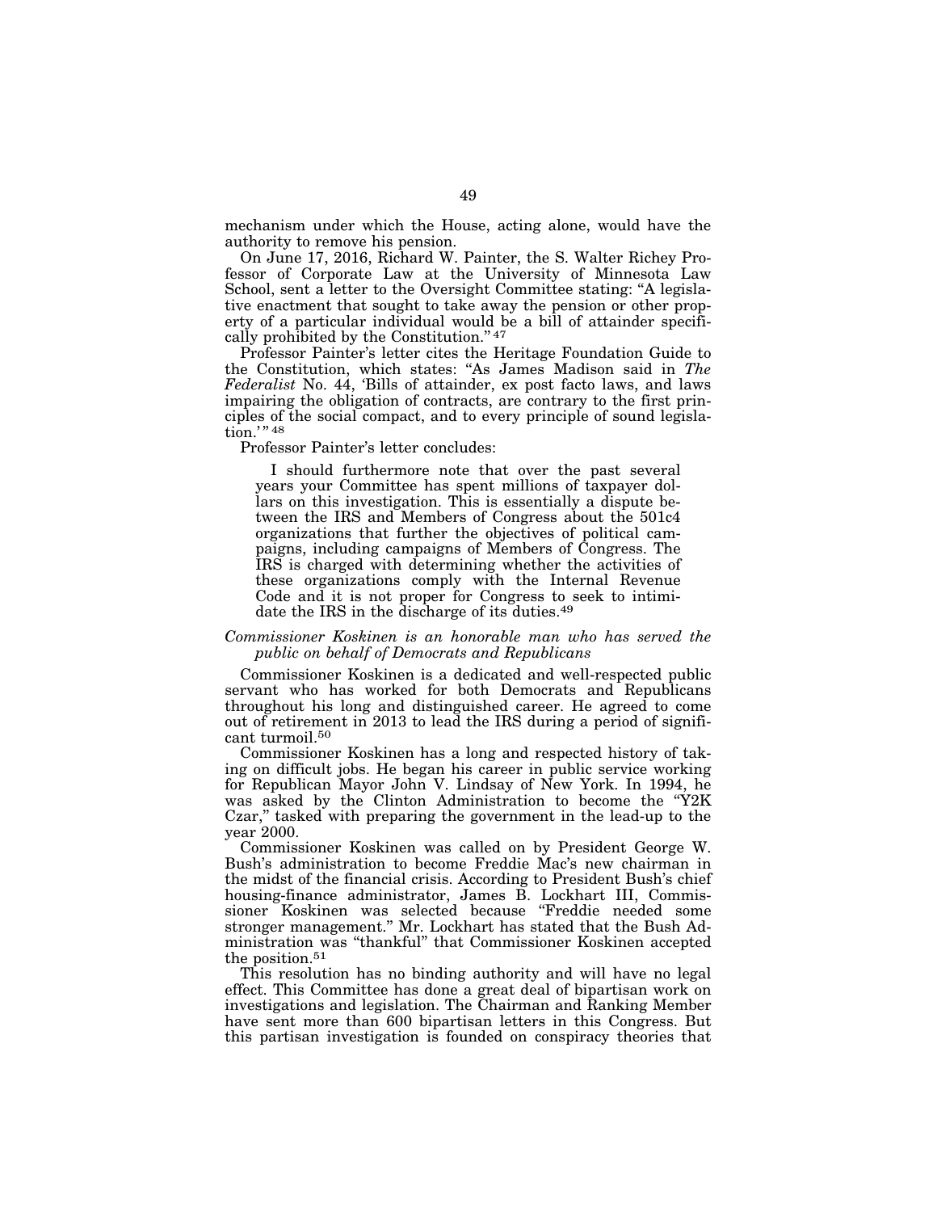mechanism under which the House, acting alone, would have the authority to remove his pension.

On June 17, 2016, Richard W. Painter, the S. Walter Richey Professor of Corporate Law at the University of Minnesota Law School, sent a letter to the Oversight Committee stating: "A legislative enactment that sought to take away the pension or other property of a particular individual would be a bill of attainder specifically prohibited by the Constitution."[47]

Professor Painter's letter cites the Heritage Foundation Guide to the Constitution, which states: "As James Madison said in *The Federalist* No. 44, 'Bills of attainder, ex post facto laws, and laws impairing the obligation of contracts, are contrary to the first principles of the social compact, and to every principle of sound legislation.'"[48]

Professor Painter's letter concludes:

> I should furthermore note that over the past several years your Committee has spent millions of taxpayer dollars on this investigation. This is essentially a dispute between the IRS and Members of Congress about the 501c4 organizations that further the objectives of political campaigns, including campaigns of Members of Congress. The IRS is charged with determining whether the activities of these organizations comply with the Internal Revenue Code and it is not proper for Congress to seek to intimidate the IRS in the discharge of its duties.[49]

*Commissioner Koskinen is an honorable man who has served the public on behalf of Democrats and Republicans*

Commissioner Koskinen is a dedicated and well-respected public servant who has worked for both Democrats and Republicans throughout his long and distinguished career. He agreed to come out of retirement in 2013 to lead the IRS during a period of significant turmoil.[50]

Commissioner Koskinen has a long and respected history of taking on difficult jobs. He began his career in public service working for Republican Mayor John V. Lindsay of New York. In 1994, he was asked by the Clinton Administration to become the "Y2K Czar," tasked with preparing the government in the lead-up to the year 2000.

Commissioner Koskinen was called on by President George W. Bush's administration to become Freddie Mac's new chairman in the midst of the financial crisis. According to President Bush's chief housing-finance administrator, James B. Lockhart III, Commissioner Koskinen was selected because "Freddie needed some stronger management." Mr. Lockhart has stated that the Bush Administration was "thankful" that Commissioner Koskinen accepted the position.[51]

This resolution has no binding authority and will have no legal effect. This Committee has done a great deal of bipartisan work on investigations and legislation. The Chairman and Ranking Member have sent more than 600 bipartisan letters in this Congress. But this partisan investigation is founded on conspiracy theories that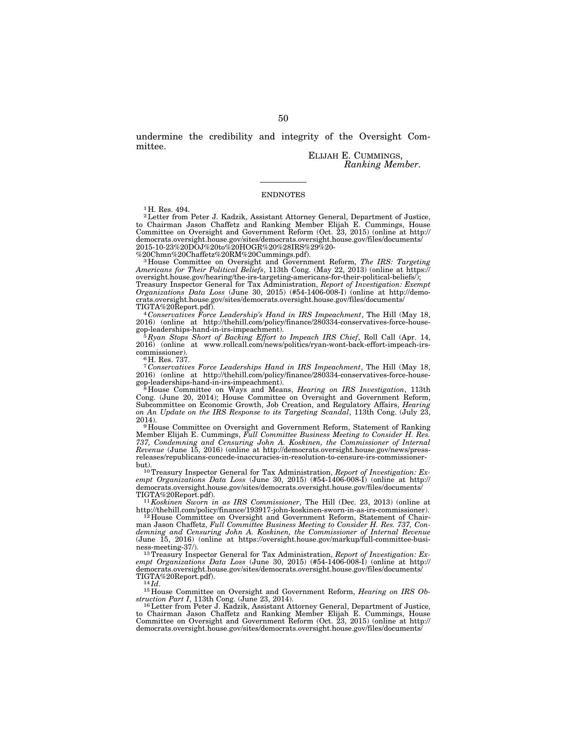undermine the credibility and integrity of the Oversight Committee.

ELIJAH E. CUMMINGS,
*Ranking Member.*

---

ENDNOTES

[1] H. Res. 494.

[2] Letter from Peter J. Kadzik, Assistant Attorney General, Department of Justice, to Chairman Jason Chaffetz and Ranking Member Elijah E. Cummings, House Committee on Oversight and Government Reform (Oct. 23, 2015) (online at http://democrats.oversight.house.gov/sites/democrats.oversight.house.gov/files/documents/2015-10-23%20DOJ%20to%20HOGR%20%28IRS%29%20-%20Chmn%20Chaffetz%20RM%20Cummings.pdf).

[3] House Committee on Oversight and Government Reform, *The IRS: Targeting Americans for Their Political Beliefs*, 113th Cong. (May 22, 2013) (online at https://oversight.house.gov/hearing/the-irs-targeting-americans-for-their-political-beliefs/); Treasury Inspector General for Tax Administration, *Report of Investigation: Exempt Organizations Data Loss* (June 30, 2015) (#54-1406-008-I) (online at http://democrats.oversight.house.gov/sites/democrats.oversight.house.gov/files/documents/TIGTA%20Report.pdf).

[4] *Conservatives Force Leadership's Hand in IRS Impeachment*, The Hill (May 18, 2016) (online at http://thehill.com/policy/finance/280334-conservatives-force-house-gop-leaderships-hand-in-irs-impeachment).

[5] *Ryan Stops Short of Backing Effort to Impeach IRS Chief*, Roll Call (Apr. 14, 2016) (online at www.rollcall.com/news/politics/ryan-wont-back-effort-impeach-irs-commissioner).

[6] H. Res. 737.

[7] *Conservatives Force Leaderships Hand in IRS Impeachment*, The Hill (May 18, 2016) (online at http://thehill.com/policy/finance/280334-conservatives-force-house-gop-leaderships-hand-in-irs-impeachment).

[8] House Committee on Ways and Means, *Hearing on IRS Investigation*, 113th Cong. (June 20, 2014); House Committee on Oversight and Government Reform, Subcommittee on Economic Growth, Job Creation, and Regulatory Affairs, *Hearing on An Update on the IRS Response to its Targeting Scandal*, 113th Cong. (July 23, 2014).

[9] House Committee on Oversight and Government Reform, Statement of Ranking Member Elijah E. Cummings, *Full Committee Business Meeting to Consider H. Res. 737, Condemning and Censuring John A. Koskinen, the Commissioner of Internal Revenue* (June 15, 2016) (online at http://democrats.oversight.house.gov/news/press-releases/republicans-concede-inaccuracies-in-resolution-to-censure-irs-commissioner-but).

[10] Treasury Inspector General for Tax Administration, *Report of Investigation: Exempt Organizations Data Loss* (June 30, 2015) (#54-1406-008-I) (online at http://democrats.oversight.house.gov/sites/democrats.oversight.house.gov/files/documents/TIGTA%20Report.pdf).

[11] *Koskinen Sworn in as IRS Commissioner*, The Hill (Dec. 23, 2013) (online at http://thehill.com/policy/finance/193917-john-koskinen-sworn-in-as-irs-commissioner).

[12] House Committee on Oversight and Government Reform, Statement of Chairman Jason Chaffetz, *Full Committee Business Meeting to Consider H. Res. 737, Condemning and Censuring John A. Koskinen, the Commissioner of Internal Revenue* (June 15, 2016) (online at https://oversight.house.gov/markup/full-committee-business-meeting-37/).

[13] Treasury Inspector General for Tax Administration, *Report of Investigation: Exempt Organizations Data Loss* (June 30, 2015) (#54-1406-008-I) (online at http://democrats.oversight.house.gov/sites/democrats.oversight.house.gov/files/documents/TIGTA%20Report.pdf).

[14] *Id*.

[15] House Committee on Oversight and Government Reform, *Hearing on IRS Obstruction Part I*, 113th Cong. (June 23, 2014).

[16] Letter from Peter J. Kadzik, Assistant Attorney General, Department of Justice, to Chairman Jason Chaffetz and Ranking Member Elijah E. Cummings, House Committee on Oversight and Government Reform (Oct. 23, 2015) (online at http://democrats.oversight.house.gov/sites/democrats.oversight.house.gov/files/documents/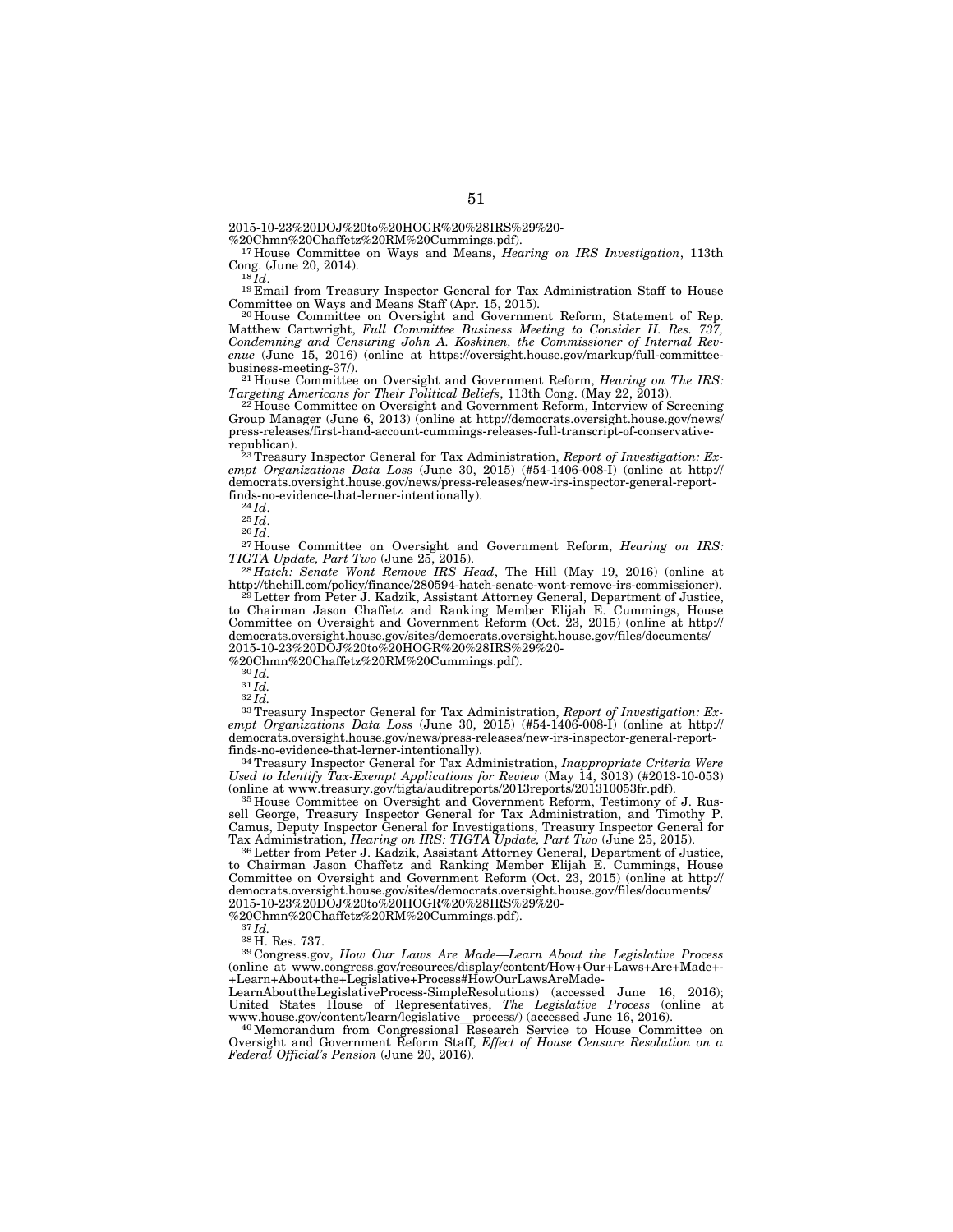2015-10-23%20DOJ%20to%20HOGR%20%28IRS%29%20-%20Chmn%20Chaffetz%20RM%20Cummings.pdf).

[17] House Committee on Ways and Means, *Hearing on IRS Investigation*, 113th Cong. (June 20, 2014).

[18] *Id*.

[19] Email from Treasury Inspector General for Tax Administration Staff to House Committee on Ways and Means Staff (Apr. 15, 2015).

[20] House Committee on Oversight and Government Reform, Statement of Rep. Matthew Cartwright, *Full Committee Business Meeting to Consider H. Res. 737, Condemning and Censuring John A. Koskinen, the Commissioner of Internal Revenue* (June 15, 2016) (online at https://oversight.house.gov/markup/full-committee-business-meeting-37/).

[21] House Committee on Oversight and Government Reform, *Hearing on The IRS: Targeting Americans for Their Political Beliefs*, 113th Cong. (May 22, 2013).

[22] House Committee on Oversight and Government Reform, Interview of Screening Group Manager (June 6, 2013) (online at http://democrats.oversight.house.gov/news/press-releases/first-hand-account-cummings-releases-full-transcript-of-conservative-republican).

[23] Treasury Inspector General for Tax Administration, *Report of Investigation: Exempt Organizations Data Loss* (June 30, 2015) (#54-1406-008-I) (online at http://democrats.oversight.house.gov/news/press-releases/new-irs-inspector-general-report-finds-no-evidence-that-lerner-intentionally).

[24] *Id*.

[25] *Id*.

[26] *Id*.

[27] House Committee on Oversight and Government Reform, *Hearing on IRS: TIGTA Update, Part Two* (June 25, 2015).

[28] *Hatch: Senate Wont Remove IRS Head*, The Hill (May 19, 2016) (online at http://thehill.com/policy/finance/280594-hatch-senate-wont-remove-irs-commissioner).

[29] Letter from Peter J. Kadzik, Assistant Attorney General, Department of Justice, to Chairman Jason Chaffetz and Ranking Member Elijah E. Cummings, House Committee on Oversight and Government Reform (Oct. 23, 2015) (online at http://democrats.oversight.house.gov/sites/democrats.oversight.house.gov/files/documents/2015-10-23%20DOJ%20to%20HOGR%20%28IRS%29%20-%20Chmn%20Chaffetz%20RM%20Cummings.pdf).

[30] *Id.*

[31] *Id.*

[32] *Id.*

[33] Treasury Inspector General for Tax Administration, *Report of Investigation: Exempt Organizations Data Loss* (June 30, 2015) (#54-1406-008-I) (online at http://democrats.oversight.house.gov/news/press-releases/new-irs-inspector-general-report-finds-no-evidence-that-lerner-intentionally).

[34] Treasury Inspector General for Tax Administration, *Inappropriate Criteria Were Used to Identify Tax-Exempt Applications for Review* (May 14, 3013) (#2013-10-053) (online at www.treasury.gov/tigta/auditreports/2013reports/201310053fr.pdf).

[35] House Committee on Oversight and Government Reform, Testimony of J. Russell George, Treasury Inspector General for Tax Administration, and Timothy P. Camus, Deputy Inspector General for Investigations, Treasury Inspector General for Tax Administration, *Hearing on IRS: TIGTA Update, Part Two* (June 25, 2015).

[36] Letter from Peter J. Kadzik, Assistant Attorney General, Department of Justice, to Chairman Jason Chaffetz and Ranking Member Elijah E. Cummings, House Committee on Oversight and Government Reform (Oct. 23, 2015) (online at http://democrats.oversight.house.gov/sites/democrats.oversight.house.gov/files/documents/2015-10-23%20DOJ%20to%20HOGR%20%28IRS%29%20-%20Chmn%20Chaffetz%20RM%20Cummings.pdf).

[37] *Id.*

[38] H. Res. 737.

[39] Congress.gov, *How Our Laws Are Made—Learn About the Legislative Process* (online at www.congress.gov/resources/display/content/How+Our+Laws+Are+Made+-+Learn+About+the+Legislative+Process#HowOurLawsAreMade-LearnAbouttheLegislativeProcess-SimpleResolutions) (accessed June 16, 2016); United States House of Representatives, *The Legislative Process* (online at www.house.gov/content/learn/legislative__process/) (accessed June 16, 2016).

[40] Memorandum from Congressional Research Service to House Committee on Oversight and Government Reform Staff, *Effect of House Censure Resolution on a Federal Official's Pension* (June 20, 2016).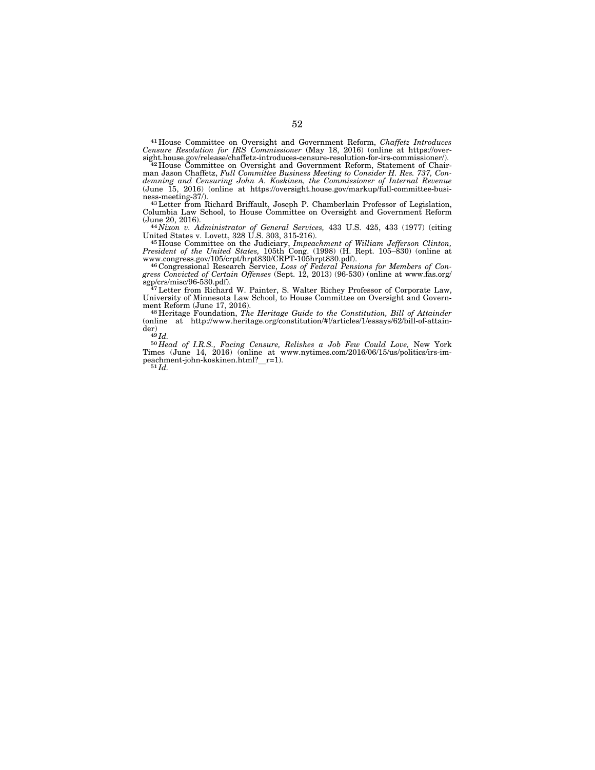[41] House Committee on Oversight and Government Reform, *Chaffetz Introduces Censure Resolution for IRS Commissioner* (May 18, 2016) (online at https://oversight.house.gov/release/chaffetz-introduces-censure-resolution-for-irs-commissioner/).

[42] House Committee on Oversight and Government Reform, Statement of Chairman Jason Chaffetz, *Full Committee Business Meeting to Consider H. Res. 737, Condemning and Censuring John A. Koskinen, the Commissioner of Internal Revenue* (June 15, 2016) (online at https://oversight.house.gov/markup/full-committee-business-meeting-37/).

[43] Letter from Richard Briffault, Joseph P. Chamberlain Professor of Legislation, Columbia Law School, to House Committee on Oversight and Government Reform (June 20, 2016).

[44] *Nixon v. Administrator of General Services,* 433 U.S. 425, 433 (1977) (citing United States v. Lovett, 328 U.S. 303, 315-216).

[45] House Committee on the Judiciary, *Impeachment of William Jefferson Clinton, President of the United States,* 105th Cong. (1998) (H. Rept. 105–830) (online at www.congress.gov/105/crpt/hrpt830/CRPT-105hrpt830.pdf).

[46] Congressional Research Service, *Loss of Federal Pensions for Members of Congress Convicted of Certain Offenses* (Sept. 12, 2013) (96-530) (online at www.fas.org/sgp/crs/misc/96-530.pdf).

[47] Letter from Richard W. Painter, S. Walter Richey Professor of Corporate Law, University of Minnesota Law School, to House Committee on Oversight and Government Reform (June 17, 2016).

[48] Heritage Foundation, *The Heritage Guide to the Constitution, Bill of Attainder* (online at http://www.heritage.org/constitution/#!/articles/1/essays/62/bill-of-attainder)

[49] *Id.*

[50] *Head of I.R.S., Facing Censure, Relishes a Job Few Could Love,* New York Times (June 14, 2016) (online at www.nytimes.com/2016/06/15/us/politics/irs-impeachment-john-koskinen.html?_r=1).

[51] *Id.*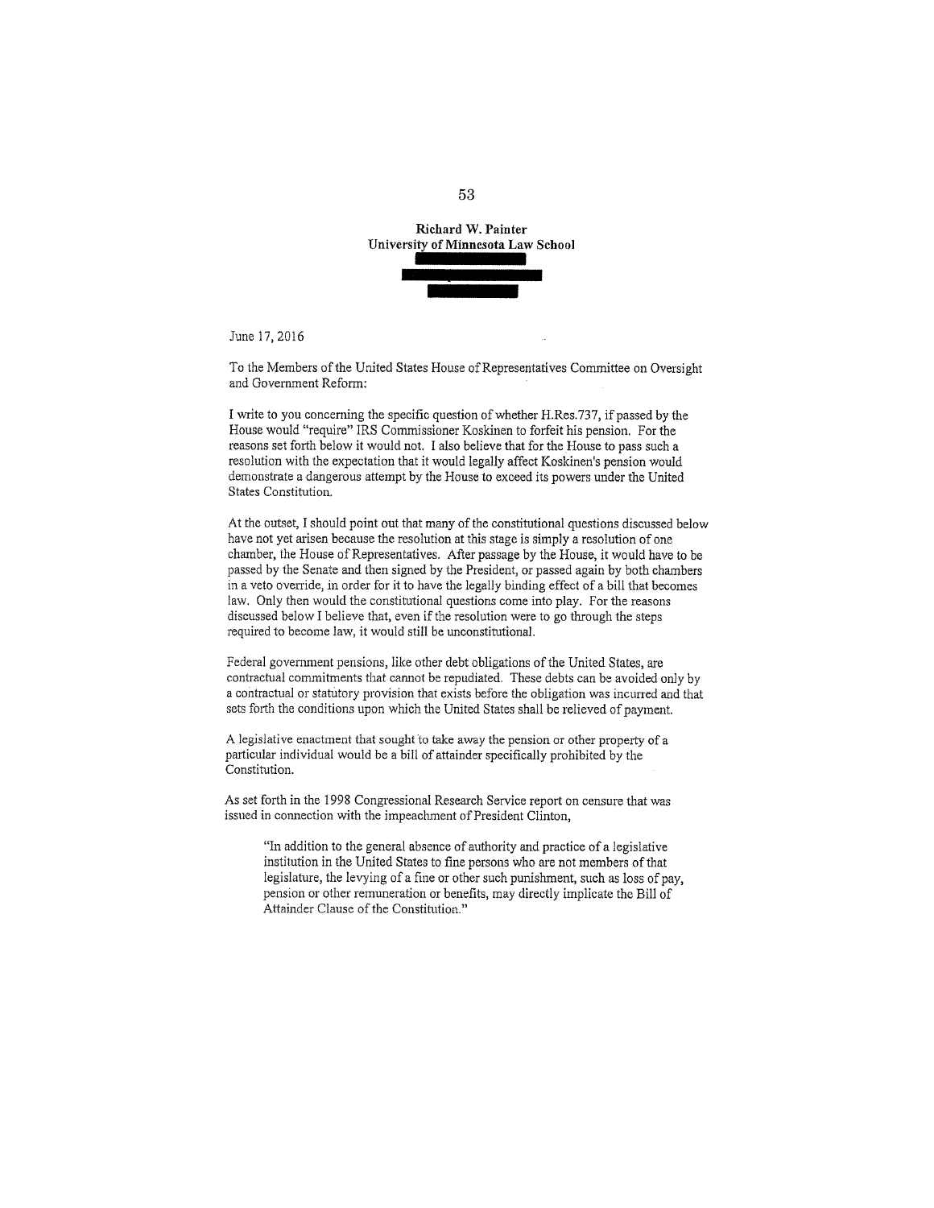**Richard W. Painter**
**University of Minnesota Law School**

June 17, 2016

To the Members of the United States House of Representatives Committee on Oversight and Government Reform:

I write to you concerning the specific question of whether H.Res.737, if passed by the House would "require" IRS Commissioner Koskinen to forfeit his pension. For the reasons set forth below it would not. I also believe that for the House to pass such a resolution with the expectation that it would legally affect Koskinen's pension would demonstrate a dangerous attempt by the House to exceed its powers under the United States Constitution.

At the outset, I should point out that many of the constitutional questions discussed below have not yet arisen because the resolution at this stage is simply a resolution of one chamber, the House of Representatives. After passage by the House, it would have to be passed by the Senate and then signed by the President, or passed again by both chambers in a veto override, in order for it to have the legally binding effect of a bill that becomes law. Only then would the constitutional questions come into play. For the reasons discussed below I believe that, even if the resolution were to go through the steps required to become law, it would still be unconstitutional.

Federal government pensions, like other debt obligations of the United States, are contractual commitments that cannot be repudiated. These debts can be avoided only by a contractual or statutory provision that exists before the obligation was incurred and that sets forth the conditions upon which the United States shall be relieved of payment.

A legislative enactment that sought to take away the pension or other property of a particular individual would be a bill of attainder specifically prohibited by the Constitution.

As set forth in the 1998 Congressional Research Service report on censure that was issued in connection with the impeachment of President Clinton,

> "In addition to the general absence of authority and practice of a legislative institution in the United States to fine persons who are not members of that legislature, the levying of a fine or other such punishment, such as loss of pay, pension or other remuneration or benefits, may directly implicate the Bill of Attainder Clause of the Constitution."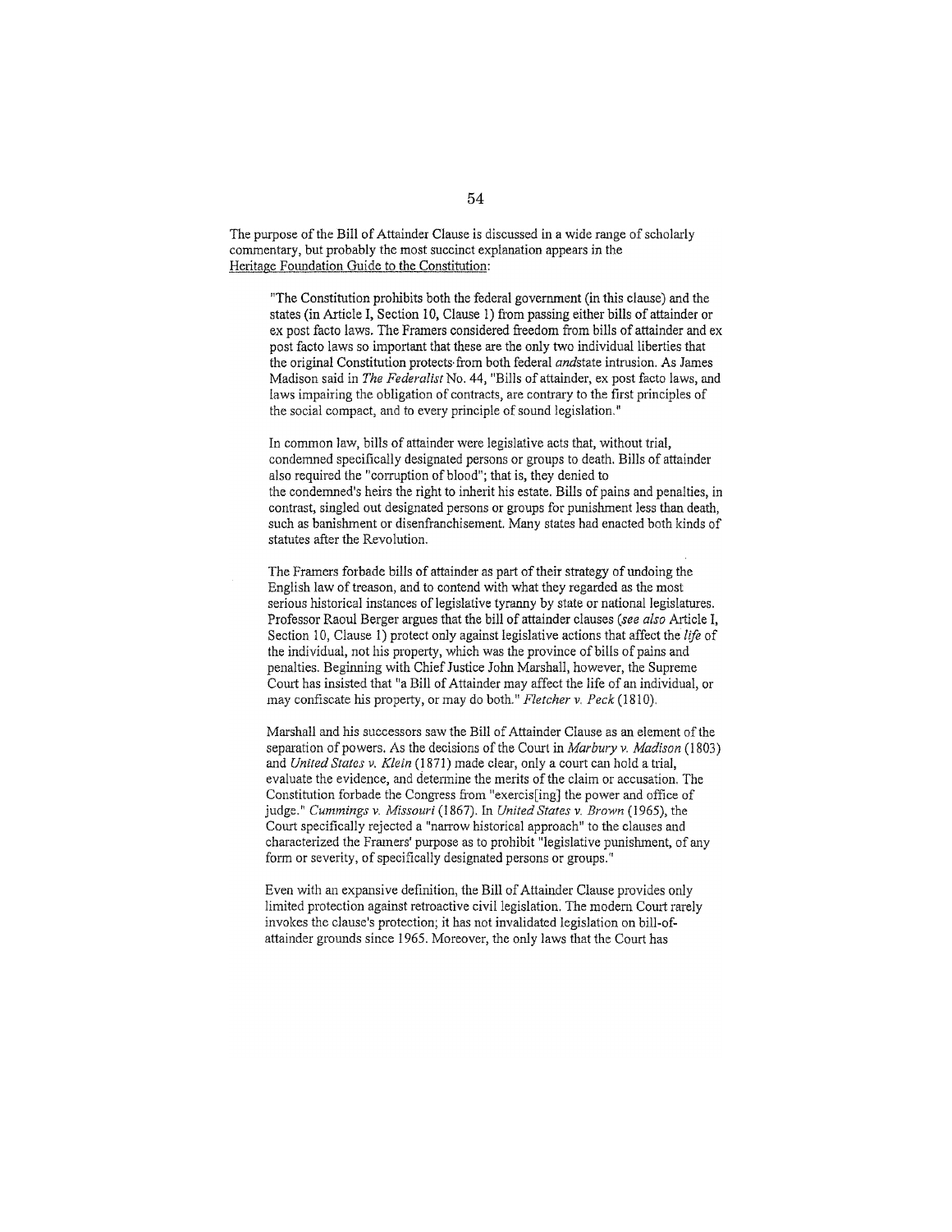The purpose of the Bill of Attainder Clause is discussed in a wide range of scholarly commentary, but probably the most succinct explanation appears in the Heritage Foundation Guide to the Constitution:

> "The Constitution prohibits both the federal government (in this clause) and the states (in Article I, Section 10, Clause 1) from passing either bills of attainder or ex post facto laws. The Framers considered freedom from bills of attainder and ex post facto laws so important that these are the only two individual liberties that the original Constitution protects from both federal *and*state intrusion. As James Madison said in *The Federalist* No. 44, "Bills of attainder, ex post facto laws, and laws impairing the obligation of contracts, are contrary to the first principles of the social compact, and to every principle of sound legislation."
>
> In common law, bills of attainder were legislative acts that, without trial, condemned specifically designated persons or groups to death. Bills of attainder also required the "corruption of blood"; that is, they denied to the condemned's heirs the right to inherit his estate. Bills of pains and penalties, in contrast, singled out designated persons or groups for punishment less than death, such as banishment or disenfranchisement. Many states had enacted both kinds of statutes after the Revolution.
>
> The Framers forbade bills of attainder as part of their strategy of undoing the English law of treason, and to contend with what they regarded as the most serious historical instances of legislative tyranny by state or national legislatures. Professor Raoul Berger argues that the bill of attainder clauses (*see also* Article I, Section 10, Clause 1) protect only against legislative actions that affect the *life* of the individual, not his property, which was the province of bills of pains and penalties. Beginning with Chief Justice John Marshall, however, the Supreme Court has insisted that "a Bill of Attainder may affect the life of an individual, or may confiscate his property, or may do both." *Fletcher v. Peck* (1810).
>
> Marshall and his successors saw the Bill of Attainder Clause as an element of the separation of powers. As the decisions of the Court in *Marbury v. Madison* (1803) and *United States v. Klein* (1871) made clear, only a court can hold a trial, evaluate the evidence, and determine the merits of the claim or accusation. The Constitution forbade the Congress from "exercis[ing] the power and office of judge." *Cummings v. Missouri* (1867). In *United States v. Brown* (1965), the Court specifically rejected a "narrow historical approach" to the clauses and characterized the Framers' purpose as to prohibit "legislative punishment, of any form or severity, of specifically designated persons or groups."
>
> Even with an expansive definition, the Bill of Attainder Clause provides only limited protection against retroactive civil legislation. The modern Court rarely invokes the clause's protection; it has not invalidated legislation on bill-of-attainder grounds since 1965. Moreover, the only laws that the Court has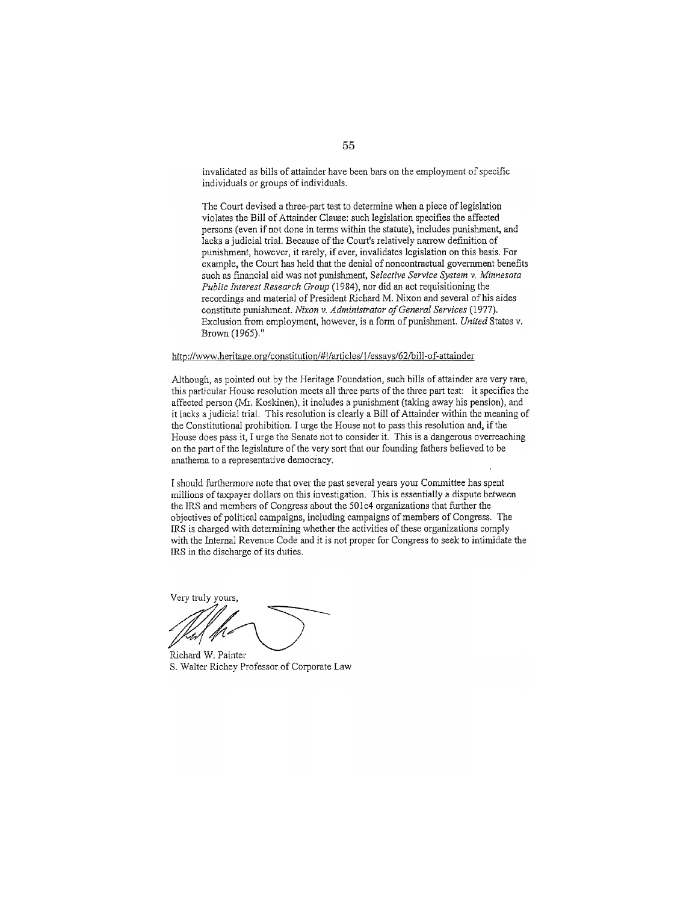invalidated as bills of attainder have been bars on the employment of specific individuals or groups of individuals.

The Court devised a three-part test to determine when a piece of legislation violates the Bill of Attainder Clause: such legislation specifies the affected persons (even if not done in terms within the statute), includes punishment, and lacks a judicial trial. Because of the Court's relatively narrow definition of punishment, however, it rarely, if ever, invalidates legislation on this basis. For example, the Court has held that the denial of noncontractual government benefits such as financial aid was not punishment, *Selective Service System v. Minnesota Public Interest Research Group* (1984), nor did an act requisitioning the recordings and material of President Richard M. Nixon and several of his aides constitute punishment. *Nixon v. Administrator of General Services* (1977). Exclusion from employment, however, is a form of punishment. *United* States v. Brown (1965)."

http://www.heritage.org/constitution/#!/articles/1/essays/62/bill-of-attainder

Although, as pointed out by the Heritage Foundation, such bills of attainder are very rare, this particular House resolution meets all three parts of the three part test: it specifies the affected person (Mr. Koskinen), it includes a punishment (taking away his pension), and it lacks a judicial trial. This resolution is clearly a Bill of Attainder within the meaning of the Constitutional prohibition. I urge the House not to pass this resolution and, if the House does pass it, I urge the Senate not to consider it. This is a dangerous overreaching on the part of the legislature of the very sort that our founding fathers believed to be anathema to a representative democracy.

I should furthermore note that over the past several years your Committee has spent millions of taxpayer dollars on this investigation. This is essentially a dispute between the IRS and members of Congress about the 501c4 organizations that further the objectives of political campaigns, including campaigns of members of Congress. The IRS is charged with determining whether the activities of these organizations comply with the Internal Revenue Code and it is not proper for Congress to seek to intimidate the IRS in the discharge of its duties.

Very truly yours,

Richard W. Painter
S. Walter Richey Professor of Corporate Law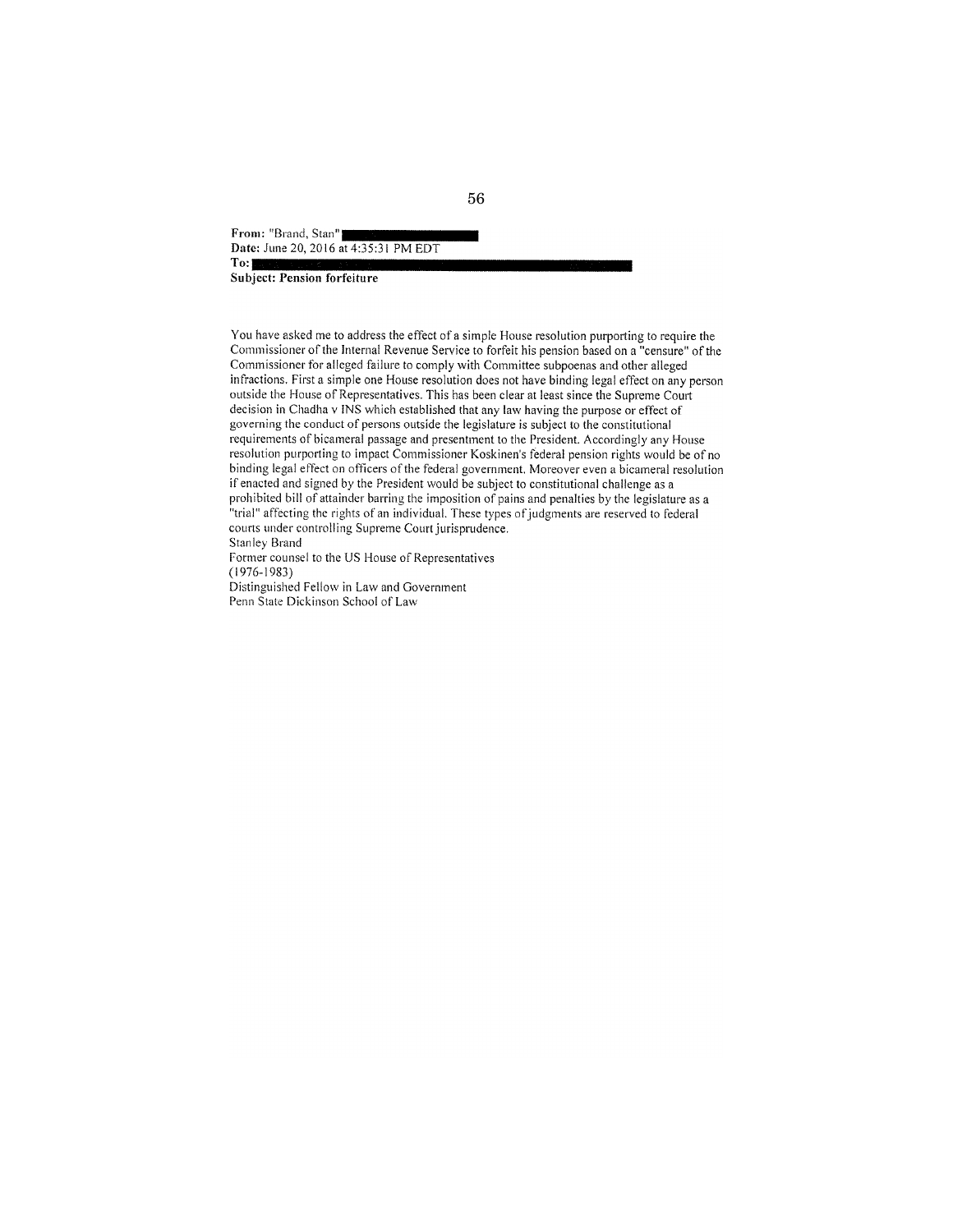**From:** "Brand, Stan"
**Date:** June 20, 2016 at 4:35:31 PM EDT
**To:**
**Subject: Pension forfeiture**

You have asked me to address the effect of a simple House resolution purporting to require the Commissioner of the Internal Revenue Service to forfeit his pension based on a "censure" of the Commissioner for alleged failure to comply with Committee subpoenas and other alleged infractions. First a simple one House resolution does not have binding legal effect on any person outside the House of Representatives. This has been clear at least since the Supreme Court decision in Chadha v INS which established that any law having the purpose or effect of governing the conduct of persons outside the legislature is subject to the constitutional requirements of bicameral passage and presentment to the President. Accordingly any House resolution purporting to impact Commissioner Koskinen's federal pension rights would be of no binding legal effect on officers of the federal government. Moreover even a bicameral resolution if enacted and signed by the President would be subject to constitutional challenge as a prohibited bill of attainder barring the imposition of pains and penalties by the legislature as a "trial" affecting the rights of an individual. These types of judgments are reserved to federal courts under controlling Supreme Court jurisprudence.

Stanley Brand
Former counsel to the US House of Representatives
(1976-1983)
Distinguished Fellow in Law and Government
Penn State Dickinson School of Law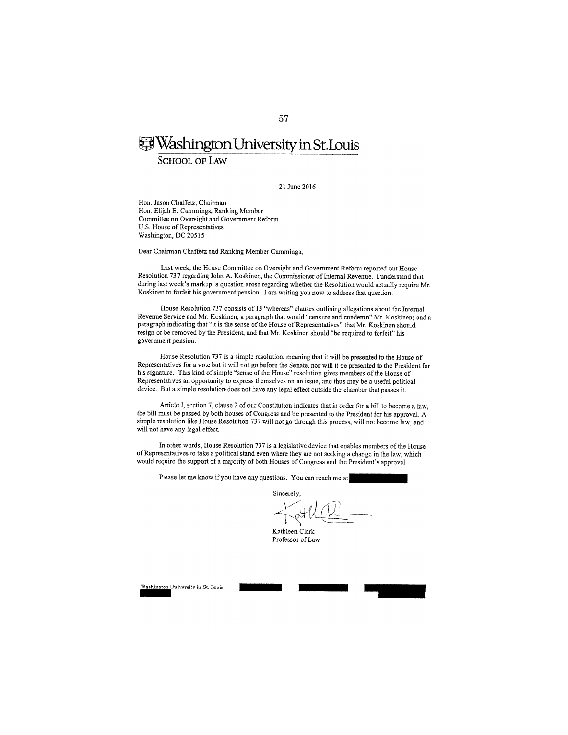# Washington University in St. Louis

SCHOOL OF LAW

21 June 2016

Hon. Jason Chaffetz, Chairman
Hon. Elijah E. Cummings, Ranking Member
Committee on Oversight and Government Reform
U.S. House of Representatives
Washington, DC 20515

Dear Chairman Chaffetz and Ranking Member Cummings,

Last week, the House Committee on Oversight and Government Reform reported out House Resolution 737 regarding John A. Koskinen, the Commissioner of Internal Revenue. I understand that during last week's markup, a question arose regarding whether the Resolution would actually require Mr. Koskinen to forfeit his government pension. I am writing you now to address that question.

House Resolution 737 consists of 13 "whereas" clauses outlining allegations about the Internal Revenue Service and Mr. Koskinen; a paragraph that would "censure and condemn" Mr. Koskinen; and a paragraph indicating that "it is the sense of the House of Representatives" that Mr. Koskinen should resign or be removed by the President, and that Mr. Koskinen should "be required to forfeit" his government pension.

House Resolution 737 is a simple resolution, meaning that it will be presented to the House of Representatives for a vote but it will not go before the Senate, nor will it be presented to the President for his signature. This kind of simple "sense of the House" resolution gives members of the House of Representatives an opportunity to express themselves on an issue, and thus may be a useful political device. But a simple resolution does not have any legal effect outside the chamber that passes it.

Article I, section 7, clause 2 of our Constitution indicates that in order for a bill to become a law, the bill must be passed by both houses of Congress and be presented to the President for his approval. A simple resolution like House Resolution 737 will not go through this process, will not become law, and will not have any legal effect.

In other words, House Resolution 737 is a legislative device that enables members of the House of Representatives to take a political stand even where they are not seeking a change in the law, which would require the support of a majority of both Houses of Congress and the President's approval.

Please let me know if you have any questions. You can reach me at [REDACTED]

Sincerely,

Kathleen Clark
Professor of Law

Washington University in St. Louis [REDACTED]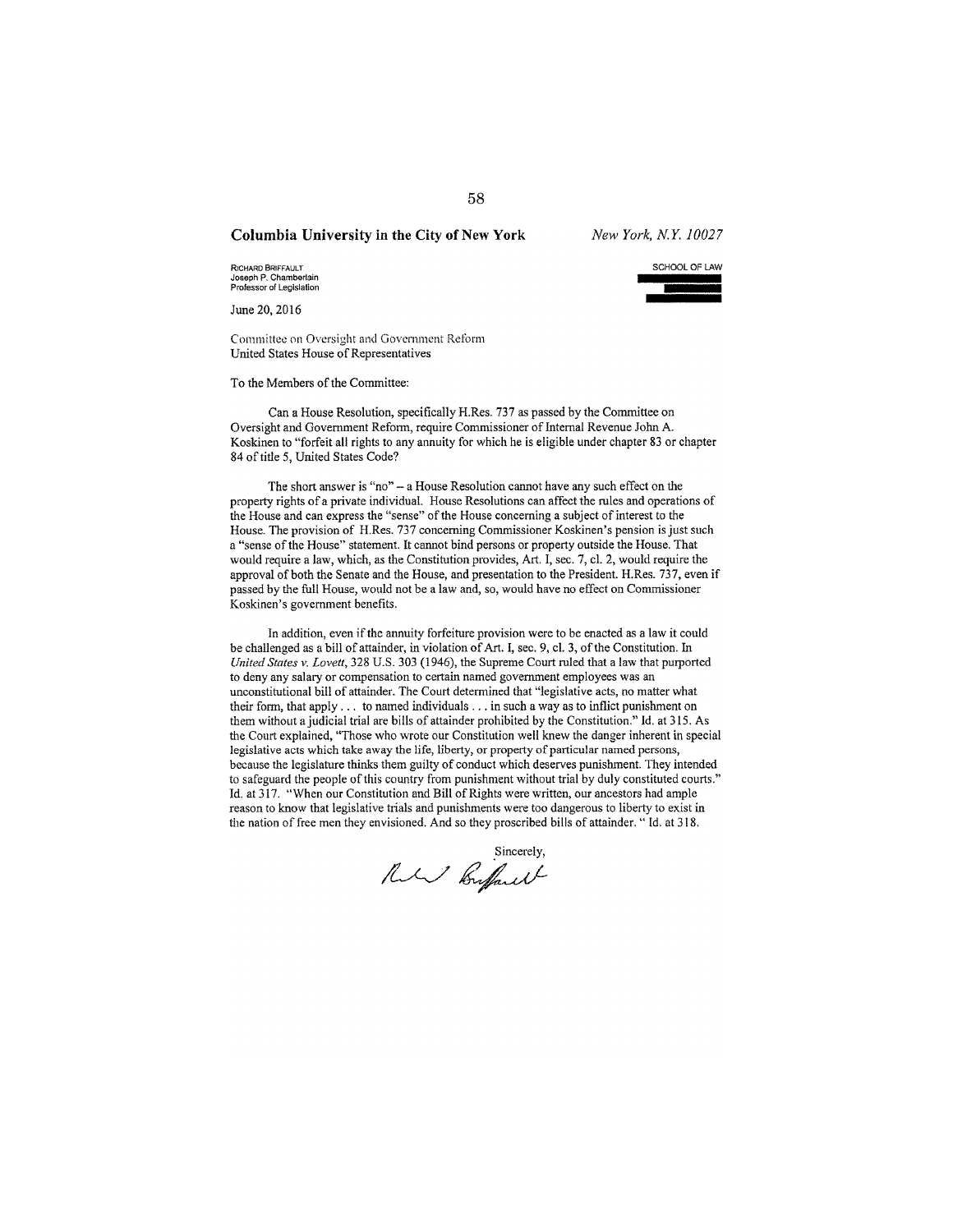**Columbia University in the City of New York** *New York, N.Y. 10027*

RICHARD BRIFFAULT
Joseph P. Chamberlain
Professor of Legislation

SCHOOL OF LAW

June 20, 2016

Committee on Oversight and Government Reform
United States House of Representatives

To the Members of the Committee:

Can a House Resolution, specifically H.Res. 737 as passed by the Committee on Oversight and Government Reform, require Commissioner of Internal Revenue John A. Koskinen to "forfeit all rights to any annuity for which he is eligible under chapter 83 or chapter 84 of title 5, United States Code?

The short answer is "no" – a House Resolution cannot have any such effect on the property rights of a private individual. House Resolutions can affect the rules and operations of the House and can express the "sense" of the House concerning a subject of interest to the House. The provision of H.Res. 737 concerning Commissioner Koskinen's pension is just such a "sense of the House" statement. It cannot bind persons or property outside the House. That would require a law, which, as the Constitution provides, Art. I, sec. 7, cl. 2, would require the approval of both the Senate and the House, and presentation to the President. H.Res. 737, even if passed by the full House, would not be a law and, so, would have no effect on Commissioner Koskinen's government benefits.

In addition, even if the annuity forfeiture provision were to be enacted as a law it could be challenged as a bill of attainder, in violation of Art. I, sec. 9, cl. 3, of the Constitution. In *United States v. Lovett*, 328 U.S. 303 (1946), the Supreme Court ruled that a law that purported to deny any salary or compensation to certain named government employees was an unconstitutional bill of attainder. The Court determined that "legislative acts, no matter what their form, that apply . . . to named individuals . . . in such a way as to inflict punishment on them without a judicial trial are bills of attainder prohibited by the Constitution." Id. at 315. As the Court explained, "Those who wrote our Constitution well knew the danger inherent in special legislative acts which take away the life, liberty, or property of particular named persons, because the legislature thinks them guilty of conduct which deserves punishment. They intended to safeguard the people of this country from punishment without trial by duly constituted courts." Id. at 317. "When our Constitution and Bill of Rights were written, our ancestors had ample reason to know that legislative trials and punishments were too dangerous to liberty to exist in the nation of free men they envisioned. And so they proscribed bills of attainder. " Id. at 318.

Sincerely,

Richard Briffault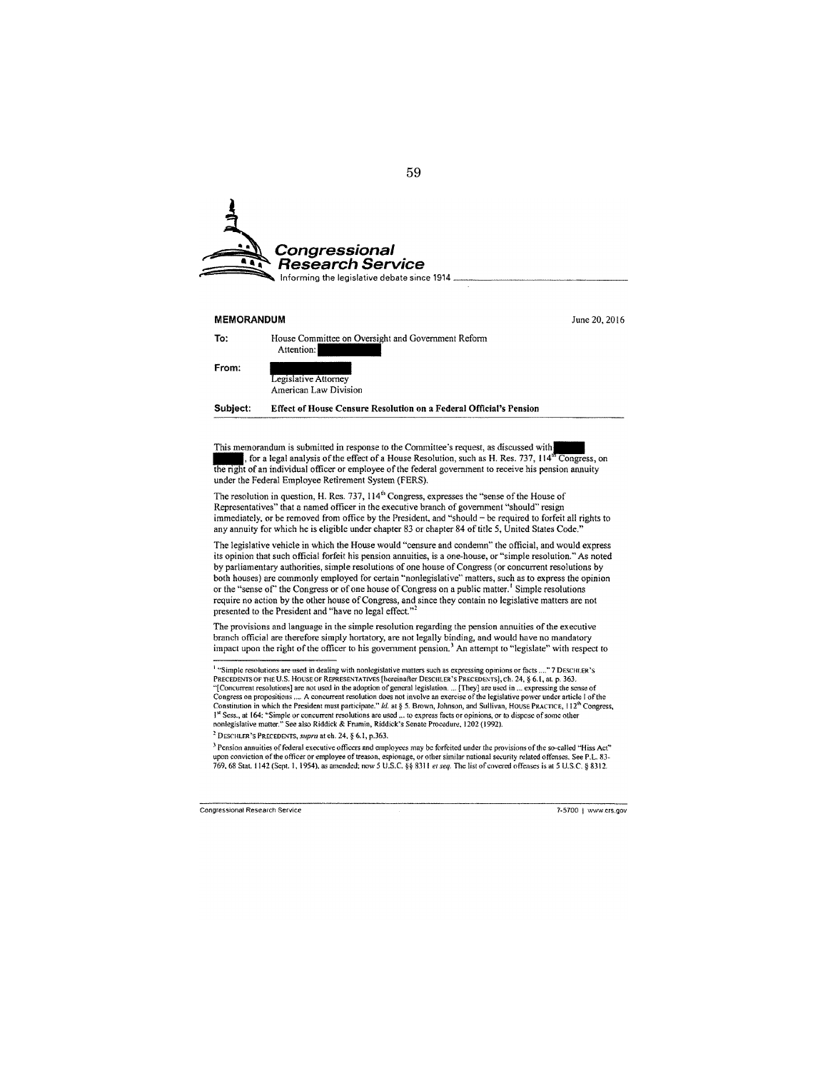**Congressional Research Service**

Informing the legislative debate since 1914

**MEMORANDUM**

June 20, 2016

**To:** House Committee on Oversight and Government Reform
Attention: ████████

**From:** ████████
Legislative Attorney
American Law Division

**Subject:** **Effect of House Censure Resolution on a Federal Official's Pension**

This memorandum is submitted in response to the Committee's request, as discussed with ████████, for a legal analysis of the effect of a House Resolution, such as H. Res. 737, 114th Congress, on the right of an individual officer or employee of the federal government to receive his pension annuity under the Federal Employee Retirement System (FERS).

The resolution in question, H. Res. 737, 114th Congress, expresses the "sense of the House of Representatives" that a named officer in the executive branch of government "should" resign immediately, or be removed from office by the President, and "should – be required to forfeit all rights to any annuity for which he is eligible under chapter 83 or chapter 84 of title 5, United States Code."

The legislative vehicle in which the House would "censure and condemn" the official, and would express its opinion that such official forfeit his pension annuities, is a one-house, or "simple resolution." As noted by parliamentary authorities, simple resolutions of one house of Congress (or concurrent resolutions by both houses) are commonly employed for certain "nonlegislative" matters, such as to express the opinion or the "sense of" the Congress or of one house of Congress on a public matter.[1] Simple resolutions require no action by the other house of Congress, and since they contain no legislative matters are not presented to the President and "have no legal effect."[2]

The provisions and language in the simple resolution regarding the pension annuities of the executive branch official are therefore simply hortatory, are not legally binding, and would have no mandatory impact upon the right of the officer to his government pension.[3] An attempt to "legislate" with respect to

---

[1] "Simple resolutions are used in dealing with nonlegislative matters such as expressing opinions or facts ...." 7 DESCHLER'S PRECEDENTS OF THE U.S. HOUSE OF REPRESENTATIVES [hereinafter DESCHLER'S PRECEDENTS], ch. 24, § 6.1, at. p. 363. "[Concurrent resolutions] are not used in the adoption of general legislation. ... [They] are used in ... expressing the sense of Congress on propositions .... A concurrent resolution does not involve an exercise of the legislative power under article I of the Constitution in which the President must participate." *Id.* at § 5. Brown, Johnson, and Sullivan, HOUSE PRACTICE, 112th Congress, 1st Sess., at 164: "Simple or concurrent resolutions are used ... to express facts or opinions, or to dispose of some other nonlegislative matter." See also Riddick & Frumin, Riddick's Senate Procedure, 1202 (1992).

[2] DESCHLER'S PRECEDENTS, *supra* at ch. 24, § 6.1, p.363.

[3] Pension annuities of federal executive officers and employees may be forfeited under the provisions of the so-called "Hiss Act" upon conviction of the officer or employee of treason, espionage, or other similar national security related offenses. See P.L. 83-769, 68 Stat. 1142 (Sept. 1, 1954), as amended; now 5 U.S.C. §§ 8311 *et seq.* The list of covered offenses is at 5 U.S.C. § 8312.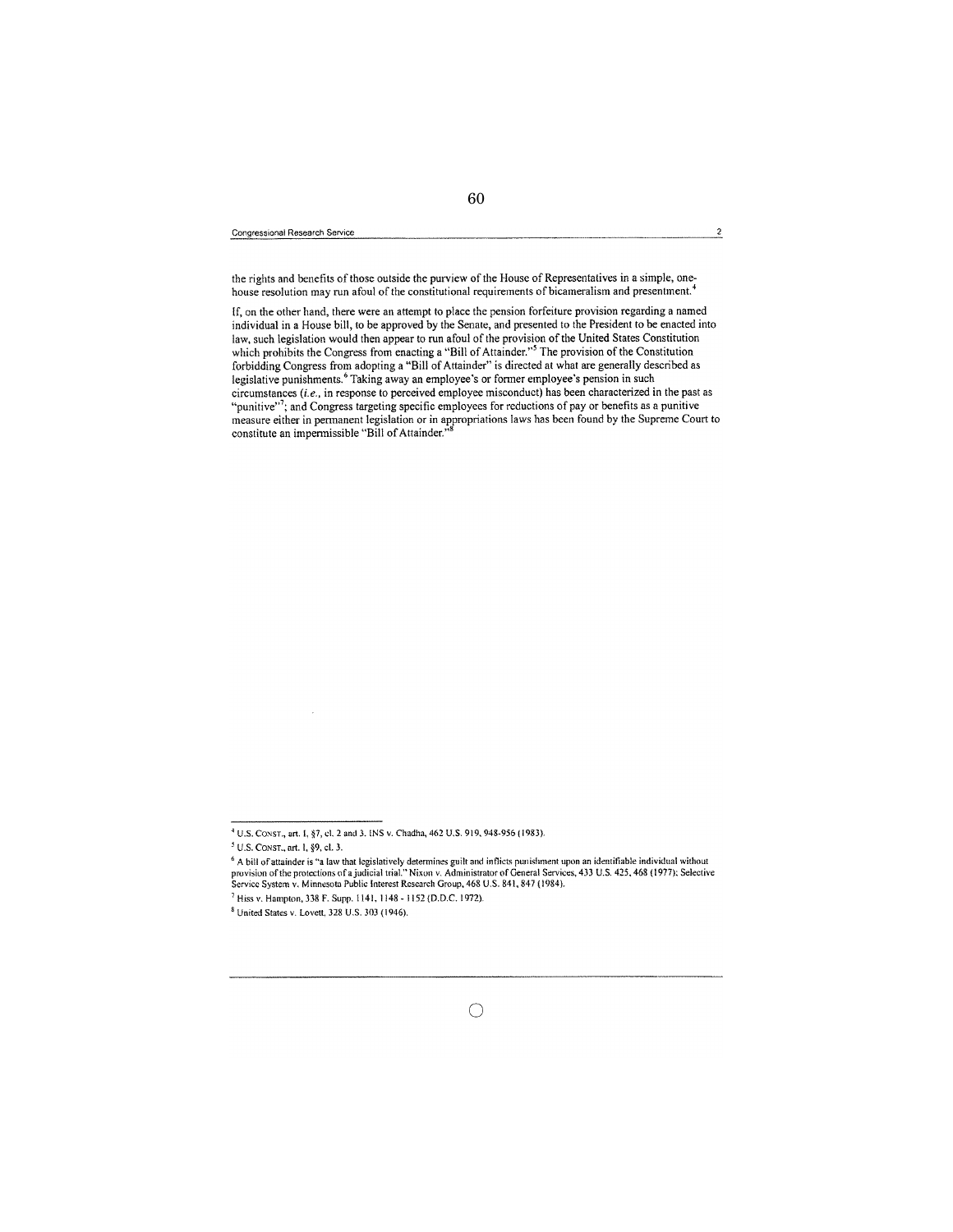the rights and benefits of those outside the purview of the House of Representatives in a simple, one-house resolution may run afoul of the constitutional requirements of bicameralism and presentment.[4]

If, on the other hand, there were an attempt to place the pension forfeiture provision regarding a named individual in a House bill, to be approved by the Senate, and presented to the President to be enacted into law, such legislation would then appear to run afoul of the provision of the United States Constitution which prohibits the Congress from enacting a "Bill of Attainder."[5] The provision of the Constitution forbidding Congress from adopting a "Bill of Attainder" is directed at what are generally described as legislative punishments.[6] Taking away an employee's or former employee's pension in such circumstances (*i.e.*, in response to perceived employee misconduct) has been characterized in the past as "punitive"[7]; and Congress targeting specific employees for reductions of pay or benefits as a punitive measure either in permanent legislation or in appropriations laws has been found by the Supreme Court to constitute an impermissible "Bill of Attainder."[8]

---

[4] U.S. CONST., art. I, §7, cl. 2 and 3. INS v. Chadha, 462 U.S. 919, 948-956 (1983).

[5] U.S. CONST., art. I, §9, cl. 3.

[6] A bill of attainder is "a law that legislatively determines guilt and inflicts punishment upon an identifiable individual without provision of the protections of a judicial trial." Nixon v. Administrator of General Services, 433 U.S. 425, 468 (1977); Selective Service System v. Minnesota Public Interest Research Group, 468 U.S. 841, 847 (1984).

[7] Hiss v. Hampton, 338 F. Supp. 1141, 1148 - 1152 (D.D.C. 1972).

[8] United States v. Lovett, 328 U.S. 303 (1946).